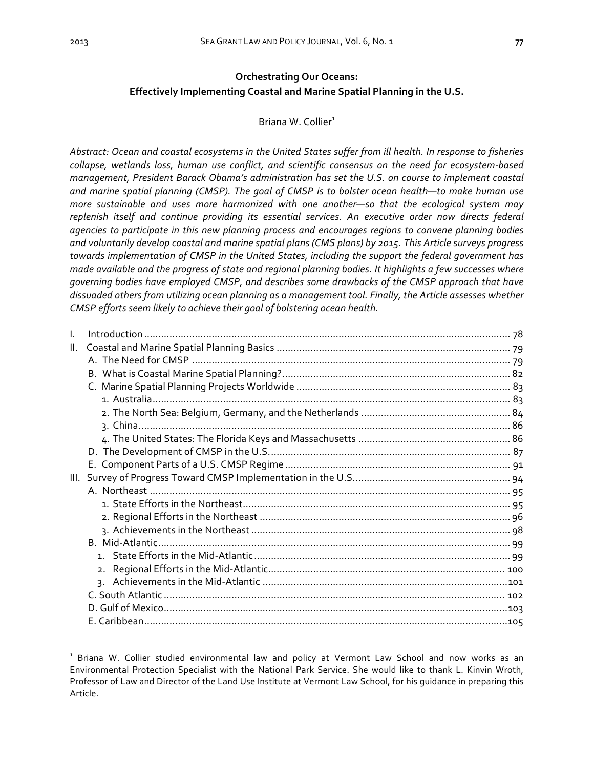# Orchestrating Our Oceans:
## Effectively Implementing Coastal and Marine Spatial Planning in the U.S.

Briana W. Collier[1]

*Abstract: Ocean and coastal ecosystems in the United States suffer from ill health. In response to fisheries collapse, wetlands loss, human use conflict, and scientific consensus on the need for ecosystem-based management, President Barack Obama's administration has set the U.S. on course to implement coastal and marine spatial planning (CMSP). The goal of CMSP is to bolster ocean health—to make human use more sustainable and uses more harmonized with one another—so that the ecological system may replenish itself and continue providing its essential services. An executive order now directs federal agencies to participate in this new planning process and encourages regions to convene planning bodies and voluntarily develop coastal and marine spatial plans (CMS plans) by 2015. This Article surveys progress towards implementation of CMSP in the United States, including the support the federal government has made available and the progress of state and regional planning bodies. It highlights a few successes where governing bodies have employed CMSP, and describes some drawbacks of the CMSP approach that have dissuaded others from utilizing ocean planning as a management tool. Finally, the Article assesses whether CMSP efforts seem likely to achieve their goal of bolstering ocean health.*

- I. Introduction .......... 78
- II. Coastal and Marine Spatial Planning Basics .......... 79
  - A. The Need for CMSP .......... 79
  - B. What is Coastal Marine Spatial Planning? .......... 82
  - C. Marine Spatial Planning Projects Worldwide .......... 83
    - 1. Australia .......... 83
    - 2. The North Sea: Belgium, Germany, and the Netherlands .......... 84
    - 3. China .......... 86
    - 4. The United States: The Florida Keys and Massachusetts .......... 86
  - D. The Development of CMSP in the U.S. .......... 87
  - E. Component Parts of a U.S. CMSP Regime .......... 91
- III. Survey of Progress Toward CMSP Implementation in the U.S. .......... 94
  - A. Northeast .......... 95
    - 1. State Efforts in the Northeast .......... 95
    - 2. Regional Efforts in the Northeast .......... 96
    - 3. Achievements in the Northeast .......... 98
  - B. Mid-Atlantic .......... 99
    - 1. State Efforts in the Mid-Atlantic .......... 99
    - 2. Regional Efforts in the Mid-Atlantic .......... 100
    - 3. Achievements in the Mid-Atlantic .......... 101
  - C. South Atlantic .......... 102
  - D. Gulf of Mexico .......... 103
  - E. Caribbean .......... 105

---

[1] Briana W. Collier studied environmental law and policy at Vermont Law School and now works as an Environmental Protection Specialist with the National Park Service. She would like to thank L. Kinvin Wroth, Professor of Law and Director of the Land Use Institute at Vermont Law School, for his guidance in preparing this Article.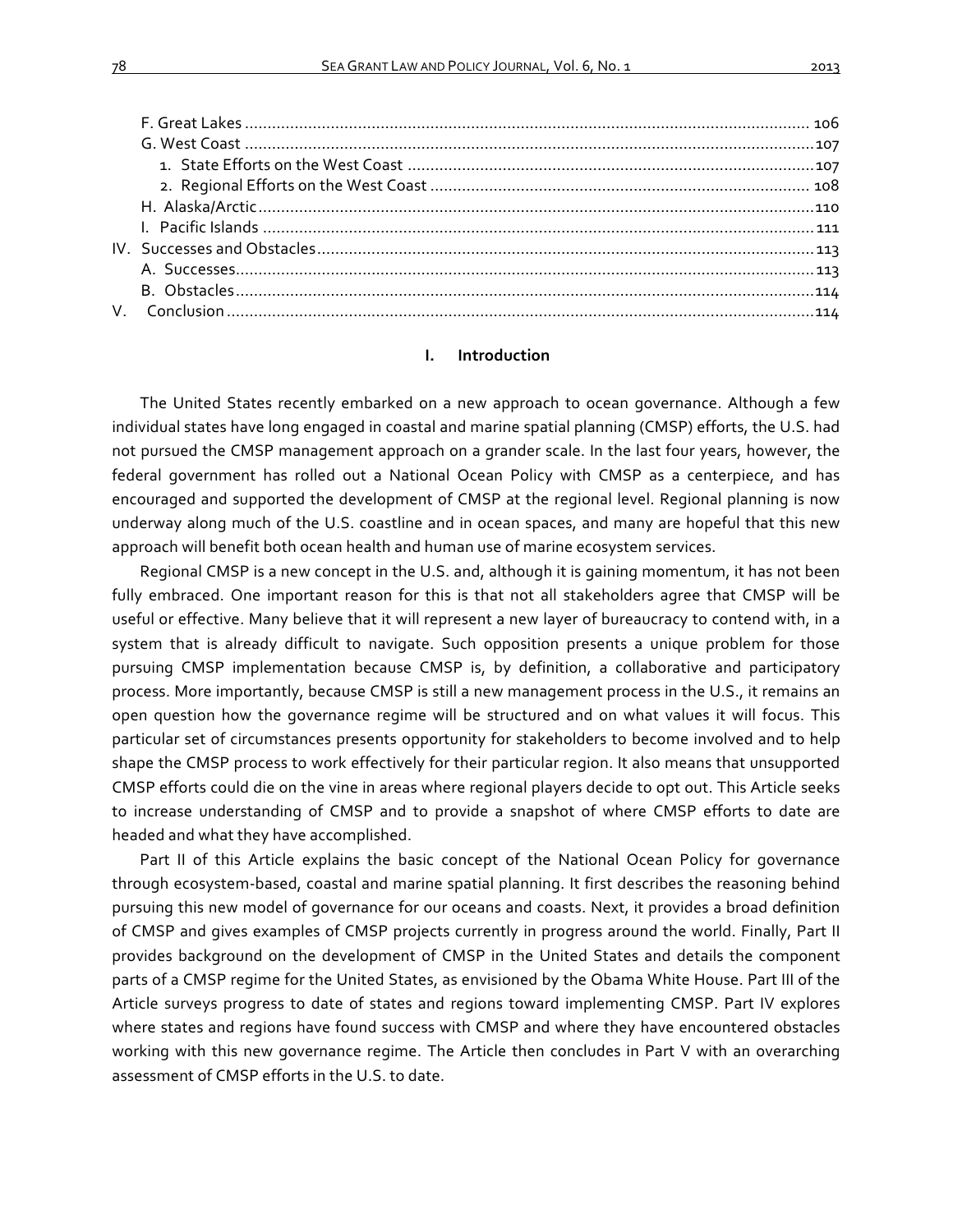F. Great Lakes ............................................................................................................................. 106
G. West Coast ............................................................................................................................. 107
1. State Efforts on the West Coast .......................................................................................... 107
2. Regional Efforts on the West Coast .................................................................................... 108
H. Alaska/Arctic ........................................................................................................................... 110
I. Pacific Islands ........................................................................................................................... 111
IV. Successes and Obstacles ............................................................................................................ 113
A. Successes ................................................................................................................................ 113
B. Obstacles ................................................................................................................................ 114
V. Conclusion ................................................................................................................................. 114

## I. Introduction

The United States recently embarked on a new approach to ocean governance. Although a few individual states have long engaged in coastal and marine spatial planning (CMSP) efforts, the U.S. had not pursued the CMSP management approach on a grander scale. In the last four years, however, the federal government has rolled out a National Ocean Policy with CMSP as a centerpiece, and has encouraged and supported the development of CMSP at the regional level. Regional planning is now underway along much of the U.S. coastline and in ocean spaces, and many are hopeful that this new approach will benefit both ocean health and human use of marine ecosystem services.

Regional CMSP is a new concept in the U.S. and, although it is gaining momentum, it has not been fully embraced. One important reason for this is that not all stakeholders agree that CMSP will be useful or effective. Many believe that it will represent a new layer of bureaucracy to contend with, in a system that is already difficult to navigate. Such opposition presents a unique problem for those pursuing CMSP implementation because CMSP is, by definition, a collaborative and participatory process. More importantly, because CMSP is still a new management process in the U.S., it remains an open question how the governance regime will be structured and on what values it will focus. This particular set of circumstances presents opportunity for stakeholders to become involved and to help shape the CMSP process to work effectively for their particular region. It also means that unsupported CMSP efforts could die on the vine in areas where regional players decide to opt out. This Article seeks to increase understanding of CMSP and to provide a snapshot of where CMSP efforts to date are headed and what they have accomplished.

Part II of this Article explains the basic concept of the National Ocean Policy for governance through ecosystem-based, coastal and marine spatial planning. It first describes the reasoning behind pursuing this new model of governance for our oceans and coasts. Next, it provides a broad definition of CMSP and gives examples of CMSP projects currently in progress around the world. Finally, Part II provides background on the development of CMSP in the United States and details the component parts of a CMSP regime for the United States, as envisioned by the Obama White House. Part III of the Article surveys progress to date of states and regions toward implementing CMSP. Part IV explores where states and regions have found success with CMSP and where they have encountered obstacles working with this new governance regime. The Article then concludes in Part V with an overarching assessment of CMSP efforts in the U.S. to date.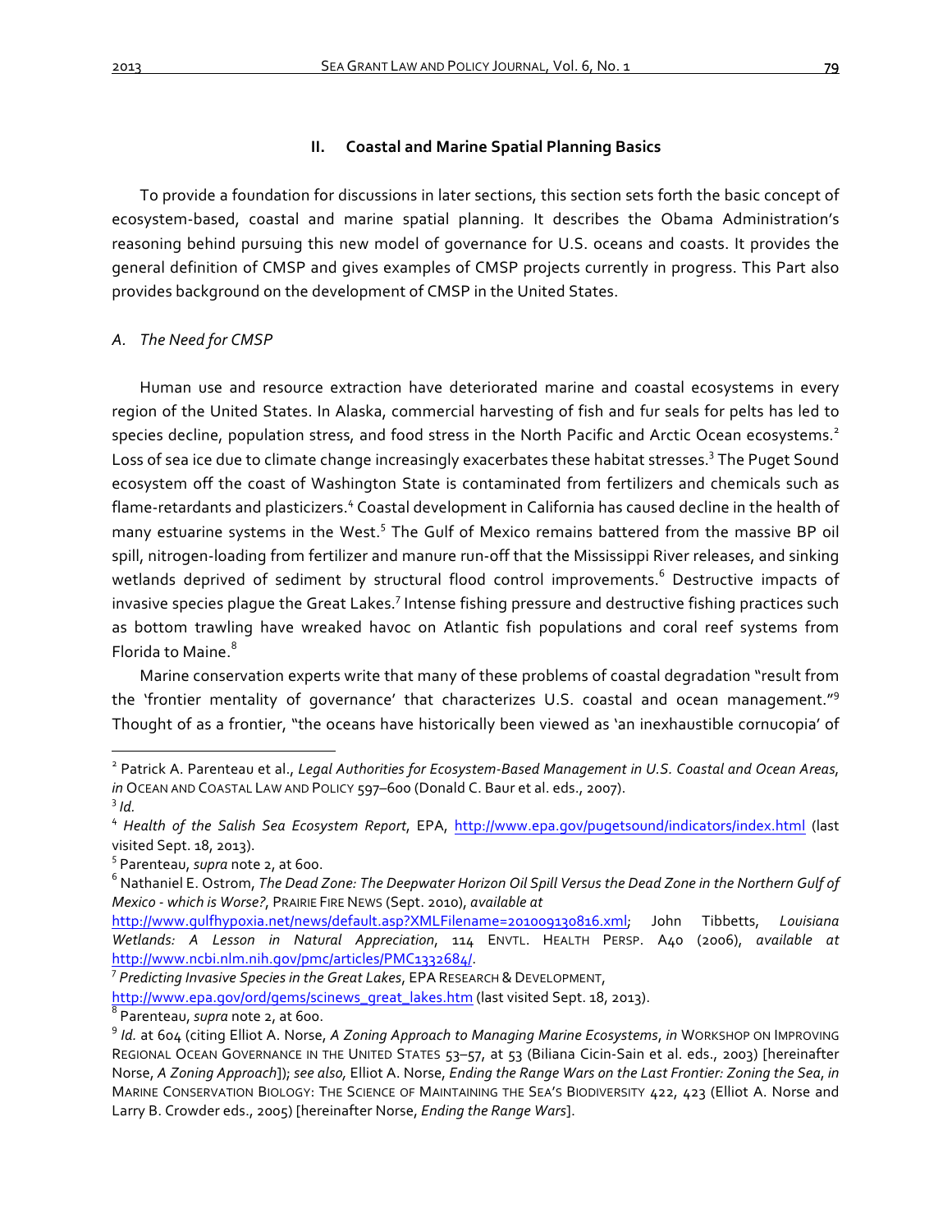## II. Coastal and Marine Spatial Planning Basics

To provide a foundation for discussions in later sections, this section sets forth the basic concept of ecosystem-based, coastal and marine spatial planning. It describes the Obama Administration's reasoning behind pursuing this new model of governance for U.S. oceans and coasts. It provides the general definition of CMSP and gives examples of CMSP projects currently in progress. This Part also provides background on the development of CMSP in the United States.

### *A. The Need for CMSP*

Human use and resource extraction have deteriorated marine and coastal ecosystems in every region of the United States. In Alaska, commercial harvesting of fish and fur seals for pelts has led to species decline, population stress, and food stress in the North Pacific and Arctic Ocean ecosystems.[2] Loss of sea ice due to climate change increasingly exacerbates these habitat stresses.[3] The Puget Sound ecosystem off the coast of Washington State is contaminated from fertilizers and chemicals such as flame-retardants and plasticizers.[4] Coastal development in California has caused decline in the health of many estuarine systems in the West.[5] The Gulf of Mexico remains battered from the massive BP oil spill, nitrogen-loading from fertilizer and manure run-off that the Mississippi River releases, and sinking wetlands deprived of sediment by structural flood control improvements.[6] Destructive impacts of invasive species plague the Great Lakes.[7] Intense fishing pressure and destructive fishing practices such as bottom trawling have wreaked havoc on Atlantic fish populations and coral reef systems from Florida to Maine.[8]

Marine conservation experts write that many of these problems of coastal degradation "result from the 'frontier mentality of governance' that characterizes U.S. coastal and ocean management."[9] Thought of as a frontier, "the oceans have historically been viewed as 'an inexhaustible cornucopia' of

---

[2] Patrick A. Parenteau et al., *Legal Authorities for Ecosystem-Based Management in U.S. Coastal and Ocean Areas*, *in* OCEAN AND COASTAL LAW AND POLICY 597–600 (Donald C. Baur et al. eds., 2007).

[3] *Id.*

[4] *Health of the Salish Sea Ecosystem Report*, EPA, http://www.epa.gov/pugetsound/indicators/index.html (last visited Sept. 18, 2013).

[5] Parenteau, *supra* note 2, at 600.

[6] Nathaniel E. Ostrom, *The Dead Zone: The Deepwater Horizon Oil Spill Versus the Dead Zone in the Northern Gulf of Mexico - which is Worse?*, PRAIRIE FIRE NEWS (Sept. 2010), *available at* http://www.gulfhypoxia.net/news/default.asp?XMLFilename=201009130816.xml; John Tibbetts, *Louisiana Wetlands: A Lesson in Natural Appreciation*, 114 ENVTL. HEALTH PERSP. A40 (2006), *available at* http://www.ncbi.nlm.nih.gov/pmc/articles/PMC1332684/.

[7] *Predicting Invasive Species in the Great Lakes*, EPA RESEARCH & DEVELOPMENT, http://www.epa.gov/ord/gems/scinews_great_lakes.htm (last visited Sept. 18, 2013).

[8] Parenteau, *supra* note 2, at 600.

[9] *Id.* at 604 (citing Elliot A. Norse, *A Zoning Approach to Managing Marine Ecosystems*, *in* WORKSHOP ON IMPROVING REGIONAL OCEAN GOVERNANCE IN THE UNITED STATES 53–57, at 53 (Biliana Cicin-Sain et al. eds., 2003) [hereinafter Norse, *A Zoning Approach*]); *see also,* Elliot A. Norse, *Ending the Range Wars on the Last Frontier: Zoning the Sea*, *in* MARINE CONSERVATION BIOLOGY: THE SCIENCE OF MAINTAINING THE SEA'S BIODIVERSITY 422, 423 (Elliot A. Norse and Larry B. Crowder eds., 2005) [hereinafter Norse, *Ending the Range Wars*].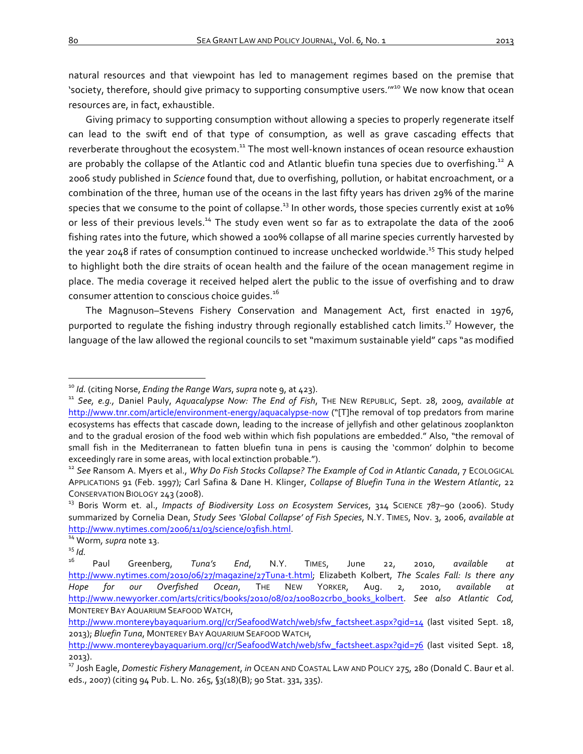natural resources and that viewpoint has led to management regimes based on the premise that 'society, therefore, should give primacy to supporting consumptive users.'"[10] We now know that ocean resources are, in fact, exhaustible.

Giving primacy to supporting consumption without allowing a species to properly regenerate itself can lead to the swift end of that type of consumption, as well as grave cascading effects that reverberate throughout the ecosystem.[11] The most well-known instances of ocean resource exhaustion are probably the collapse of the Atlantic cod and Atlantic bluefin tuna species due to overfishing.[12] A 2006 study published in *Science* found that, due to overfishing, pollution, or habitat encroachment, or a combination of the three, human use of the oceans in the last fifty years has driven 29% of the marine species that we consume to the point of collapse.[13] In other words, those species currently exist at 10% or less of their previous levels.[14] The study even went so far as to extrapolate the data of the 2006 fishing rates into the future, which showed a 100% collapse of all marine species currently harvested by the year 2048 if rates of consumption continued to increase unchecked worldwide.[15] This study helped to highlight both the dire straits of ocean health and the failure of the ocean management regime in place. The media coverage it received helped alert the public to the issue of overfishing and to draw consumer attention to conscious choice guides.[16]

The Magnuson–Stevens Fishery Conservation and Management Act, first enacted in 1976, purported to regulate the fishing industry through regionally established catch limits.[17] However, the language of the law allowed the regional councils to set "maximum sustainable yield" caps "as modified

---

[10] *Id.* (citing Norse, *Ending the Range Wars*, *supra* note 9, at 423).

[11] *See, e.g.*, Daniel Pauly, *Aquacalypse Now: The End of Fish*, THE NEW REPUBLIC, Sept. 28, 2009, *available at* http://www.tnr.com/article/environment-energy/aquacalypse-now ("[T]he removal of top predators from marine ecosystems has effects that cascade down, leading to the increase of jellyfish and other gelatinous zooplankton and to the gradual erosion of the food web within which fish populations are embedded." Also, "the removal of small fish in the Mediterranean to fatten bluefin tuna in pens is causing the 'common' dolphin to become exceedingly rare in some areas, with local extinction probable.").

[12] *See* Ransom A. Myers et al., *Why Do Fish Stocks Collapse? The Example of Cod in Atlantic Canada*, 7 ECOLOGICAL APPLICATIONS 91 (Feb. 1997); Carl Safina & Dane H. Klinger, *Collapse of Bluefin Tuna in the Western Atlantic*, 22 CONSERVATION BIOLOGY 243 (2008).

[13] Boris Worm et. al., *Impacts of Biodiversity Loss on Ecosystem Services*, 314 SCIENCE 787–90 (2006). Study summarized by Cornelia Dean, *Study Sees 'Global Collapse' of Fish Species*, N.Y. TIMES, Nov. 3, 2006, *available at* http://www.nytimes.com/2006/11/03/science/03fish.html.

[14] Worm, *supra* note 13.

[15] *Id.*

[16] Paul Greenberg, *Tuna's End*, N.Y. TIMES, June 22, 2010, *available at* http://www.nytimes.com/2010/06/27/magazine/27Tuna-t.html; Elizabeth Kolbert, *The Scales Fall: Is there any Hope for our Overfished Ocean*, THE NEW YORKER, Aug. 2, 2010, *available at* http://www.newyorker.com/arts/critics/books/2010/08/02/100802crbo_books_kolbert. *See also Atlantic Cod,* MONTEREY BAY AQUARIUM SEAFOOD WATCH, http://www.montereybayaquarium.org//cr/SeafoodWatch/web/sfw_factsheet.aspx?gid=14 (last visited Sept. 18, 2013); *Bluefin Tuna*, MONTEREY BAY AQUARIUM SEAFOOD WATCH, http://www.montereybayaquarium.org//cr/SeafoodWatch/web/sfw_factsheet.aspx?gid=76 (last visited Sept. 18, 2013).

[17] Josh Eagle, *Domestic Fishery Management*, *in* OCEAN AND COASTAL LAW AND POLICY 275, 280 (Donald C. Baur et al. eds., 2007) (citing 94 Pub. L. No. 265, §3(18)(B); 90 Stat. 331, 335).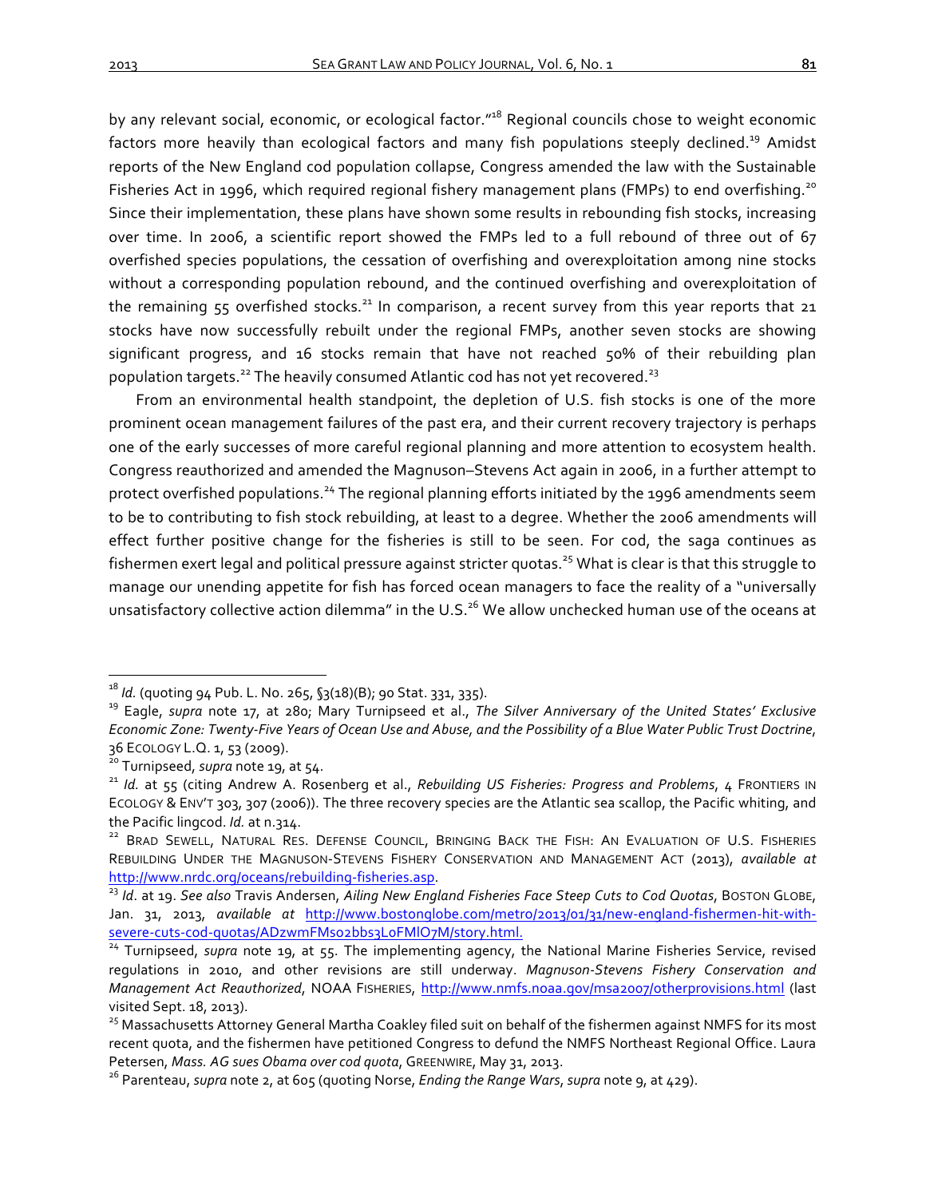by any relevant social, economic, or ecological factor."[18] Regional councils chose to weight economic factors more heavily than ecological factors and many fish populations steeply declined.[19] Amidst reports of the New England cod population collapse, Congress amended the law with the Sustainable Fisheries Act in 1996, which required regional fishery management plans (FMPs) to end overfishing.[20] Since their implementation, these plans have shown some results in rebounding fish stocks, increasing over time. In 2006, a scientific report showed the FMPs led to a full rebound of three out of 67 overfished species populations, the cessation of overfishing and overexploitation among nine stocks without a corresponding population rebound, and the continued overfishing and overexploitation of the remaining 55 overfished stocks.[21] In comparison, a recent survey from this year reports that 21 stocks have now successfully rebuilt under the regional FMPs, another seven stocks are showing significant progress, and 16 stocks remain that have not reached 50% of their rebuilding plan population targets.[22] The heavily consumed Atlantic cod has not yet recovered.[23]

From an environmental health standpoint, the depletion of U.S. fish stocks is one of the more prominent ocean management failures of the past era, and their current recovery trajectory is perhaps one of the early successes of more careful regional planning and more attention to ecosystem health. Congress reauthorized and amended the Magnuson–Stevens Act again in 2006, in a further attempt to protect overfished populations.[24] The regional planning efforts initiated by the 1996 amendments seem to be to contributing to fish stock rebuilding, at least to a degree. Whether the 2006 amendments will effect further positive change for the fisheries is still to be seen. For cod, the saga continues as fishermen exert legal and political pressure against stricter quotas.[25] What is clear is that this struggle to manage our unending appetite for fish has forced ocean managers to face the reality of a "universally unsatisfactory collective action dilemma" in the U.S.[26] We allow unchecked human use of the oceans at

---

[18] *Id.* (quoting 94 Pub. L. No. 265, §3(18)(B); 90 Stat. 331, 335).

[19] Eagle, *supra* note 17, at 280; Mary Turnipseed et al., *The Silver Anniversary of the United States' Exclusive Economic Zone: Twenty-Five Years of Ocean Use and Abuse, and the Possibility of a Blue Water Public Trust Doctrine*, 36 ECOLOGY L.Q. 1, 53 (2009).

[20] Turnipseed, *supra* note 19, at 54.

[21] *Id.* at 55 (citing Andrew A. Rosenberg et al., *Rebuilding US Fisheries: Progress and Problems*, 4 FRONTIERS IN ECOLOGY & ENV'T 303, 307 (2006)). The three recovery species are the Atlantic sea scallop, the Pacific whiting, and the Pacific lingcod. *Id.* at n.314.

[22] BRAD SEWELL, NATURAL RES. DEFENSE COUNCIL, BRINGING BACK THE FISH: AN EVALUATION OF U.S. FISHERIES REBUILDING UNDER THE MAGNUSON-STEVENS FISHERY CONSERVATION AND MANAGEMENT ACT (2013), *available at* http://www.nrdc.org/oceans/rebuilding-fisheries.asp.

[23] *Id*. at 19. *See also* Travis Andersen, *Ailing New England Fisheries Face Steep Cuts to Cod Quotas*, BOSTON GLOBE, Jan. 31, 2013, *available at* http://www.bostonglobe.com/metro/2013/01/31/new-england-fishermen-hit-with-severe-cuts-cod-quotas/ADzwmFMs02bbs3LoFMlO7M/story.html.

[24] Turnipseed, *supra* note 19, at 55. The implementing agency, the National Marine Fisheries Service, revised regulations in 2010, and other revisions are still underway. *Magnuson-Stevens Fishery Conservation and Management Act Reauthorized*, NOAA FISHERIES, http://www.nmfs.noaa.gov/msa2007/otherprovisions.html (last visited Sept. 18, 2013).

[25] Massachusetts Attorney General Martha Coakley filed suit on behalf of the fishermen against NMFS for its most recent quota, and the fishermen have petitioned Congress to defund the NMFS Northeast Regional Office. Laura Petersen, *Mass. AG sues Obama over cod quota*, GREENWIRE, May 31, 2013.

[26] Parenteau, *supra* note 2, at 605 (quoting Norse, *Ending the Range Wars*, *supra* note 9, at 429).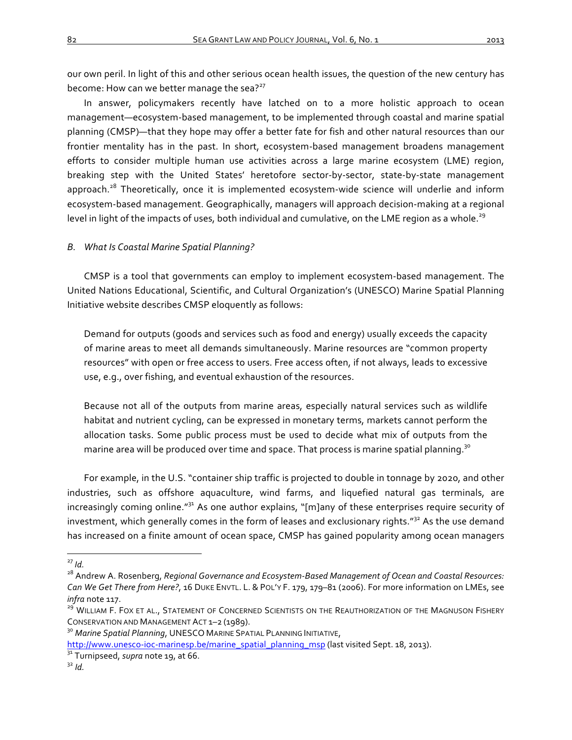our own peril. In light of this and other serious ocean health issues, the question of the new century has become: How can we better manage the sea?[27]

In answer, policymakers recently have latched on to a more holistic approach to ocean management—ecosystem-based management, to be implemented through coastal and marine spatial planning (CMSP)—that they hope may offer a better fate for fish and other natural resources than our frontier mentality has in the past. In short, ecosystem-based management broadens management efforts to consider multiple human use activities across a large marine ecosystem (LME) region, breaking step with the United States' heretofore sector-by-sector, state-by-state management approach.[28] Theoretically, once it is implemented ecosystem-wide science will underlie and inform ecosystem-based management. Geographically, managers will approach decision-making at a regional level in light of the impacts of uses, both individual and cumulative, on the LME region as a whole.[29]

### *B. What Is Coastal Marine Spatial Planning?*

CMSP is a tool that governments can employ to implement ecosystem-based management. The United Nations Educational, Scientific, and Cultural Organization's (UNESCO) Marine Spatial Planning Initiative website describes CMSP eloquently as follows:

> Demand for outputs (goods and services such as food and energy) usually exceeds the capacity of marine areas to meet all demands simultaneously. Marine resources are "common property resources" with open or free access to users. Free access often, if not always, leads to excessive use, e.g., over fishing, and eventual exhaustion of the resources.
>
> Because not all of the outputs from marine areas, especially natural services such as wildlife habitat and nutrient cycling, can be expressed in monetary terms, markets cannot perform the allocation tasks. Some public process must be used to decide what mix of outputs from the marine area will be produced over time and space. That process is marine spatial planning.[30]

For example, in the U.S. "container ship traffic is projected to double in tonnage by 2020, and other industries, such as offshore aquaculture, wind farms, and liquefied natural gas terminals, are increasingly coming online."[31] As one author explains, "[m]any of these enterprises require security of investment, which generally comes in the form of leases and exclusionary rights."[32] As the use demand has increased on a finite amount of ocean space, CMSP has gained popularity among ocean managers

---

[27] *Id.*

[28] Andrew A. Rosenberg, *Regional Governance and Ecosystem-Based Management of Ocean and Coastal Resources: Can We Get There from Here?*, 16 DUKE ENVTL. L. & POL'Y F. 179, 179–81 (2006). For more information on LMEs, see *infra* note 117.

[29] WILLIAM F. FOX ET AL., STATEMENT OF CONCERNED SCIENTISTS ON THE REAUTHORIZATION OF THE MAGNUSON FISHERY CONSERVATION AND MANAGEMENT ACT 1–2 (1989).

[30] *Marine Spatial Planning*, UNESCO MARINE SPATIAL PLANNING INITIATIVE, http://www.unesco-ioc-marinesp.be/marine_spatial_planning_msp (last visited Sept. 18, 2013).

[31] Turnipseed, *supra* note 19, at 66.

[32] *Id.*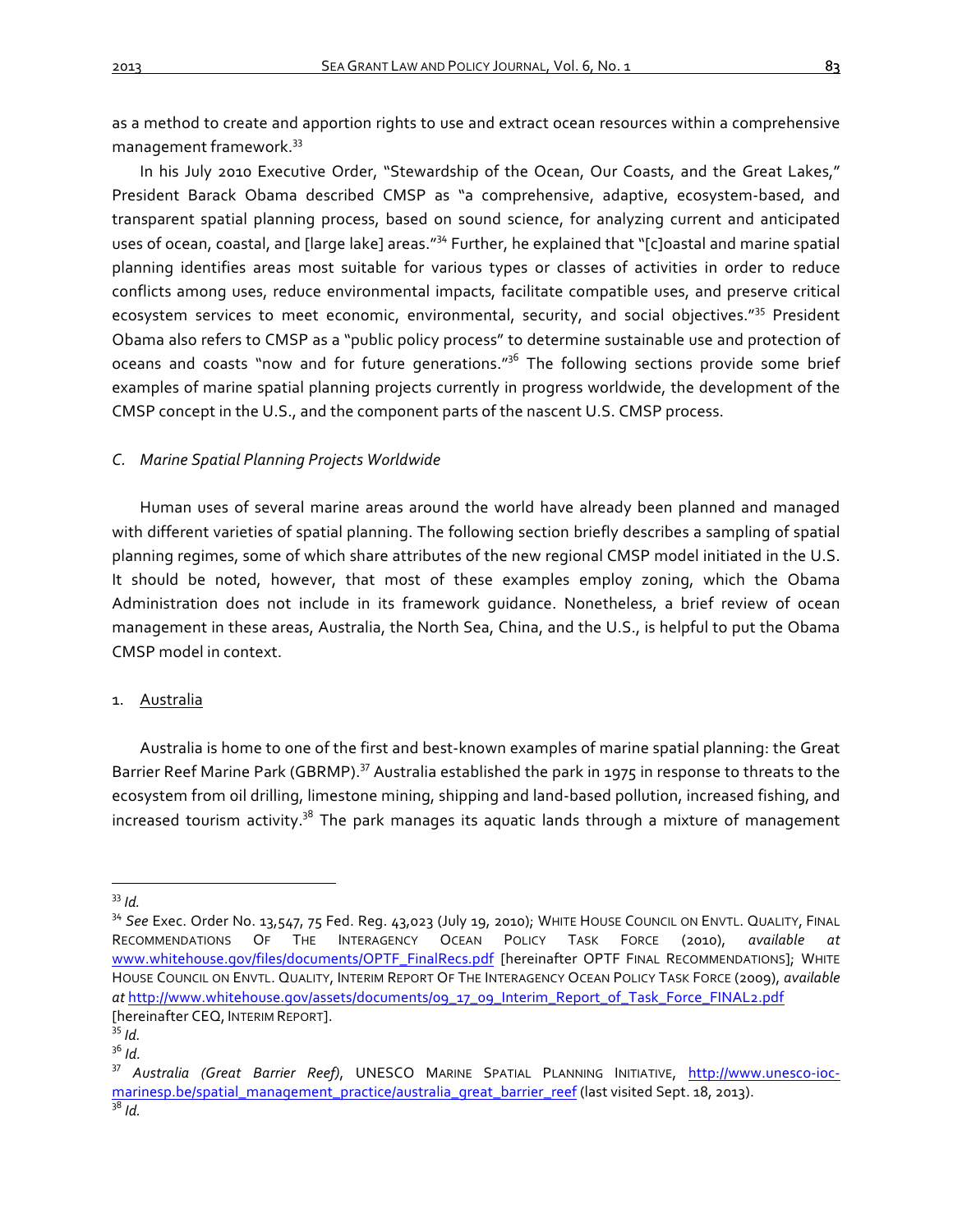as a method to create and apportion rights to use and extract ocean resources within a comprehensive management framework.[33]

In his July 2010 Executive Order, "Stewardship of the Ocean, Our Coasts, and the Great Lakes," President Barack Obama described CMSP as "a comprehensive, adaptive, ecosystem-based, and transparent spatial planning process, based on sound science, for analyzing current and anticipated uses of ocean, coastal, and [large lake] areas."[34] Further, he explained that "[c]oastal and marine spatial planning identifies areas most suitable for various types or classes of activities in order to reduce conflicts among uses, reduce environmental impacts, facilitate compatible uses, and preserve critical ecosystem services to meet economic, environmental, security, and social objectives."[35] President Obama also refers to CMSP as a "public policy process" to determine sustainable use and protection of oceans and coasts "now and for future generations."[36] The following sections provide some brief examples of marine spatial planning projects currently in progress worldwide, the development of the CMSP concept in the U.S., and the component parts of the nascent U.S. CMSP process.

### *C. Marine Spatial Planning Projects Worldwide*

Human uses of several marine areas around the world have already been planned and managed with different varieties of spatial planning. The following section briefly describes a sampling of spatial planning regimes, some of which share attributes of the new regional CMSP model initiated in the U.S. It should be noted, however, that most of these examples employ zoning, which the Obama Administration does not include in its framework guidance. Nonetheless, a brief review of ocean management in these areas, Australia, the North Sea, China, and the U.S., is helpful to put the Obama CMSP model in context.

#### 1. Australia

Australia is home to one of the first and best-known examples of marine spatial planning: the Great Barrier Reef Marine Park (GBRMP).[37] Australia established the park in 1975 in response to threats to the ecosystem from oil drilling, limestone mining, shipping and land-based pollution, increased fishing, and increased tourism activity.[38] The park manages its aquatic lands through a mixture of management

---

[33] *Id.*

[34] *See* Exec. Order No. 13,547, 75 Fed. Reg. 43,023 (July 19, 2010); WHITE HOUSE COUNCIL ON ENVTL. QUALITY, FINAL RECOMMENDATIONS OF THE INTERAGENCY OCEAN POLICY TASK FORCE (2010), *available at* www.whitehouse.gov/files/documents/OPTF_FinalRecs.pdf [hereinafter OPTF FINAL RECOMMENDATIONS]; WHITE HOUSE COUNCIL ON ENVTL. QUALITY, INTERIM REPORT OF THE INTERAGENCY OCEAN POLICY TASK FORCE (2009), *available at* http://www.whitehouse.gov/assets/documents/09_17_09_Interim_Report_of_Task_Force_FINAL2.pdf [hereinafter CEQ, INTERIM REPORT].

[35] *Id.*

[36] *Id.*

[37] *Australia (Great Barrier Reef)*, UNESCO MARINE SPATIAL PLANNING INITIATIVE, http://www.unesco-ioc-marinesp.be/spatial_management_practice/australia_great_barrier_reef (last visited Sept. 18, 2013).

[38] *Id.*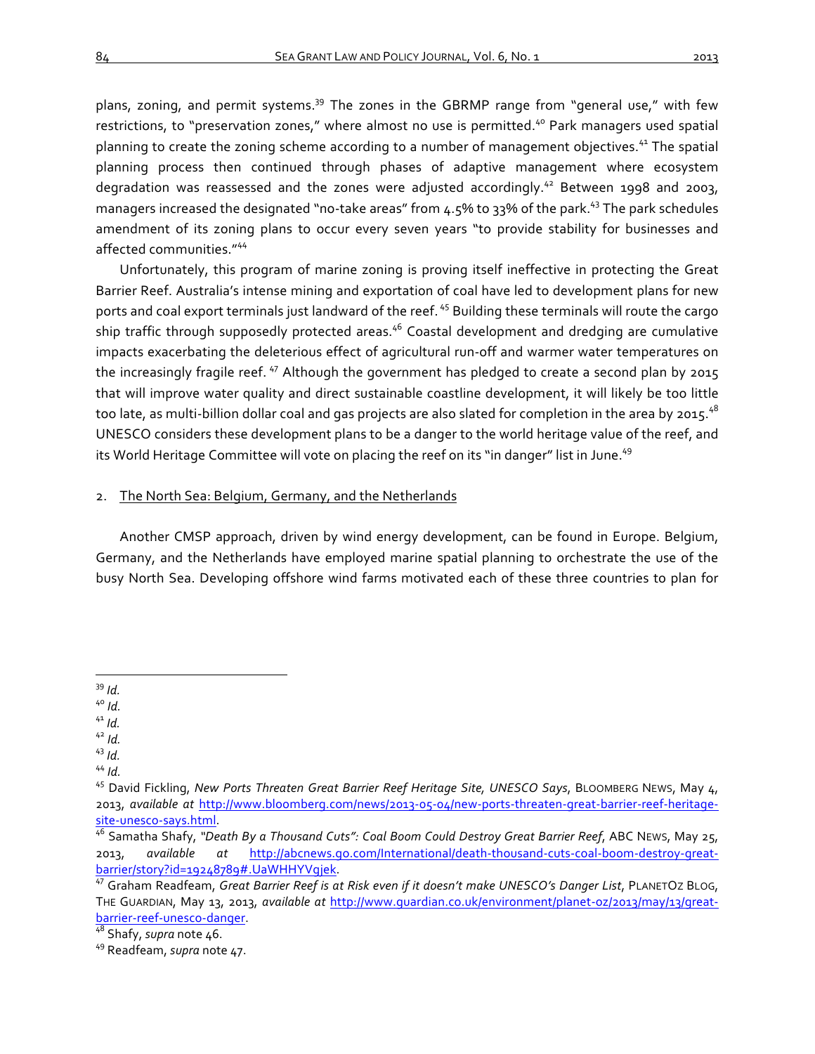plans, zoning, and permit systems.[39] The zones in the GBRMP range from "general use," with few restrictions, to "preservation zones," where almost no use is permitted.[40] Park managers used spatial planning to create the zoning scheme according to a number of management objectives.[41] The spatial planning process then continued through phases of adaptive management where ecosystem degradation was reassessed and the zones were adjusted accordingly.[42] Between 1998 and 2003, managers increased the designated "no-take areas" from 4.5% to 33% of the park.[43] The park schedules amendment of its zoning plans to occur every seven years "to provide stability for businesses and affected communities."[44]

Unfortunately, this program of marine zoning is proving itself ineffective in protecting the Great Barrier Reef. Australia's intense mining and exportation of coal have led to development plans for new ports and coal export terminals just landward of the reef.[45] Building these terminals will route the cargo ship traffic through supposedly protected areas.[46] Coastal development and dredging are cumulative impacts exacerbating the deleterious effect of agricultural run-off and warmer water temperatures on the increasingly fragile reef.[47] Although the government has pledged to create a second plan by 2015 that will improve water quality and direct sustainable coastline development, it will likely be too little too late, as multi-billion dollar coal and gas projects are also slated for completion in the area by 2015.[48] UNESCO considers these development plans to be a danger to the world heritage value of the reef, and its World Heritage Committee will vote on placing the reef on its "in danger" list in June.[49]

2. The North Sea: Belgium, Germany, and the Netherlands

Another CMSP approach, driven by wind energy development, can be found in Europe. Belgium, Germany, and the Netherlands have employed marine spatial planning to orchestrate the use of the busy North Sea. Developing offshore wind farms motivated each of these three countries to plan for

---

[39] *Id.*
[40] *Id.*
[41] *Id.*
[42] *Id.*
[43] *Id.*
[44] *Id.*
[45] David Fickling, *New Ports Threaten Great Barrier Reef Heritage Site, UNESCO Says*, BLOOMBERG NEWS, May 4, 2013, *available at* http://www.bloomberg.com/news/2013-05-04/new-ports-threaten-great-barrier-reef-heritage-site-unesco-says.html.
[46] Samatha Shafy, *"Death By a Thousand Cuts": Coal Boom Could Destroy Great Barrier Reef*, ABC NEWS, May 25, 2013, *available at* http://abcnews.go.com/International/death-thousand-cuts-coal-boom-destroy-great-barrier/story?id=19248789#.UaWHHYVgjek.
[47] Graham Readfeam, *Great Barrier Reef is at Risk even if it doesn't make UNESCO's Danger List*, PLANETOZ BLOG, THE GUARDIAN, May 13, 2013, *available at* http://www.guardian.co.uk/environment/planet-oz/2013/may/13/great-barrier-reef-unesco-danger.
[48] Shafy, *supra* note 46.
[49] Readfeam, *supra* note 47.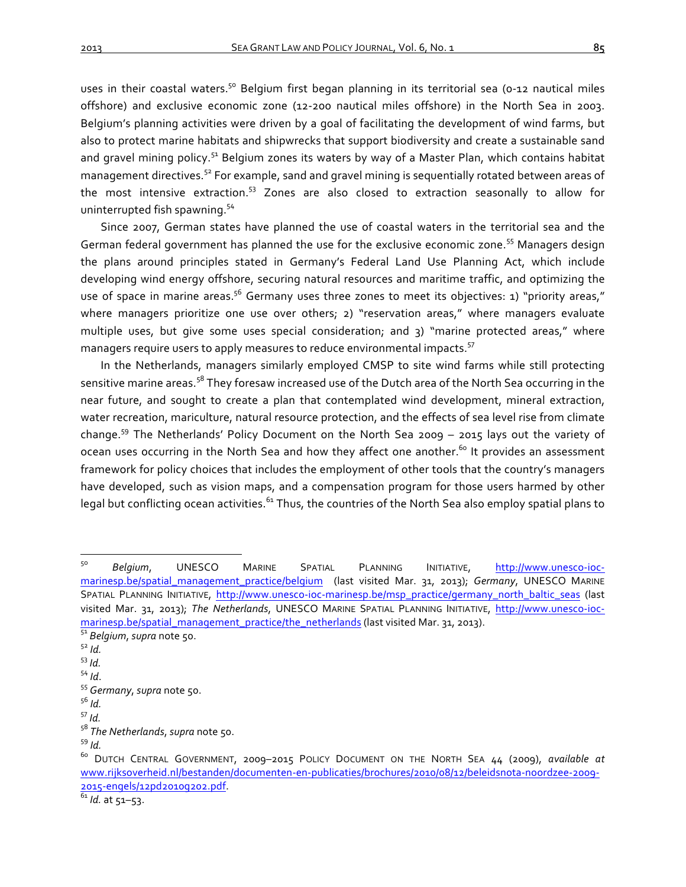uses in their coastal waters.[50] Belgium first began planning in its territorial sea (0-12 nautical miles offshore) and exclusive economic zone (12-200 nautical miles offshore) in the North Sea in 2003. Belgium's planning activities were driven by a goal of facilitating the development of wind farms, but also to protect marine habitats and shipwrecks that support biodiversity and create a sustainable sand and gravel mining policy.[51] Belgium zones its waters by way of a Master Plan, which contains habitat management directives.[52] For example, sand and gravel mining is sequentially rotated between areas of the most intensive extraction.[53] Zones are also closed to extraction seasonally to allow for uninterrupted fish spawning.[54]

Since 2007, German states have planned the use of coastal waters in the territorial sea and the German federal government has planned the use for the exclusive economic zone.[55] Managers design the plans around principles stated in Germany's Federal Land Use Planning Act, which include developing wind energy offshore, securing natural resources and maritime traffic, and optimizing the use of space in marine areas.[56] Germany uses three zones to meet its objectives: 1) "priority areas," where managers prioritize one use over others; 2) "reservation areas," where managers evaluate multiple uses, but give some uses special consideration; and 3) "marine protected areas," where managers require users to apply measures to reduce environmental impacts.[57]

In the Netherlands, managers similarly employed CMSP to site wind farms while still protecting sensitive marine areas.[58] They foresaw increased use of the Dutch area of the North Sea occurring in the near future, and sought to create a plan that contemplated wind development, mineral extraction, water recreation, mariculture, natural resource protection, and the effects of sea level rise from climate change.[59] The Netherlands' Policy Document on the North Sea 2009 – 2015 lays out the variety of ocean uses occurring in the North Sea and how they affect one another.[60] It provides an assessment framework for policy choices that includes the employment of other tools that the country's managers have developed, such as vision maps, and a compensation program for those users harmed by other legal but conflicting ocean activities.[61] Thus, the countries of the North Sea also employ spatial plans to

---

[50] *Belgium*, UNESCO MARINE SPATIAL PLANNING INITIATIVE, http://www.unesco-ioc-marinesp.be/spatial_management_practice/belgium (last visited Mar. 31, 2013); *Germany*, UNESCO MARINE SPATIAL PLANNING INITIATIVE, http://www.unesco-ioc-marinesp.be/msp_practice/germany_north_baltic_seas (last visited Mar. 31, 2013); *The Netherlands*, UNESCO MARINE SPATIAL PLANNING INITIATIVE, http://www.unesco-ioc-marinesp.be/spatial_management_practice/the_netherlands (last visited Mar. 31, 2013).

[51] *Belgium*, *supra* note 50.

[52] *Id.*

[53] *Id.*

[54] *Id*.

[55] *Germany*, *supra* note 50.

[56] *Id.*

[57] *Id.*

[58] *The Netherlands*, *supra* note 50.

[59] *Id.*

[60] DUTCH CENTRAL GOVERNMENT, 2009–2015 POLICY DOCUMENT ON THE NORTH SEA 44 (2009), *available at* www.rijksoverheid.nl/bestanden/documenten-en-publicaties/brochures/2010/08/12/beleidsnota-noordzee-2009-2015-engels/12pd2010g202.pdf.

[61] *Id.* at 51–53.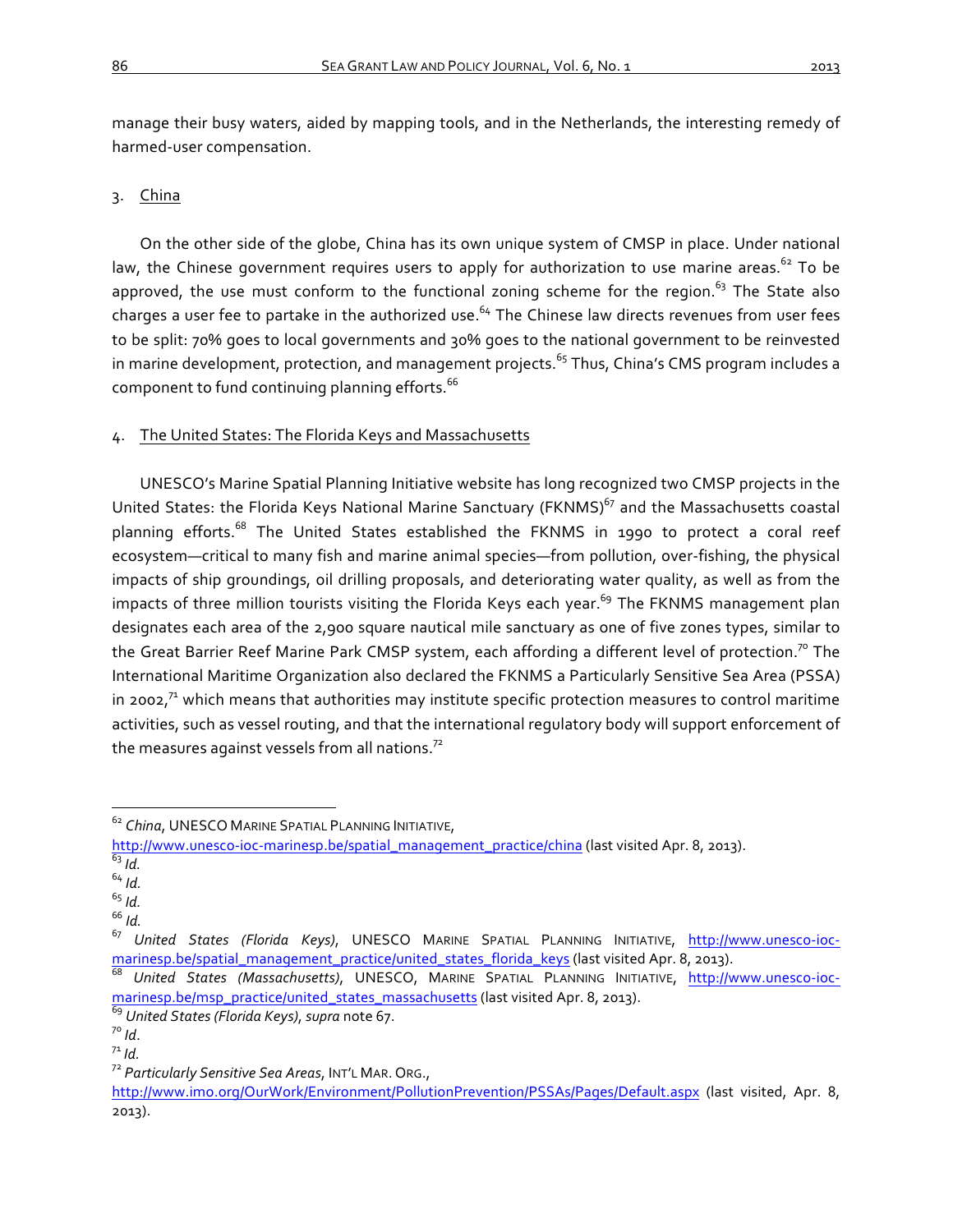manage their busy waters, aided by mapping tools, and in the Netherlands, the interesting remedy of harmed-user compensation.

### 3. China

On the other side of the globe, China has its own unique system of CMSP in place. Under national law, the Chinese government requires users to apply for authorization to use marine areas.[62] To be approved, the use must conform to the functional zoning scheme for the region.[63] The State also charges a user fee to partake in the authorized use.[64] The Chinese law directs revenues from user fees to be split: 70% goes to local governments and 30% goes to the national government to be reinvested in marine development, protection, and management projects.[65] Thus, China's CMS program includes a component to fund continuing planning efforts.[66]

### 4. The United States: The Florida Keys and Massachusetts

UNESCO's Marine Spatial Planning Initiative website has long recognized two CMSP projects in the United States: the Florida Keys National Marine Sanctuary (FKNMS)[67] and the Massachusetts coastal planning efforts.[68] The United States established the FKNMS in 1990 to protect a coral reef ecosystem—critical to many fish and marine animal species—from pollution, over-fishing, the physical impacts of ship groundings, oil drilling proposals, and deteriorating water quality, as well as from the impacts of three million tourists visiting the Florida Keys each year.[69] The FKNMS management plan designates each area of the 2,900 square nautical mile sanctuary as one of five zones types, similar to the Great Barrier Reef Marine Park CMSP system, each affording a different level of protection.[70] The International Maritime Organization also declared the FKNMS a Particularly Sensitive Sea Area (PSSA) in 2002,[71] which means that authorities may institute specific protection measures to control maritime activities, such as vessel routing, and that the international regulatory body will support enforcement of the measures against vessels from all nations.[72]

---

[62] *China*, UNESCO MARINE SPATIAL PLANNING INITIATIVE, http://www.unesco-ioc-marinesp.be/spatial_management_practice/china (last visited Apr. 8, 2013).

[63] *Id.*

[64] *Id.*

[65] *Id.*

[66] *Id.*

[67] *United States (Florida Keys)*, UNESCO MARINE SPATIAL PLANNING INITIATIVE, http://www.unesco-ioc-marinesp.be/spatial_management_practice/united_states_florida_keys (last visited Apr. 8, 2013).

[68] *United States (Massachusetts)*, UNESCO, MARINE SPATIAL PLANNING INITIATIVE, http://www.unesco-ioc-marinesp.be/msp_practice/united_states_massachusetts (last visited Apr. 8, 2013).

[69] *United States (Florida Keys)*, *supra* note 67.

[70] *Id*.

[71] *Id.*

[72] *Particularly Sensitive Sea Areas*, INT'L MAR. ORG., http://www.imo.org/OurWork/Environment/PollutionPrevention/PSSAs/Pages/Default.aspx (last visited, Apr. 8, 2013).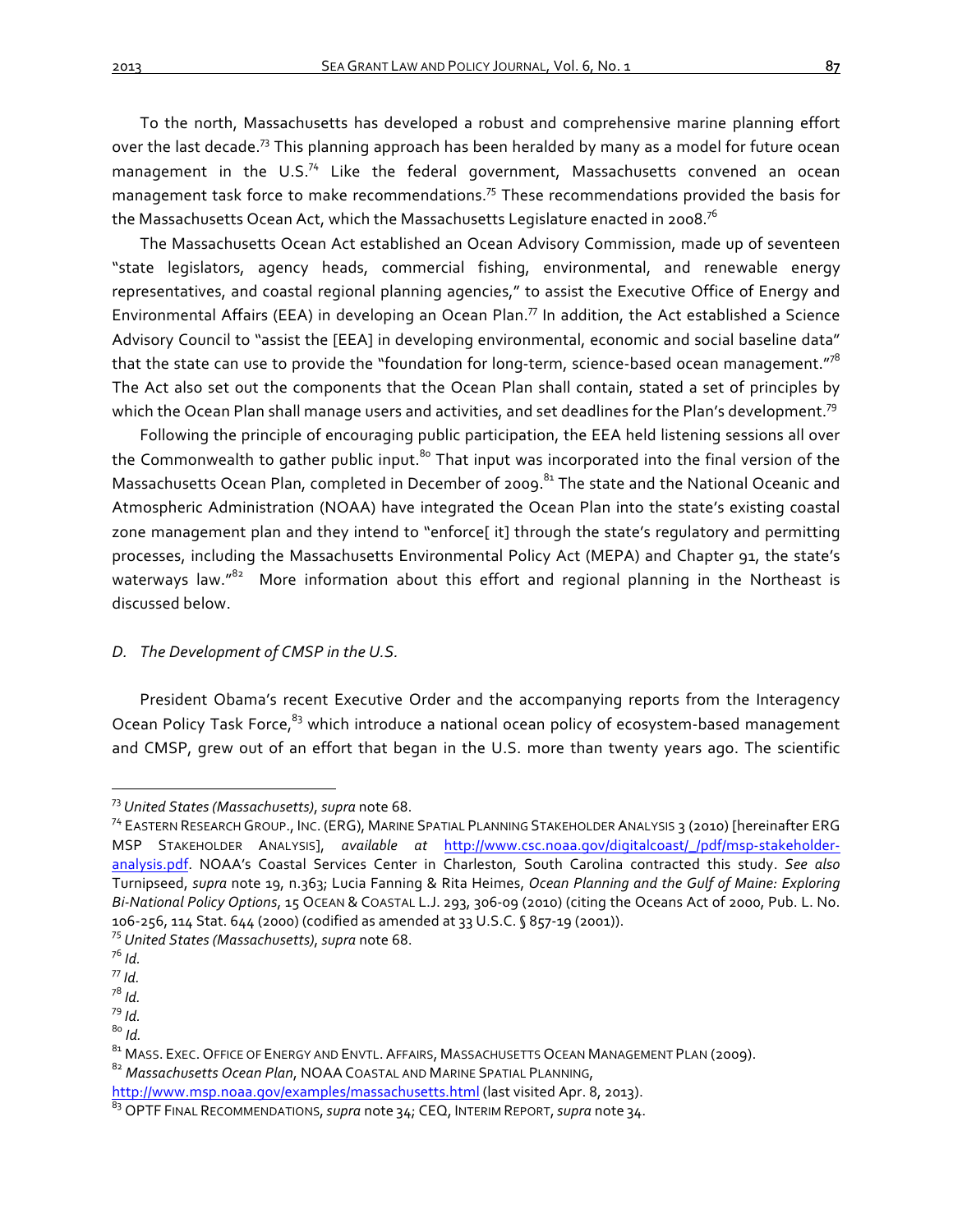To the north, Massachusetts has developed a robust and comprehensive marine planning effort over the last decade.[73] This planning approach has been heralded by many as a model for future ocean management in the U.S.[74] Like the federal government, Massachusetts convened an ocean management task force to make recommendations.[75] These recommendations provided the basis for the Massachusetts Ocean Act, which the Massachusetts Legislature enacted in 2008.[76]

The Massachusetts Ocean Act established an Ocean Advisory Commission, made up of seventeen "state legislators, agency heads, commercial fishing, environmental, and renewable energy representatives, and coastal regional planning agencies," to assist the Executive Office of Energy and Environmental Affairs (EEA) in developing an Ocean Plan.[77] In addition, the Act established a Science Advisory Council to "assist the [EEA] in developing environmental, economic and social baseline data" that the state can use to provide the "foundation for long-term, science-based ocean management."[78] The Act also set out the components that the Ocean Plan shall contain, stated a set of principles by which the Ocean Plan shall manage users and activities, and set deadlines for the Plan's development.[79]

Following the principle of encouraging public participation, the EEA held listening sessions all over the Commonwealth to gather public input.[80] That input was incorporated into the final version of the Massachusetts Ocean Plan, completed in December of 2009.[81] The state and the National Oceanic and Atmospheric Administration (NOAA) have integrated the Ocean Plan into the state's existing coastal zone management plan and they intend to "enforce[ it] through the state's regulatory and permitting processes, including the Massachusetts Environmental Policy Act (MEPA) and Chapter 91, the state's waterways law."[82] More information about this effort and regional planning in the Northeast is discussed below.

### *D. The Development of CMSP in the U.S.*

President Obama's recent Executive Order and the accompanying reports from the Interagency Ocean Policy Task Force,[83] which introduce a national ocean policy of ecosystem-based management and CMSP, grew out of an effort that began in the U.S. more than twenty years ago. The scientific

---

[73] *United States (Massachusetts)*, *supra* note 68.

[74] EASTERN RESEARCH GROUP., INC. (ERG), MARINE SPATIAL PLANNING STAKEHOLDER ANALYSIS 3 (2010) [hereinafter ERG MSP STAKEHOLDER ANALYSIS], *available at* http://www.csc.noaa.gov/digitalcoast/_/pdf/msp-stakeholder-analysis.pdf. NOAA's Coastal Services Center in Charleston, South Carolina contracted this study. *See also* Turnipseed, *supra* note 19, n.363; Lucia Fanning & Rita Heimes, *Ocean Planning and the Gulf of Maine: Exploring Bi-National Policy Options*, 15 OCEAN & COASTAL L.J. 293, 306-09 (2010) (citing the Oceans Act of 2000, Pub. L. No. 106-256, 114 Stat. 644 (2000) (codified as amended at 33 U.S.C. § 857-19 (2001)).

[75] *United States (Massachusetts)*, *supra* note 68.

[76] *Id.*

[77] *Id.*

[78] *Id.*

[79] *Id.*

[80] *Id.*

[81] MASS. EXEC. OFFICE OF ENERGY AND ENVTL. AFFAIRS, MASSACHUSETTS OCEAN MANAGEMENT PLAN (2009).

[82] *Massachusetts Ocean Plan*, NOAA COASTAL AND MARINE SPATIAL PLANNING, http://www.msp.noaa.gov/examples/massachusetts.html (last visited Apr. 8, 2013).

[83] OPTF FINAL RECOMMENDATIONS, *supra* note 34; CEQ, INTERIM REPORT, *supra* note 34.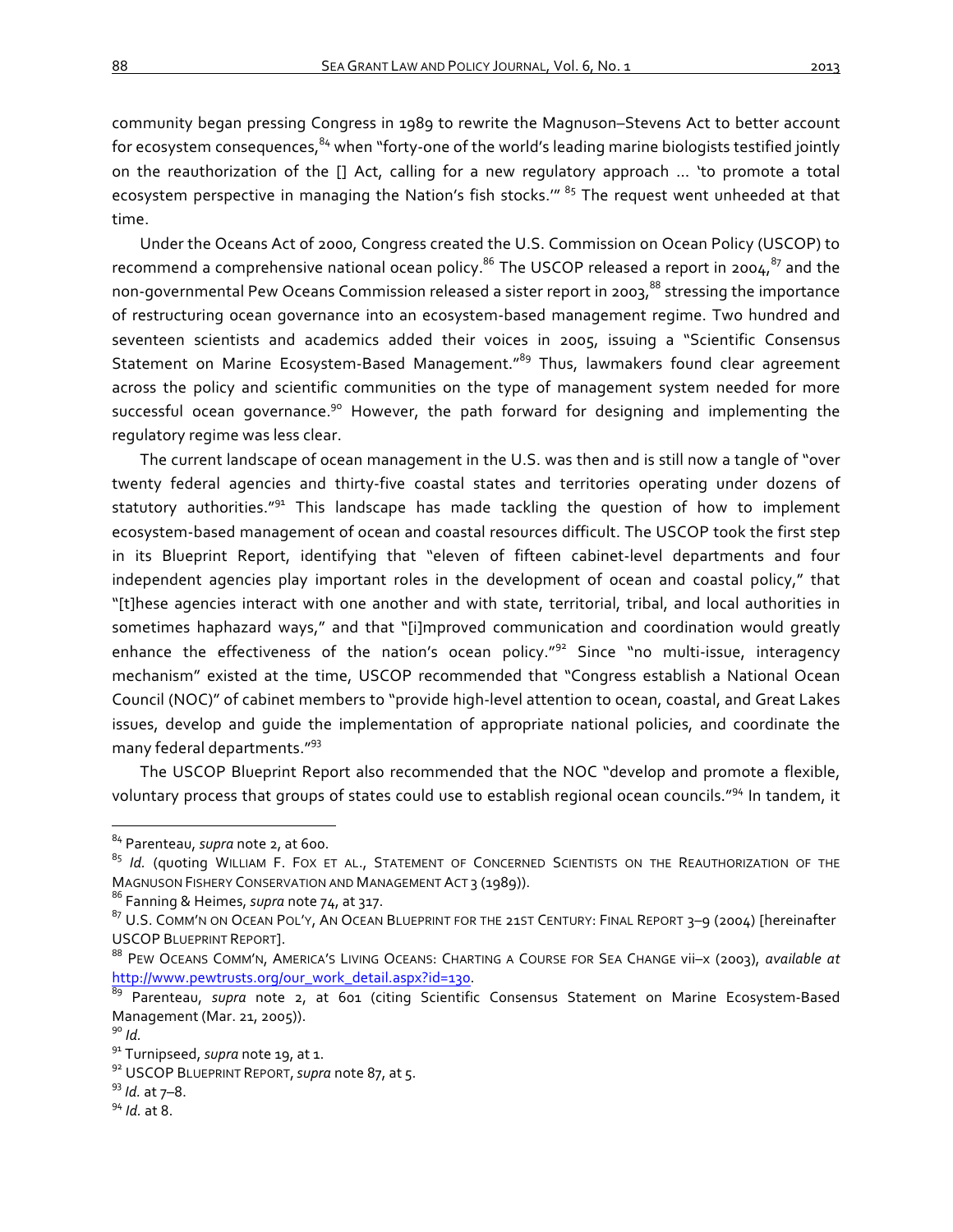community began pressing Congress in 1989 to rewrite the Magnuson–Stevens Act to better account for ecosystem consequences,[84] when "forty-one of the world's leading marine biologists testified jointly on the reauthorization of the [] Act, calling for a new regulatory approach ... 'to promote a total ecosystem perspective in managing the Nation's fish stocks.'" [85] The request went unheeded at that time.

Under the Oceans Act of 2000, Congress created the U.S. Commission on Ocean Policy (USCOP) to recommend a comprehensive national ocean policy.[86] The USCOP released a report in 2004,[87] and the non-governmental Pew Oceans Commission released a sister report in 2003,[88] stressing the importance of restructuring ocean governance into an ecosystem-based management regime. Two hundred and seventeen scientists and academics added their voices in 2005, issuing a "Scientific Consensus Statement on Marine Ecosystem-Based Management."[89] Thus, lawmakers found clear agreement across the policy and scientific communities on the type of management system needed for more successful ocean governance.[90] However, the path forward for designing and implementing the regulatory regime was less clear.

The current landscape of ocean management in the U.S. was then and is still now a tangle of "over twenty federal agencies and thirty-five coastal states and territories operating under dozens of statutory authorities."[91] This landscape has made tackling the question of how to implement ecosystem-based management of ocean and coastal resources difficult. The USCOP took the first step in its Blueprint Report, identifying that "eleven of fifteen cabinet-level departments and four independent agencies play important roles in the development of ocean and coastal policy," that "[t]hese agencies interact with one another and with state, territorial, tribal, and local authorities in sometimes haphazard ways," and that "[i]mproved communication and coordination would greatly enhance the effectiveness of the nation's ocean policy."[92] Since "no multi-issue, interagency mechanism" existed at the time, USCOP recommended that "Congress establish a National Ocean Council (NOC)" of cabinet members to "provide high-level attention to ocean, coastal, and Great Lakes issues, develop and guide the implementation of appropriate national policies, and coordinate the many federal departments."[93]

The USCOP Blueprint Report also recommended that the NOC "develop and promote a flexible, voluntary process that groups of states could use to establish regional ocean councils."[94] In tandem, it

---

[84] Parenteau, *supra* note 2, at 600.

[85] *Id.* (quoting WILLIAM F. FOX ET AL., STATEMENT OF CONCERNED SCIENTISTS ON THE REAUTHORIZATION OF THE MAGNUSON FISHERY CONSERVATION AND MANAGEMENT ACT 3 (1989)).

[86] Fanning & Heimes, *supra* note 74, at 317.

[87] U.S. COMM'N ON OCEAN POL'Y, AN OCEAN BLUEPRINT FOR THE 21ST CENTURY: FINAL REPORT 3–9 (2004) [hereinafter USCOP BLUEPRINT REPORT].

[88] PEW OCEANS COMM'N, AMERICA'S LIVING OCEANS: CHARTING A COURSE FOR SEA CHANGE vii–x (2003), *available at* http://www.pewtrusts.org/our_work_detail.aspx?id=130.

[89] Parenteau, *supra* note 2, at 601 (citing Scientific Consensus Statement on Marine Ecosystem-Based Management (Mar. 21, 2005)).

[90] *Id.*

[91] Turnipseed, *supra* note 19, at 1.

[92] USCOP BLUEPRINT REPORT, *supra* note 87, at 5.

[93] *Id.* at 7–8.

[94] *Id.* at 8.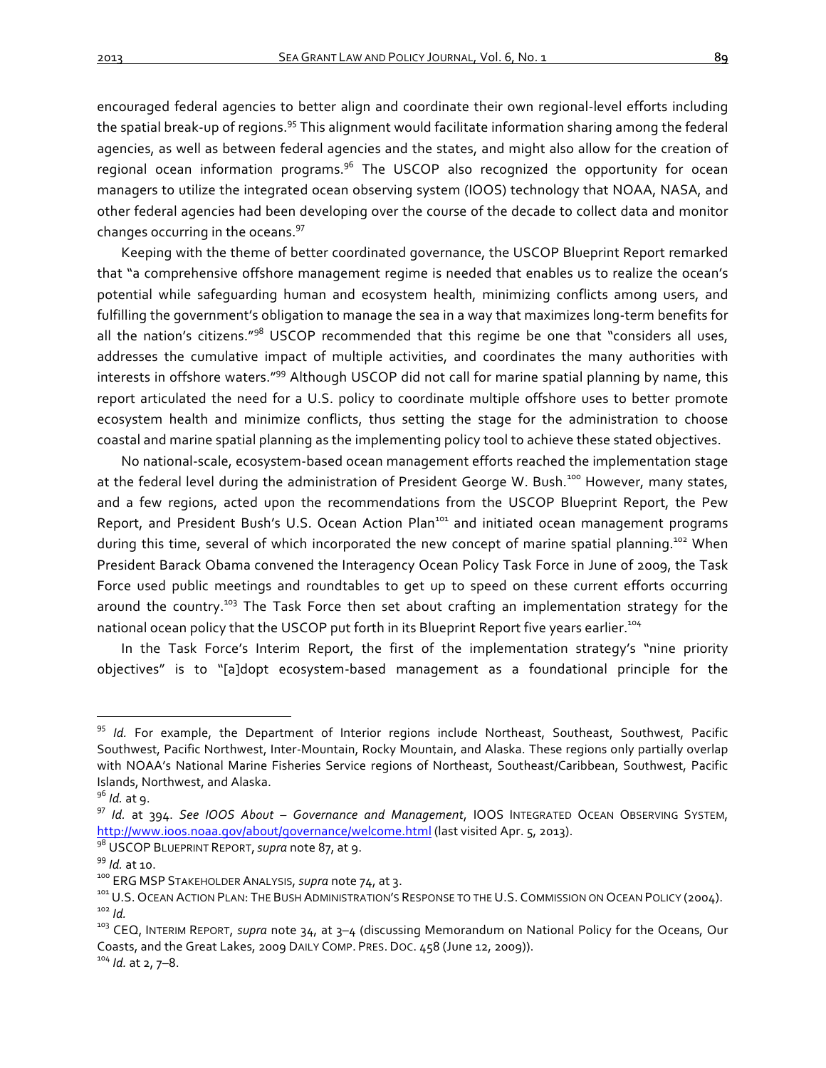encouraged federal agencies to better align and coordinate their own regional-level efforts including the spatial break-up of regions.[95] This alignment would facilitate information sharing among the federal agencies, as well as between federal agencies and the states, and might also allow for the creation of regional ocean information programs.[96] The USCOP also recognized the opportunity for ocean managers to utilize the integrated ocean observing system (IOOS) technology that NOAA, NASA, and other federal agencies had been developing over the course of the decade to collect data and monitor changes occurring in the oceans.[97]

Keeping with the theme of better coordinated governance, the USCOP Blueprint Report remarked that "a comprehensive offshore management regime is needed that enables us to realize the ocean's potential while safeguarding human and ecosystem health, minimizing conflicts among users, and fulfilling the government's obligation to manage the sea in a way that maximizes long-term benefits for all the nation's citizens."[98] USCOP recommended that this regime be one that "considers all uses, addresses the cumulative impact of multiple activities, and coordinates the many authorities with interests in offshore waters."[99] Although USCOP did not call for marine spatial planning by name, this report articulated the need for a U.S. policy to coordinate multiple offshore uses to better promote ecosystem health and minimize conflicts, thus setting the stage for the administration to choose coastal and marine spatial planning as the implementing policy tool to achieve these stated objectives.

No national-scale, ecosystem-based ocean management efforts reached the implementation stage at the federal level during the administration of President George W. Bush.[100] However, many states, and a few regions, acted upon the recommendations from the USCOP Blueprint Report, the Pew Report, and President Bush's U.S. Ocean Action Plan[101] and initiated ocean management programs during this time, several of which incorporated the new concept of marine spatial planning.[102] When President Barack Obama convened the Interagency Ocean Policy Task Force in June of 2009, the Task Force used public meetings and roundtables to get up to speed on these current efforts occurring around the country.[103] The Task Force then set about crafting an implementation strategy for the national ocean policy that the USCOP put forth in its Blueprint Report five years earlier.[104]

In the Task Force's Interim Report, the first of the implementation strategy's "nine priority objectives" is to "[a]dopt ecosystem-based management as a foundational principle for the

---

[95] *Id.* For example, the Department of Interior regions include Northeast, Southeast, Southwest, Pacific Southwest, Pacific Northwest, Inter-Mountain, Rocky Mountain, and Alaska. These regions only partially overlap with NOAA's National Marine Fisheries Service regions of Northeast, Southeast/Caribbean, Southwest, Pacific Islands, Northwest, and Alaska.

[96] *Id.* at 9.

[97] *Id.* at 394. *See IOOS About – Governance and Management*, IOOS INTEGRATED OCEAN OBSERVING SYSTEM, http://www.ioos.noaa.gov/about/governance/welcome.html (last visited Apr. 5, 2013).

[98] USCOP BLUEPRINT REPORT, *supra* note 87, at 9.

[99] *Id.* at 10.

[100] ERG MSP STAKEHOLDER ANALYSIS, *supra* note 74, at 3.

[101] U.S. OCEAN ACTION PLAN: THE BUSH ADMINISTRATION'S RESPONSE TO THE U.S. COMMISSION ON OCEAN POLICY (2004).

[102] *Id.*

[103] CEQ, INTERIM REPORT, *supra* note 34, at 3–4 (discussing Memorandum on National Policy for the Oceans, Our Coasts, and the Great Lakes, 2009 DAILY COMP. PRES. DOC. 458 (June 12, 2009)).

[104] *Id.* at 2, 7–8.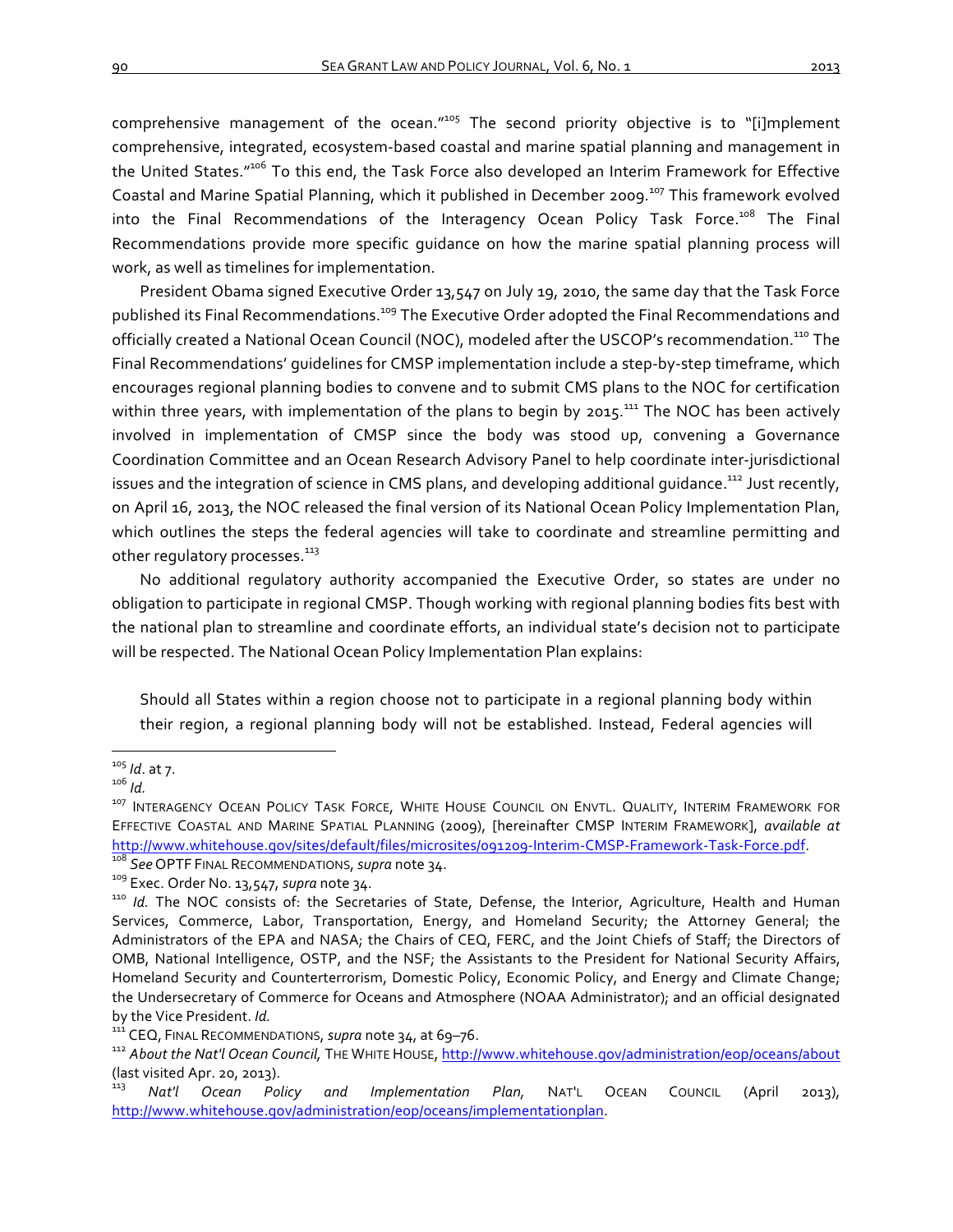comprehensive management of the ocean."[105] The second priority objective is to "[i]mplement comprehensive, integrated, ecosystem-based coastal and marine spatial planning and management in the United States."[106] To this end, the Task Force also developed an Interim Framework for Effective Coastal and Marine Spatial Planning, which it published in December 2009.[107] This framework evolved into the Final Recommendations of the Interagency Ocean Policy Task Force.[108] The Final Recommendations provide more specific guidance on how the marine spatial planning process will work, as well as timelines for implementation.

President Obama signed Executive Order 13,547 on July 19, 2010, the same day that the Task Force published its Final Recommendations.[109] The Executive Order adopted the Final Recommendations and officially created a National Ocean Council (NOC), modeled after the USCOP's recommendation.[110] The Final Recommendations' guidelines for CMSP implementation include a step-by-step timeframe, which encourages regional planning bodies to convene and to submit CMS plans to the NOC for certification within three years, with implementation of the plans to begin by 2015.[111] The NOC has been actively involved in implementation of CMSP since the body was stood up, convening a Governance Coordination Committee and an Ocean Research Advisory Panel to help coordinate inter-jurisdictional issues and the integration of science in CMS plans, and developing additional guidance.[112] Just recently, on April 16, 2013, the NOC released the final version of its National Ocean Policy Implementation Plan, which outlines the steps the federal agencies will take to coordinate and streamline permitting and other regulatory processes.[113]

No additional regulatory authority accompanied the Executive Order, so states are under no obligation to participate in regional CMSP. Though working with regional planning bodies fits best with the national plan to streamline and coordinate efforts, an individual state's decision not to participate will be respected. The National Ocean Policy Implementation Plan explains:

> Should all States within a region choose not to participate in a regional planning body within their region, a regional planning body will not be established. Instead, Federal agencies will

---

[105] *Id*. at 7.

[106] *Id.*

[107] INTERAGENCY OCEAN POLICY TASK FORCE, WHITE HOUSE COUNCIL ON ENVTL. QUALITY, INTERIM FRAMEWORK FOR EFFECTIVE COASTAL AND MARINE SPATIAL PLANNING (2009), [hereinafter CMSP INTERIM FRAMEWORK], *available at* http://www.whitehouse.gov/sites/default/files/microsites/091209-Interim-CMSP-Framework-Task-Force.pdf.

[108] *See* OPTF FINAL RECOMMENDATIONS, *supra* note 34.

[109] Exec. Order No. 13,547, *supra* note 34.

[110] *Id.* The NOC consists of: the Secretaries of State, Defense, the Interior, Agriculture, Health and Human Services, Commerce, Labor, Transportation, Energy, and Homeland Security; the Attorney General; the Administrators of the EPA and NASA; the Chairs of CEQ, FERC, and the Joint Chiefs of Staff; the Directors of OMB, National Intelligence, OSTP, and the NSF; the Assistants to the President for National Security Affairs, Homeland Security and Counterterrorism, Domestic Policy, Economic Policy, and Energy and Climate Change; the Undersecretary of Commerce for Oceans and Atmosphere (NOAA Administrator); and an official designated by the Vice President. *Id.*

[111] CEQ, FINAL RECOMMENDATIONS, *supra* note 34, at 69–76.

[112] *About the Nat'l Ocean Council*, THE WHITE HOUSE, http://www.whitehouse.gov/administration/eop/oceans/about (last visited Apr. 20, 2013).

[113] *Nat'l Ocean Policy and Implementation Plan,* NAT'L OCEAN COUNCIL (April 2013), http://www.whitehouse.gov/administration/eop/oceans/implementationplan.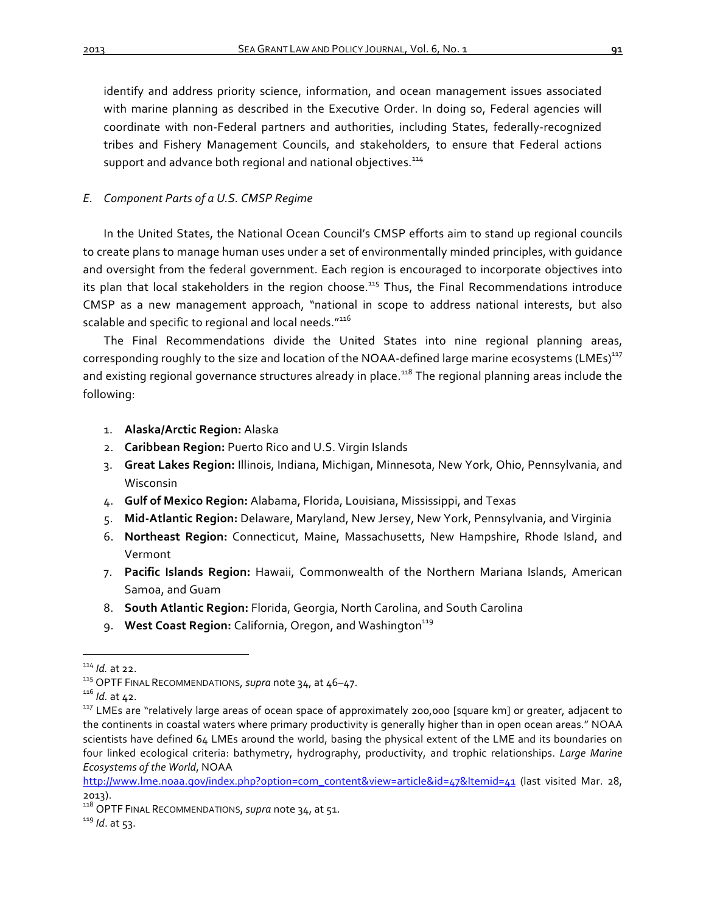identify and address priority science, information, and ocean management issues associated with marine planning as described in the Executive Order. In doing so, Federal agencies will coordinate with non-Federal partners and authorities, including States, federally-recognized tribes and Fishery Management Councils, and stakeholders, to ensure that Federal actions support and advance both regional and national objectives.[114]

### *E. Component Parts of a U.S. CMSP Regime*

In the United States, the National Ocean Council's CMSP efforts aim to stand up regional councils to create plans to manage human uses under a set of environmentally minded principles, with guidance and oversight from the federal government. Each region is encouraged to incorporate objectives into its plan that local stakeholders in the region choose.[115] Thus, the Final Recommendations introduce CMSP as a new management approach, "national in scope to address national interests, but also scalable and specific to regional and local needs."[116]

The Final Recommendations divide the United States into nine regional planning areas, corresponding roughly to the size and location of the NOAA-defined large marine ecosystems (LMEs)[117] and existing regional governance structures already in place.[118] The regional planning areas include the following:

1. **Alaska/Arctic Region:** Alaska
2. **Caribbean Region:** Puerto Rico and U.S. Virgin Islands
3. **Great Lakes Region:** Illinois, Indiana, Michigan, Minnesota, New York, Ohio, Pennsylvania, and Wisconsin
4. **Gulf of Mexico Region:** Alabama, Florida, Louisiana, Mississippi, and Texas
5. **Mid-Atlantic Region:** Delaware, Maryland, New Jersey, New York, Pennsylvania, and Virginia
6. **Northeast Region:** Connecticut, Maine, Massachusetts, New Hampshire, Rhode Island, and Vermont
7. **Pacific Islands Region:** Hawaii, Commonwealth of the Northern Mariana Islands, American Samoa, and Guam
8. **South Atlantic Region:** Florida, Georgia, North Carolina, and South Carolina
9. **West Coast Region:** California, Oregon, and Washington[119]

---

[114] *Id.* at 22.

[115] OPTF FINAL RECOMMENDATIONS, *supra* note 34, at 46–47.

[116] *Id.* at 42.

[117] LMEs are "relatively large areas of ocean space of approximately 200,000 [square km] or greater, adjacent to the continents in coastal waters where primary productivity is generally higher than in open ocean areas." NOAA scientists have defined 64 LMEs around the world, basing the physical extent of the LME and its boundaries on four linked ecological criteria: bathymetry, hydrography, productivity, and trophic relationships. *Large Marine Ecosystems of the World*, NOAA http://www.lme.noaa.gov/index.php?option=com_content&view=article&id=47&Itemid=41 (last visited Mar. 28, 2013).

[118] OPTF FINAL RECOMMENDATIONS, *supra* note 34, at 51.

[119] *Id.* at 53.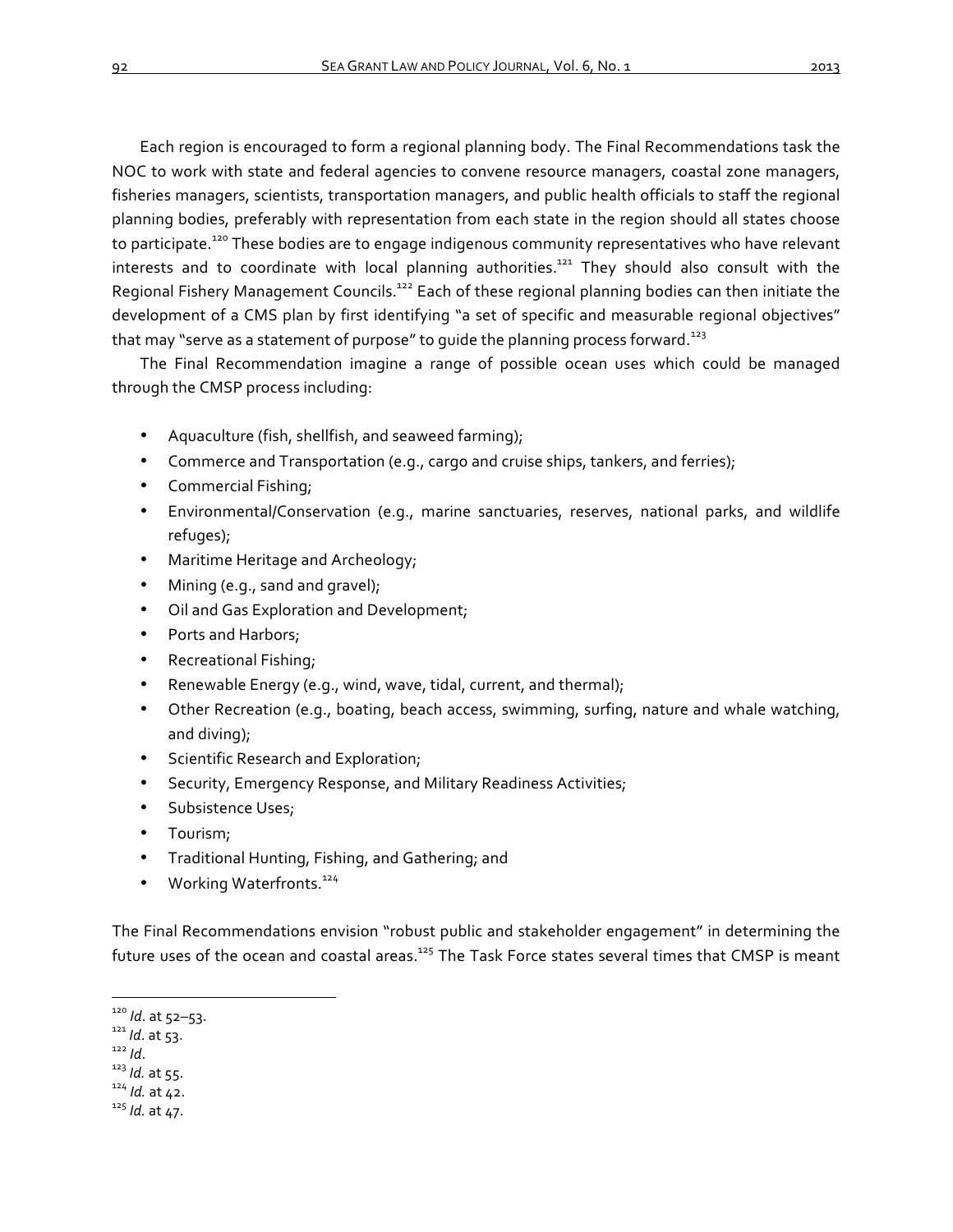Each region is encouraged to form a regional planning body. The Final Recommendations task the NOC to work with state and federal agencies to convene resource managers, coastal zone managers, fisheries managers, scientists, transportation managers, and public health officials to staff the regional planning bodies, preferably with representation from each state in the region should all states choose to participate.[120] These bodies are to engage indigenous community representatives who have relevant interests and to coordinate with local planning authorities.[121] They should also consult with the Regional Fishery Management Councils.[122] Each of these regional planning bodies can then initiate the development of a CMS plan by first identifying "a set of specific and measurable regional objectives" that may "serve as a statement of purpose" to guide the planning process forward.[123]

The Final Recommendation imagine a range of possible ocean uses which could be managed through the CMSP process including:

- Aquaculture (fish, shellfish, and seaweed farming);
- Commerce and Transportation (e.g., cargo and cruise ships, tankers, and ferries);
- Commercial Fishing;
- Environmental/Conservation (e.g., marine sanctuaries, reserves, national parks, and wildlife refuges);
- Maritime Heritage and Archeology;
- Mining (e.g., sand and gravel);
- Oil and Gas Exploration and Development;
- Ports and Harbors;
- Recreational Fishing;
- Renewable Energy (e.g., wind, wave, tidal, current, and thermal);
- Other Recreation (e.g., boating, beach access, swimming, surfing, nature and whale watching, and diving);
- Scientific Research and Exploration;
- Security, Emergency Response, and Military Readiness Activities;
- Subsistence Uses;
- Tourism;
- Traditional Hunting, Fishing, and Gathering; and
- Working Waterfronts.[124]

The Final Recommendations envision "robust public and stakeholder engagement" in determining the future uses of the ocean and coastal areas.[125] The Task Force states several times that CMSP is meant

---

[120] *Id*. at 52–53.
[121] *Id*. at 53.
[122] *Id*.
[123] *Id.* at 55.
[124] *Id.* at 42.
[125] *Id.* at 47.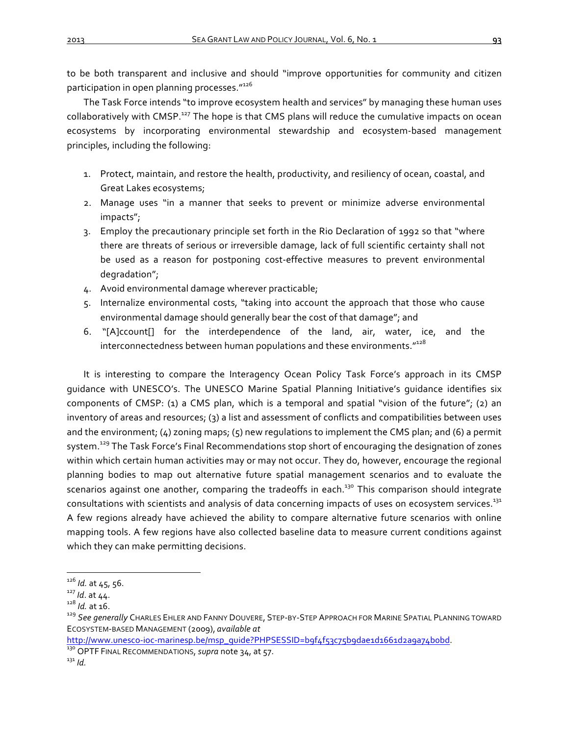to be both transparent and inclusive and should "improve opportunities for community and citizen participation in open planning processes."[126]

The Task Force intends "to improve ecosystem health and services" by managing these human uses collaboratively with CMSP.[127] The hope is that CMS plans will reduce the cumulative impacts on ocean ecosystems by incorporating environmental stewardship and ecosystem-based management principles, including the following:

1. Protect, maintain, and restore the health, productivity, and resiliency of ocean, coastal, and Great Lakes ecosystems;
2. Manage uses "in a manner that seeks to prevent or minimize adverse environmental impacts";
3. Employ the precautionary principle set forth in the Rio Declaration of 1992 so that "where there are threats of serious or irreversible damage, lack of full scientific certainty shall not be used as a reason for postponing cost-effective measures to prevent environmental degradation";
4. Avoid environmental damage wherever practicable;
5. Internalize environmental costs, "taking into account the approach that those who cause environmental damage should generally bear the cost of that damage"; and
6. "[A]ccount[] for the interdependence of the land, air, water, ice, and the interconnectedness between human populations and these environments."[128]

It is interesting to compare the Interagency Ocean Policy Task Force's approach in its CMSP guidance with UNESCO's. The UNESCO Marine Spatial Planning Initiative's guidance identifies six components of CMSP: (1) a CMS plan, which is a temporal and spatial "vision of the future"; (2) an inventory of areas and resources; (3) a list and assessment of conflicts and compatibilities between uses and the environment; (4) zoning maps; (5) new regulations to implement the CMS plan; and (6) a permit system.[129] The Task Force's Final Recommendations stop short of encouraging the designation of zones within which certain human activities may or may not occur. They do, however, encourage the regional planning bodies to map out alternative future spatial management scenarios and to evaluate the scenarios against one another, comparing the tradeoffs in each.[130] This comparison should integrate consultations with scientists and analysis of data concerning impacts of uses on ecosystem services.[131] A few regions already have achieved the ability to compare alternative future scenarios with online mapping tools. A few regions have also collected baseline data to measure current conditions against which they can make permitting decisions.

---

[126] *Id.* at 45, 56.

[127] *Id*. at 44.

[128] *Id.* at 16.

[129] *See generally* CHARLES EHLER AND FANNY DOUVERE, STEP-BY-STEP APPROACH FOR MARINE SPATIAL PLANNING TOWARD ECOSYSTEM-BASED MANAGEMENT (2009), *available at* http://www.unesco-ioc-marinesp.be/msp_guide?PHPSESSID=b9f4f53c75b9dae1d1661d2a9a74b0bd.

[130] OPTF FINAL RECOMMENDATIONS, *supra* note 34, at 57.

[131] *Id.*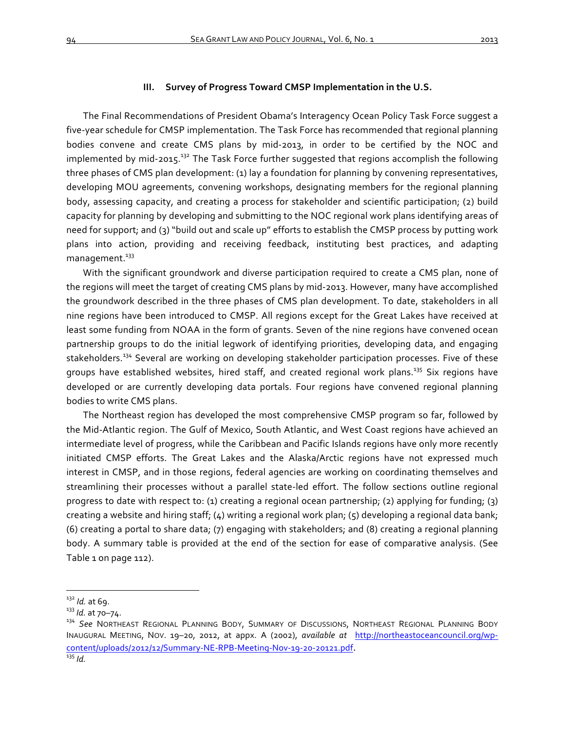## III. Survey of Progress Toward CMSP Implementation in the U.S.

The Final Recommendations of President Obama's Interagency Ocean Policy Task Force suggest a five-year schedule for CMSP implementation. The Task Force has recommended that regional planning bodies convene and create CMS plans by mid-2013, in order to be certified by the NOC and implemented by mid-2015.[132] The Task Force further suggested that regions accomplish the following three phases of CMS plan development: (1) lay a foundation for planning by convening representatives, developing MOU agreements, convening workshops, designating members for the regional planning body, assessing capacity, and creating a process for stakeholder and scientific participation; (2) build capacity for planning by developing and submitting to the NOC regional work plans identifying areas of need for support; and (3) "build out and scale up" efforts to establish the CMSP process by putting work plans into action, providing and receiving feedback, instituting best practices, and adapting management.[133]

With the significant groundwork and diverse participation required to create a CMS plan, none of the regions will meet the target of creating CMS plans by mid-2013. However, many have accomplished the groundwork described in the three phases of CMS plan development. To date, stakeholders in all nine regions have been introduced to CMSP. All regions except for the Great Lakes have received at least some funding from NOAA in the form of grants. Seven of the nine regions have convened ocean partnership groups to do the initial legwork of identifying priorities, developing data, and engaging stakeholders.[134] Several are working on developing stakeholder participation processes. Five of these groups have established websites, hired staff, and created regional work plans.[135] Six regions have developed or are currently developing data portals. Four regions have convened regional planning bodies to write CMS plans.

The Northeast region has developed the most comprehensive CMSP program so far, followed by the Mid-Atlantic region. The Gulf of Mexico, South Atlantic, and West Coast regions have achieved an intermediate level of progress, while the Caribbean and Pacific Islands regions have only more recently initiated CMSP efforts. The Great Lakes and the Alaska/Arctic regions have not expressed much interest in CMSP, and in those regions, federal agencies are working on coordinating themselves and streamlining their processes without a parallel state-led effort. The follow sections outline regional progress to date with respect to: (1) creating a regional ocean partnership; (2) applying for funding; (3) creating a website and hiring staff; (4) writing a regional work plan; (5) developing a regional data bank; (6) creating a portal to share data; (7) engaging with stakeholders; and (8) creating a regional planning body. A summary table is provided at the end of the section for ease of comparative analysis. (See Table 1 on page 112).

---

[132] *Id.* at 69.

[133] *Id.* at 70–74.

[134] *See* NORTHEAST REGIONAL PLANNING BODY, SUMMARY OF DISCUSSIONS, NORTHEAST REGIONAL PLANNING BODY INAUGURAL MEETING, NOV. 19–20, 2012, at appx. A (2002), *available at* http://northeastoceancouncil.org/wp-content/uploads/2012/12/Summary-NE-RPB-Meeting-Nov-19-20-20121.pdf.

[135] *Id.*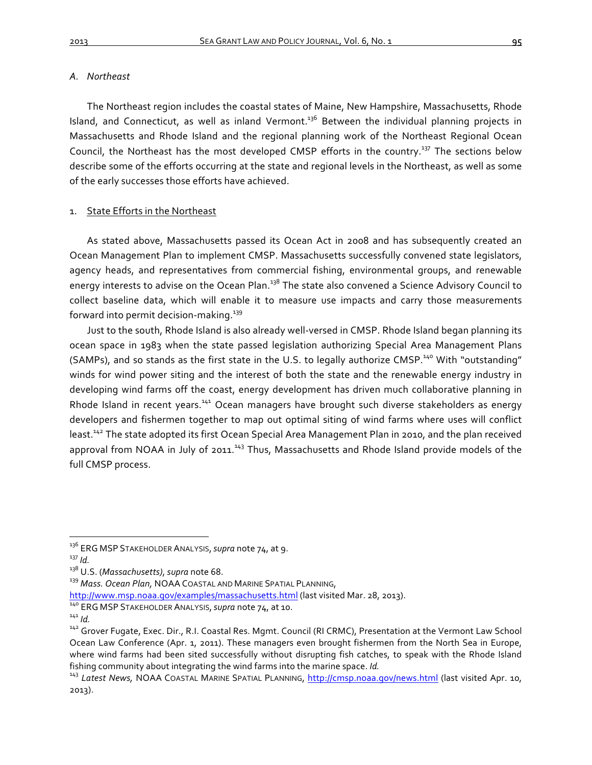### *A. Northeast*

The Northeast region includes the coastal states of Maine, New Hampshire, Massachusetts, Rhode Island, and Connecticut, as well as inland Vermont.[136] Between the individual planning projects in Massachusetts and Rhode Island and the regional planning work of the Northeast Regional Ocean Council, the Northeast has the most developed CMSP efforts in the country.[137] The sections below describe some of the efforts occurring at the state and regional levels in the Northeast, as well as some of the early successes those efforts have achieved.

#### 1. State Efforts in the Northeast

As stated above, Massachusetts passed its Ocean Act in 2008 and has subsequently created an Ocean Management Plan to implement CMSP. Massachusetts successfully convened state legislators, agency heads, and representatives from commercial fishing, environmental groups, and renewable energy interests to advise on the Ocean Plan.[138] The state also convened a Science Advisory Council to collect baseline data, which will enable it to measure use impacts and carry those measurements forward into permit decision-making.[139]

Just to the south, Rhode Island is also already well-versed in CMSP. Rhode Island began planning its ocean space in 1983 when the state passed legislation authorizing Special Area Management Plans (SAMPs), and so stands as the first state in the U.S. to legally authorize CMSP.[140] With "outstanding" winds for wind power siting and the interest of both the state and the renewable energy industry in developing wind farms off the coast, energy development has driven much collaborative planning in Rhode Island in recent years.[141] Ocean managers have brought such diverse stakeholders as energy developers and fishermen together to map out optimal siting of wind farms where uses will conflict least.[142] The state adopted its first Ocean Special Area Management Plan in 2010, and the plan received approval from NOAA in July of 2011.[143] Thus, Massachusetts and Rhode Island provide models of the full CMSP process.

---

[136] ERG MSP STAKEHOLDER ANALYSIS, *supra* note 74, at 9.

[137] *Id.*

[138] U.S. (*Massachusetts*), *supra* note 68.

[139] *Mass. Ocean Plan,* NOAA COASTAL AND MARINE SPATIAL PLANNING, http://www.msp.noaa.gov/examples/massachusetts.html (last visited Mar. 28, 2013).

[140] ERG MSP STAKEHOLDER ANALYSIS, *supra* note 74, at 10.

[141] *Id.*

[142] Grover Fugate, Exec. Dir., R.I. Coastal Res. Mgmt. Council (RI CRMC), Presentation at the Vermont Law School Ocean Law Conference (Apr. 1, 2011). These managers even brought fishermen from the North Sea in Europe, where wind farms had been sited successfully without disrupting fish catches, to speak with the Rhode Island fishing community about integrating the wind farms into the marine space. *Id.*

[143] *Latest News,* NOAA COASTAL MARINE SPATIAL PLANNING, http://cmsp.noaa.gov/news.html (last visited Apr. 10, 2013).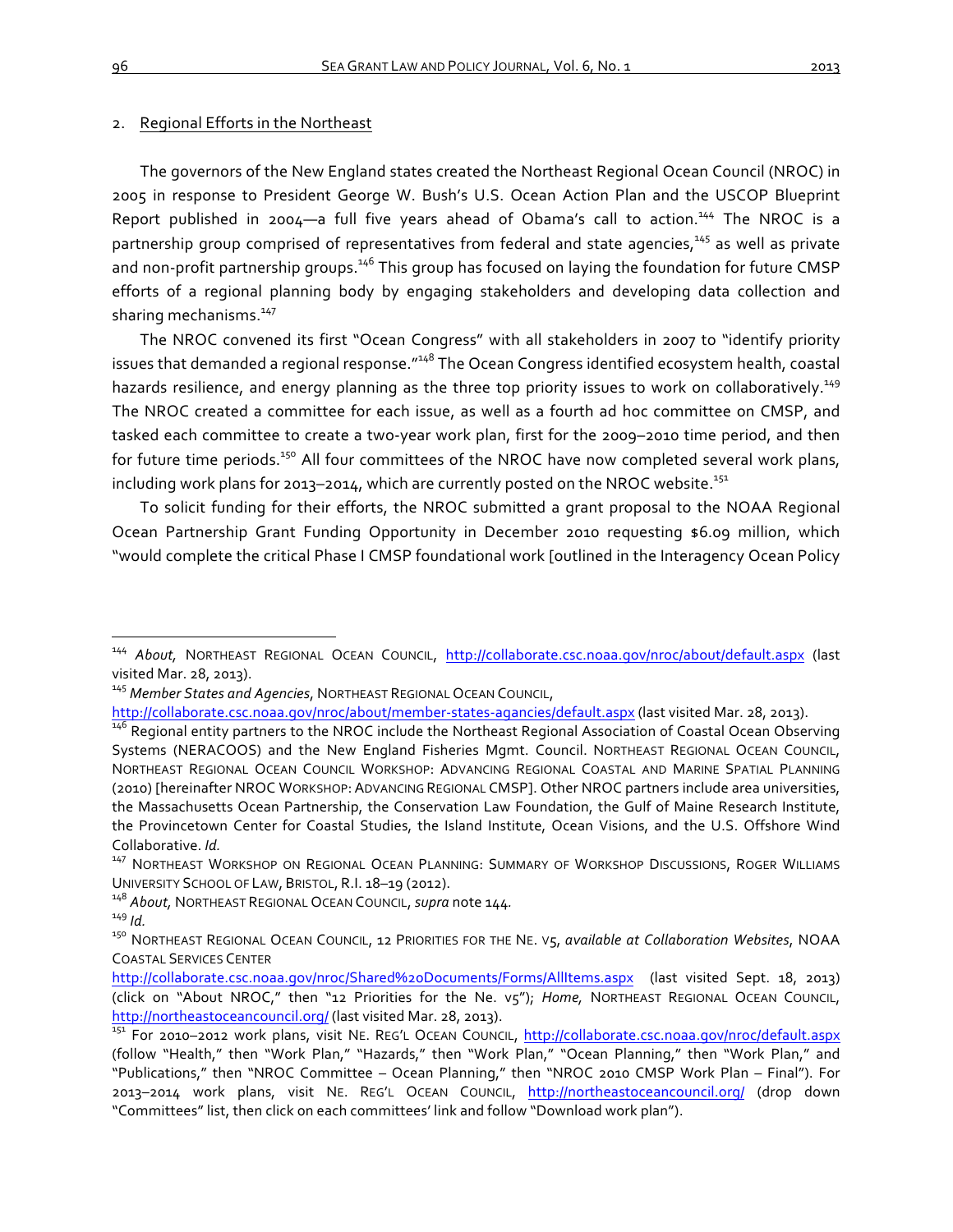2. Regional Efforts in the Northeast

The governors of the New England states created the Northeast Regional Ocean Council (NROC) in 2005 in response to President George W. Bush's U.S. Ocean Action Plan and the USCOP Blueprint Report published in 2004—a full five years ahead of Obama's call to action.[144] The NROC is a partnership group comprised of representatives from federal and state agencies,[145] as well as private and non-profit partnership groups.[146] This group has focused on laying the foundation for future CMSP efforts of a regional planning body by engaging stakeholders and developing data collection and sharing mechanisms.[147]

The NROC convened its first "Ocean Congress" with all stakeholders in 2007 to "identify priority issues that demanded a regional response."[148] The Ocean Congress identified ecosystem health, coastal hazards resilience, and energy planning as the three top priority issues to work on collaboratively.[149] The NROC created a committee for each issue, as well as a fourth ad hoc committee on CMSP, and tasked each committee to create a two-year work plan, first for the 2009–2010 time period, and then for future time periods.[150] All four committees of the NROC have now completed several work plans, including work plans for 2013–2014, which are currently posted on the NROC website.[151]

To solicit funding for their efforts, the NROC submitted a grant proposal to the NOAA Regional Ocean Partnership Grant Funding Opportunity in December 2010 requesting $6.09 million, which "would complete the critical Phase I CMSP foundational work [outlined in the Interagency Ocean Policy

---

[144] *About*, NORTHEAST REGIONAL OCEAN COUNCIL, http://collaborate.csc.noaa.gov/nroc/about/default.aspx (last visited Mar. 28, 2013).

[145] *Member States and Agencies*, NORTHEAST REGIONAL OCEAN COUNCIL, http://collaborate.csc.noaa.gov/nroc/about/member-states-agancies/default.aspx (last visited Mar. 28, 2013).

[146] Regional entity partners to the NROC include the Northeast Regional Association of Coastal Ocean Observing Systems (NERACOOS) and the New England Fisheries Mgmt. Council. NORTHEAST REGIONAL OCEAN COUNCIL, NORTHEAST REGIONAL OCEAN COUNCIL WORKSHOP: ADVANCING REGIONAL COASTAL AND MARINE SPATIAL PLANNING (2010) [hereinafter NROC WORKSHOP: ADVANCING REGIONAL CMSP]. Other NROC partners include area universities, the Massachusetts Ocean Partnership, the Conservation Law Foundation, the Gulf of Maine Research Institute, the Provincetown Center for Coastal Studies, the Island Institute, Ocean Visions, and the U.S. Offshore Wind Collaborative. *Id.*

[147] NORTHEAST WORKSHOP ON REGIONAL OCEAN PLANNING: SUMMARY OF WORKSHOP DISCUSSIONS, ROGER WILLIAMS UNIVERSITY SCHOOL OF LAW, BRISTOL, R.I. 18–19 (2012).

[148] *About*, NORTHEAST REGIONAL OCEAN COUNCIL, *supra* note 144.

[149] *Id.*

[150] NORTHEAST REGIONAL OCEAN COUNCIL, 12 PRIORITIES FOR THE NE. V5, *available at Collaboration Websites*, NOAA COASTAL SERVICES CENTER http://collaborate.csc.noaa.gov/nroc/Shared%20Documents/Forms/AllItems.aspx (last visited Sept. 18, 2013) (click on "About NROC," then "12 Priorities for the Ne. v5"); *Home*, NORTHEAST REGIONAL OCEAN COUNCIL, http://northeastoceancouncil.org/ (last visited Mar. 28, 2013).

[151] For 2010–2012 work plans, visit NE. REG'L OCEAN COUNCIL, http://collaborate.csc.noaa.gov/nroc/default.aspx (follow "Health," then "Work Plan," "Hazards," then "Work Plan," "Ocean Planning," then "Work Plan," and "Publications," then "NROC Committee – Ocean Planning," then "NROC 2010 CMSP Work Plan – Final"). For 2013–2014 work plans, visit NE. REG'L OCEAN COUNCIL, http://northeastoceancouncil.org/ (drop down "Committees" list, then click on each committees' link and follow "Download work plan").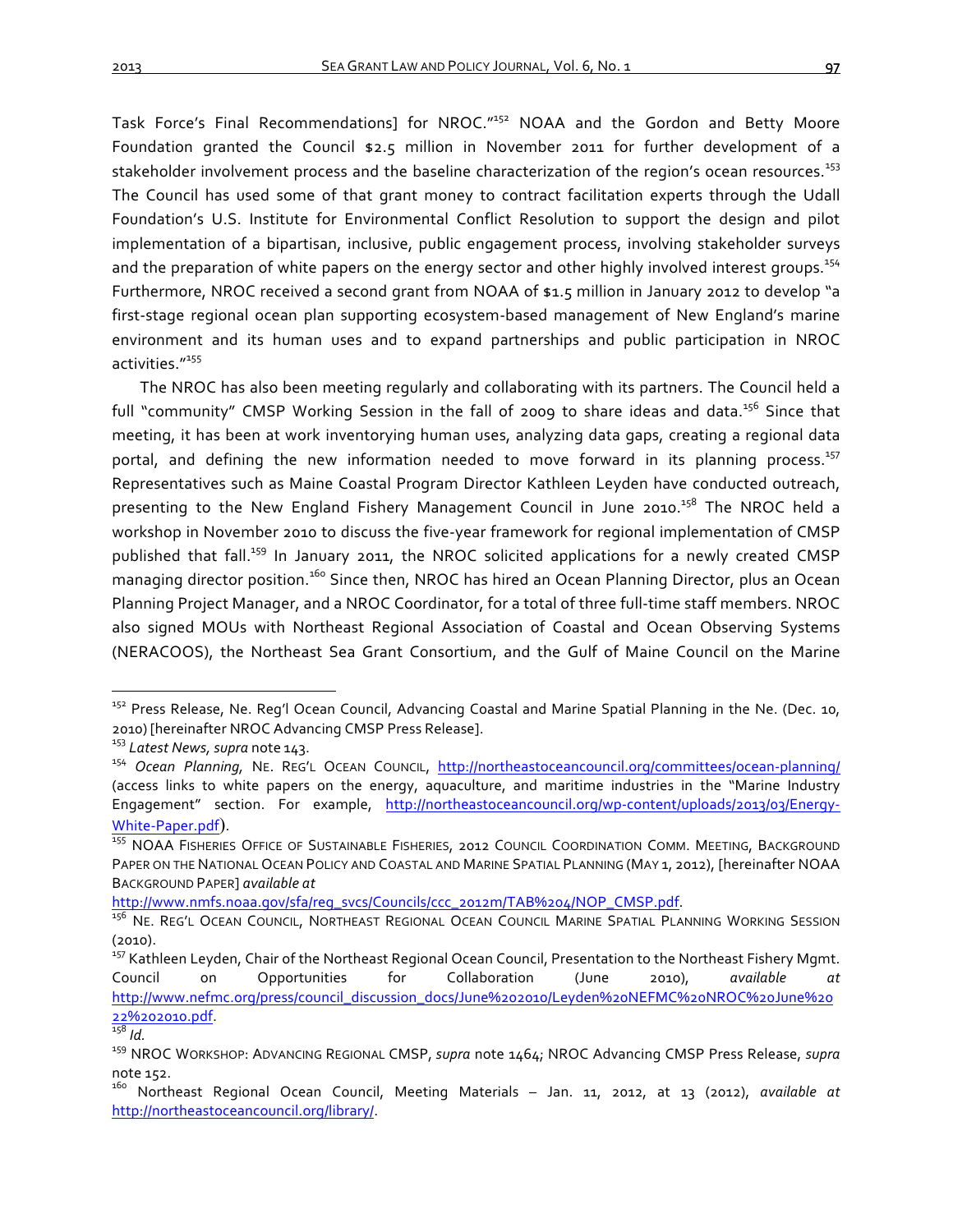Task Force's Final Recommendations] for NROC."[152] NOAA and the Gordon and Betty Moore Foundation granted the Council $2.5 million in November 2011 for further development of a stakeholder involvement process and the baseline characterization of the region's ocean resources.[153] The Council has used some of that grant money to contract facilitation experts through the Udall Foundation's U.S. Institute for Environmental Conflict Resolution to support the design and pilot implementation of a bipartisan, inclusive, public engagement process, involving stakeholder surveys and the preparation of white papers on the energy sector and other highly involved interest groups.[154] Furthermore, NROC received a second grant from NOAA of $1.5 million in January 2012 to develop "a first-stage regional ocean plan supporting ecosystem-based management of New England's marine environment and its human uses and to expand partnerships and public participation in NROC activities."[155]

The NROC has also been meeting regularly and collaborating with its partners. The Council held a full "community" CMSP Working Session in the fall of 2009 to share ideas and data.[156] Since that meeting, it has been at work inventorying human uses, analyzing data gaps, creating a regional data portal, and defining the new information needed to move forward in its planning process.[157] Representatives such as Maine Coastal Program Director Kathleen Leyden have conducted outreach, presenting to the New England Fishery Management Council in June 2010.[158] The NROC held a workshop in November 2010 to discuss the five-year framework for regional implementation of CMSP published that fall.[159] In January 2011, the NROC solicited applications for a newly created CMSP managing director position.[160] Since then, NROC has hired an Ocean Planning Director, plus an Ocean Planning Project Manager, and a NROC Coordinator, for a total of three full-time staff members. NROC also signed MOUs with Northeast Regional Association of Coastal and Ocean Observing Systems (NERACOOS), the Northeast Sea Grant Consortium, and the Gulf of Maine Council on the Marine

---

[152] Press Release, Ne. Reg'l Ocean Council, Advancing Coastal and Marine Spatial Planning in the Ne. (Dec. 10, 2010) [hereinafter NROC Advancing CMSP Press Release].

[153] *Latest News*, *supra* note 143.

[154] *Ocean Planning*, NE. REG'L OCEAN COUNCIL, http://northeastoceancouncil.org/committees/ocean-planning/ (access links to white papers on the energy, aquaculture, and maritime industries in the "Marine Industry Engagement" section. For example, http://northeastoceancouncil.org/wp-content/uploads/2013/03/Energy-White-Paper.pdf).

[155] NOAA FISHERIES OFFICE OF SUSTAINABLE FISHERIES, 2012 COUNCIL COORDINATION COMM. MEETING, BACKGROUND PAPER ON THE NATIONAL OCEAN POLICY AND COASTAL AND MARINE SPATIAL PLANNING (MAY 1, 2012), [hereinafter NOAA BACKGROUND PAPER] *available at* http://www.nmfs.noaa.gov/sfa/reg_svcs/Councils/ccc_2012m/TAB%204/NOP_CMSP.pdf.

[156] NE. REG'L OCEAN COUNCIL, NORTHEAST REGIONAL OCEAN COUNCIL MARINE SPATIAL PLANNING WORKING SESSION (2010).

[157] Kathleen Leyden, Chair of the Northeast Regional Ocean Council, Presentation to the Northeast Fishery Mgmt. Council on Opportunities for Collaboration (June 2010), *available at* http://www.nefmc.org/press/council_discussion_docs/June%202010/Leyden%20NEFMC%20NROC%20June%2022%202010.pdf.

[158] *Id.*

[159] NROC WORKSHOP: ADVANCING REGIONAL CMSP, *supra* note 1464; NROC Advancing CMSP Press Release, *supra* note 152.

[160] Northeast Regional Ocean Council, Meeting Materials – Jan. 11, 2012, at 13 (2012), *available at* http://northeastoceancouncil.org/library/.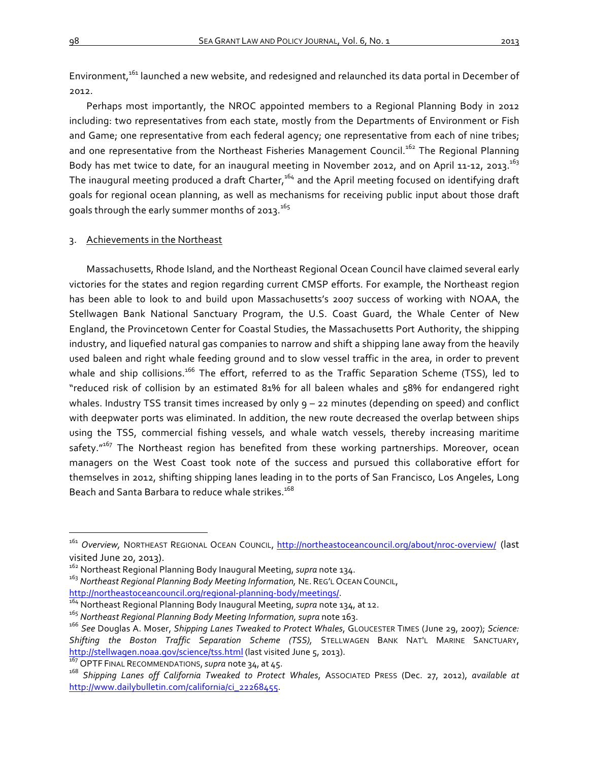Environment,[161] launched a new website, and redesigned and relaunched its data portal in December of 2012.

Perhaps most importantly, the NROC appointed members to a Regional Planning Body in 2012 including: two representatives from each state, mostly from the Departments of Environment or Fish and Game; one representative from each federal agency; one representative from each of nine tribes; and one representative from the Northeast Fisheries Management Council.[162] The Regional Planning Body has met twice to date, for an inaugural meeting in November 2012, and on April 11-12, 2013.[163] The inaugural meeting produced a draft Charter,[164] and the April meeting focused on identifying draft goals for regional ocean planning, as well as mechanisms for receiving public input about those draft goals through the early summer months of 2013.[165]

3. Achievements in the Northeast

Massachusetts, Rhode Island, and the Northeast Regional Ocean Council have claimed several early victories for the states and region regarding current CMSP efforts. For example, the Northeast region has been able to look to and build upon Massachusetts's 2007 success of working with NOAA, the Stellwagen Bank National Sanctuary Program, the U.S. Coast Guard, the Whale Center of New England, the Provincetown Center for Coastal Studies, the Massachusetts Port Authority, the shipping industry, and liquefied natural gas companies to narrow and shift a shipping lane away from the heavily used baleen and right whale feeding ground and to slow vessel traffic in the area, in order to prevent whale and ship collisions.[166] The effort, referred to as the Traffic Separation Scheme (TSS), led to "reduced risk of collision by an estimated 81% for all baleen whales and 58% for endangered right whales. Industry TSS transit times increased by only 9 – 22 minutes (depending on speed) and conflict with deepwater ports was eliminated. In addition, the new route decreased the overlap between ships using the TSS, commercial fishing vessels, and whale watch vessels, thereby increasing maritime safety."[167] The Northeast region has benefited from these working partnerships. Moreover, ocean managers on the West Coast took note of the success and pursued this collaborative effort for themselves in 2012, shifting shipping lanes leading in to the ports of San Francisco, Los Angeles, Long Beach and Santa Barbara to reduce whale strikes.[168]

---

[161] *Overview,* NORTHEAST REGIONAL OCEAN COUNCIL, http://northeastoceancouncil.org/about/nroc-overview/ (last visited June 20, 2013).

[162] Northeast Regional Planning Body Inaugural Meeting, *supra* note 134.

[163] *Northeast Regional Planning Body Meeting Information,* NE. REG'L OCEAN COUNCIL, http://northeastoceancouncil.org/regional-planning-body/meetings/.

[164] Northeast Regional Planning Body Inaugural Meeting, *supra* note 134, at 12.

[165] *Northeast Regional Planning Body Meeting Information, supra* note 163.

[166] *See* Douglas A. Moser, *Shipping Lanes Tweaked to Protect Whales*, GLOUCESTER TIMES (June 29, 2007); *Science: Shifting the Boston Traffic Separation Scheme (TSS)*, STELLWAGEN BANK NAT'L MARINE SANCTUARY, http://stellwagen.noaa.gov/science/tss.html (last visited June 5, 2013).

[167] OPTF FINAL RECOMMENDATIONS, *supra* note 34, at 45.

[168] *Shipping Lanes off California Tweaked to Protect Whales*, ASSOCIATED PRESS (Dec. 27, 2012), *available at* http://www.dailybulletin.com/california/ci_22268455.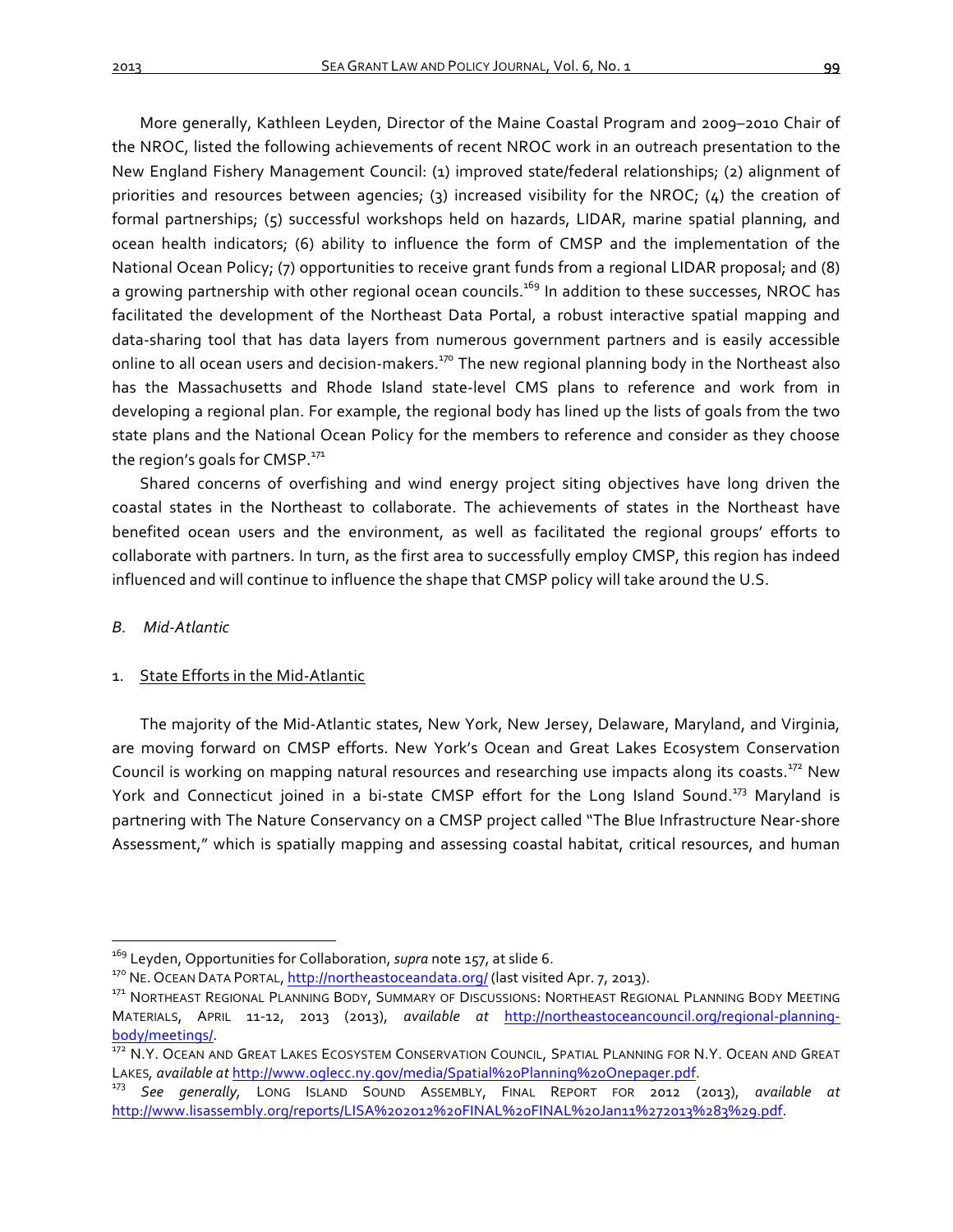More generally, Kathleen Leyden, Director of the Maine Coastal Program and 2009–2010 Chair of the NROC, listed the following achievements of recent NROC work in an outreach presentation to the New England Fishery Management Council: (1) improved state/federal relationships; (2) alignment of priorities and resources between agencies; (3) increased visibility for the NROC; (4) the creation of formal partnerships; (5) successful workshops held on hazards, LIDAR, marine spatial planning, and ocean health indicators; (6) ability to influence the form of CMSP and the implementation of the National Ocean Policy; (7) opportunities to receive grant funds from a regional LIDAR proposal; and (8) a growing partnership with other regional ocean councils.[169] In addition to these successes, NROC has facilitated the development of the Northeast Data Portal, a robust interactive spatial mapping and data-sharing tool that has data layers from numerous government partners and is easily accessible online to all ocean users and decision-makers.[170] The new regional planning body in the Northeast also has the Massachusetts and Rhode Island state-level CMS plans to reference and work from in developing a regional plan. For example, the regional body has lined up the lists of goals from the two state plans and the National Ocean Policy for the members to reference and consider as they choose the region's goals for CMSP.[171]

Shared concerns of overfishing and wind energy project siting objectives have long driven the coastal states in the Northeast to collaborate. The achievements of states in the Northeast have benefited ocean users and the environment, as well as facilitated the regional groups' efforts to collaborate with partners. In turn, as the first area to successfully employ CMSP, this region has indeed influenced and will continue to influence the shape that CMSP policy will take around the U.S.

### *B. Mid-Atlantic*

#### 1. State Efforts in the Mid-Atlantic

The majority of the Mid-Atlantic states, New York, New Jersey, Delaware, Maryland, and Virginia, are moving forward on CMSP efforts. New York's Ocean and Great Lakes Ecosystem Conservation Council is working on mapping natural resources and researching use impacts along its coasts.[172] New York and Connecticut joined in a bi-state CMSP effort for the Long Island Sound.[173] Maryland is partnering with The Nature Conservancy on a CMSP project called "The Blue Infrastructure Near-shore Assessment," which is spatially mapping and assessing coastal habitat, critical resources, and human

---

[169] Leyden, Opportunities for Collaboration, *supra* note 157, at slide 6.

[170] NE. OCEAN DATA PORTAL, http://northeastoceandata.org/ (last visited Apr. 7, 2013).

[171] NORTHEAST REGIONAL PLANNING BODY, SUMMARY OF DISCUSSIONS: NORTHEAST REGIONAL PLANNING BODY MEETING MATERIALS, APRIL 11-12, 2013 (2013), *available at* http://northeastoceancouncil.org/regional-planning-body/meetings/.

[172] N.Y. OCEAN AND GREAT LAKES ECOSYSTEM CONSERVATION COUNCIL, SPATIAL PLANNING FOR N.Y. OCEAN AND GREAT LAKES, *available at* http://www.oglecc.ny.gov/media/Spatial%20Planning%20Onepager.pdf.

[173] *See generally*, LONG ISLAND SOUND ASSEMBLY, FINAL REPORT FOR 2012 (2013), *available at* http://www.lisassembly.org/reports/LISA%202012%20FINAL%20FINAL%20Jan11%272013%283%29.pdf.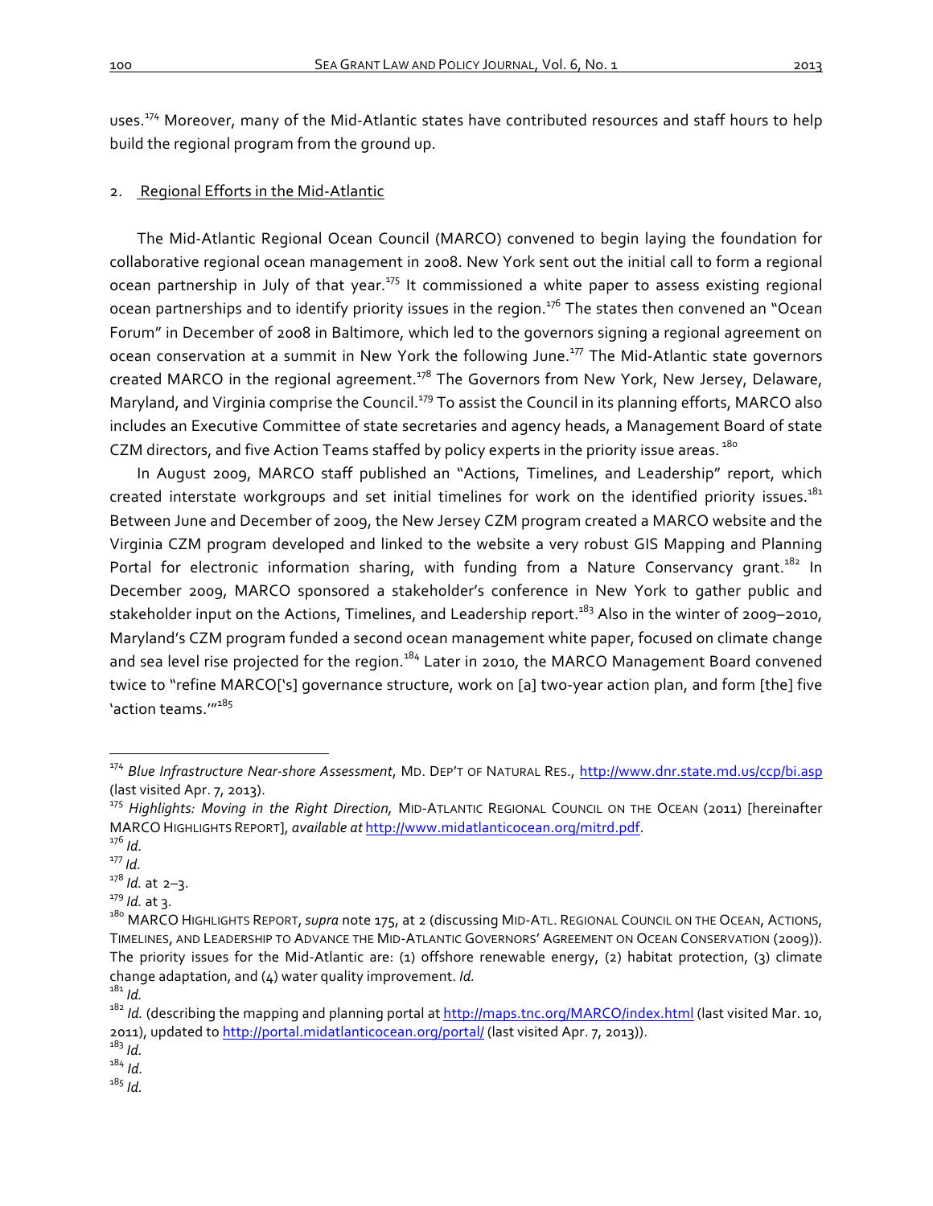uses.[174] Moreover, many of the Mid-Atlantic states have contributed resources and staff hours to help build the regional program from the ground up.

2. Regional Efforts in the Mid-Atlantic

The Mid-Atlantic Regional Ocean Council (MARCO) convened to begin laying the foundation for collaborative regional ocean management in 2008. New York sent out the initial call to form a regional ocean partnership in July of that year.[175] It commissioned a white paper to assess existing regional ocean partnerships and to identify priority issues in the region.[176] The states then convened an "Ocean Forum" in December of 2008 in Baltimore, which led to the governors signing a regional agreement on ocean conservation at a summit in New York the following June.[177] The Mid-Atlantic state governors created MARCO in the regional agreement.[178] The Governors from New York, New Jersey, Delaware, Maryland, and Virginia comprise the Council.[179] To assist the Council in its planning efforts, MARCO also includes an Executive Committee of state secretaries and agency heads, a Management Board of state CZM directors, and five Action Teams staffed by policy experts in the priority issue areas.[180]

In August 2009, MARCO staff published an "Actions, Timelines, and Leadership" report, which created interstate workgroups and set initial timelines for work on the identified priority issues.[181] Between June and December of 2009, the New Jersey CZM program created a MARCO website and the Virginia CZM program developed and linked to the website a very robust GIS Mapping and Planning Portal for electronic information sharing, with funding from a Nature Conservancy grant.[182] In December 2009, MARCO sponsored a stakeholder's conference in New York to gather public and stakeholder input on the Actions, Timelines, and Leadership report.[183] Also in the winter of 2009–2010, Maryland's CZM program funded a second ocean management white paper, focused on climate change and sea level rise projected for the region.[184] Later in 2010, the MARCO Management Board convened twice to "refine MARCO['s] governance structure, work on [a] two-year action plan, and form [the] five 'action teams.'"[185]

---

[174] *Blue Infrastructure Near-shore Assessment*, MD. DEP'T OF NATURAL RES., http://www.dnr.state.md.us/ccp/bi.asp (last visited Apr. 7, 2013).

[175] *Highlights: Moving in the Right Direction,* MID-ATLANTIC REGIONAL COUNCIL ON THE OCEAN (2011) [hereinafter MARCO HIGHLIGHTS REPORT], *available at* http://www.midatlanticocean.org/mitrd.pdf.

[176] *Id.*

[177] *Id.*

[178] *Id.* at 2–3.

[179] *Id.* at 3.

[180] MARCO HIGHLIGHTS REPORT, *supra* note 175, at 2 (discussing MID-ATL. REGIONAL COUNCIL ON THE OCEAN, ACTIONS, TIMELINES, AND LEADERSHIP TO ADVANCE THE MID-ATLANTIC GOVERNORS' AGREEMENT ON OCEAN CONSERVATION (2009)). The priority issues for the Mid-Atlantic are: (1) offshore renewable energy, (2) habitat protection, (3) climate change adaptation, and (4) water quality improvement. *Id.*

[181] *Id.*

[182] *Id.* (describing the mapping and planning portal at http://maps.tnc.org/MARCO/index.html (last visited Mar. 10, 2011), updated to http://portal.midatlanticocean.org/portal/ (last visited Apr. 7, 2013)).

[183] *Id.*

[184] *Id.*

[185] *Id.*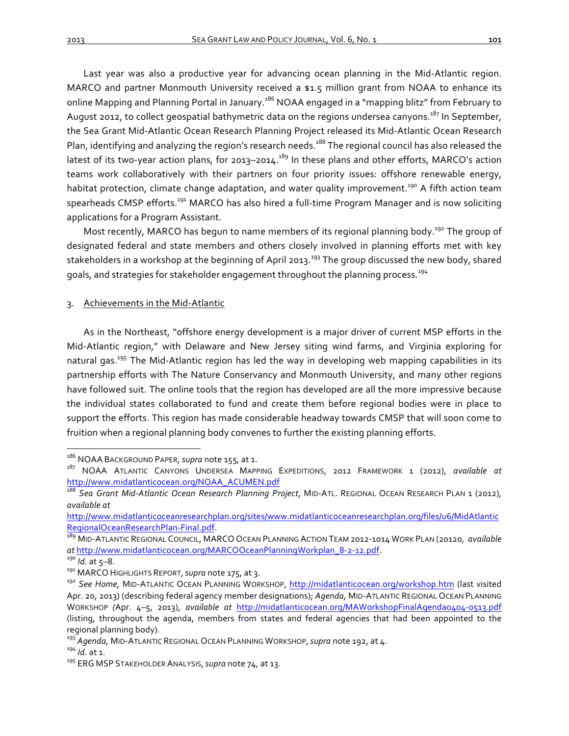Last year was also a productive year for advancing ocean planning in the Mid-Atlantic region. MARCO and partner Monmouth University received a $1.5 million grant from NOAA to enhance its online Mapping and Planning Portal in January.[186] NOAA engaged in a "mapping blitz" from February to August 2012, to collect geospatial bathymetric data on the regions undersea canyons.[187] In September, the Sea Grant Mid-Atlantic Ocean Research Planning Project released its Mid-Atlantic Ocean Research Plan, identifying and analyzing the region's research needs.[188] The regional council has also released the latest of its two-year action plans, for 2013–2014.[189] In these plans and other efforts, MARCO's action teams work collaboratively with their partners on four priority issues: offshore renewable energy, habitat protection, climate change adaptation, and water quality improvement.[190] A fifth action team spearheads CMSP efforts.[191] MARCO has also hired a full-time Program Manager and is now soliciting applications for a Program Assistant.

Most recently, MARCO has begun to name members of its regional planning body.[192] The group of designated federal and state members and others closely involved in planning efforts met with key stakeholders in a workshop at the beginning of April 2013.[193] The group discussed the new body, shared goals, and strategies for stakeholder engagement throughout the planning process.[194]

3. Achievements in the Mid-Atlantic

As in the Northeast, "offshore energy development is a major driver of current MSP efforts in the Mid-Atlantic region," with Delaware and New Jersey siting wind farms, and Virginia exploring for natural gas.[195] The Mid-Atlantic region has led the way in developing web mapping capabilities in its partnership efforts with The Nature Conservancy and Monmouth University, and many other regions have followed suit. The online tools that the region has developed are all the more impressive because the individual states collaborated to fund and create them before regional bodies were in place to support the efforts. This region has made considerable headway towards CMSP that will soon come to fruition when a regional planning body convenes to further the existing planning efforts.

---

[186] NOAA BACKGROUND PAPER, *supra* note 155, at 1.

[187] NOAA ATLANTIC CANYONS UNDERSEA MAPPING EXPEDITIONS, 2012 FRAMEWORK 1 (2012), *available at* http://www.midatlanticocean.org/NOAA_ACUMEN.pdf

[188] *Sea Grant Mid-Atlantic Ocean Research Planning Project*, MID-ATL. REGIONAL OCEAN RESEARCH PLAN 1 (2012), *available at* http://www.midatlanticoceanresearchplan.org/sites/www.midatlanticoceanresearchplan.org/files/u6/MidAtlanticRegionalOceanResearchPlan-Final.pdf.

[189] MID-ATLANTIC REGIONAL COUNCIL, MARCO OCEAN PLANNING ACTION TEAM 2012-1014 WORK PLAN (20120, *available at* http://www.midatlanticocean.org/MARCOOceanPlanningWorkplan_8-2-12.pdf.

[190] *Id.* at 5–8.

[191] MARCO HIGHLIGHTS REPORT, *supra* note 175, at 3.

[192] *See Home,* MID-ATLANTIC OCEAN PLANNING WORKSHOP, http://midatlanticocean.org/workshop.htm (last visited Apr. 20, 2013) (describing federal agency member designations); *Agenda,* MID-ATLANTIC REGIONAL OCEAN PLANNING WORKSHOP (Apr. 4–5, 2013), *available at* http://midatlanticocean.org/MAWorkshopFinalAgenda0404-0513.pdf (listing, throughout the agenda, members from states and federal agencies that had been appointed to the regional planning body).

[193] *Agenda,* MID-ATLANTIC REGIONAL OCEAN PLANNING WORKSHOP, *supra* note 192, at 4.

[194] *Id.* at 1.

[195] ERG MSP STAKEHOLDER ANALYSIS, *supra* note 74, at 13.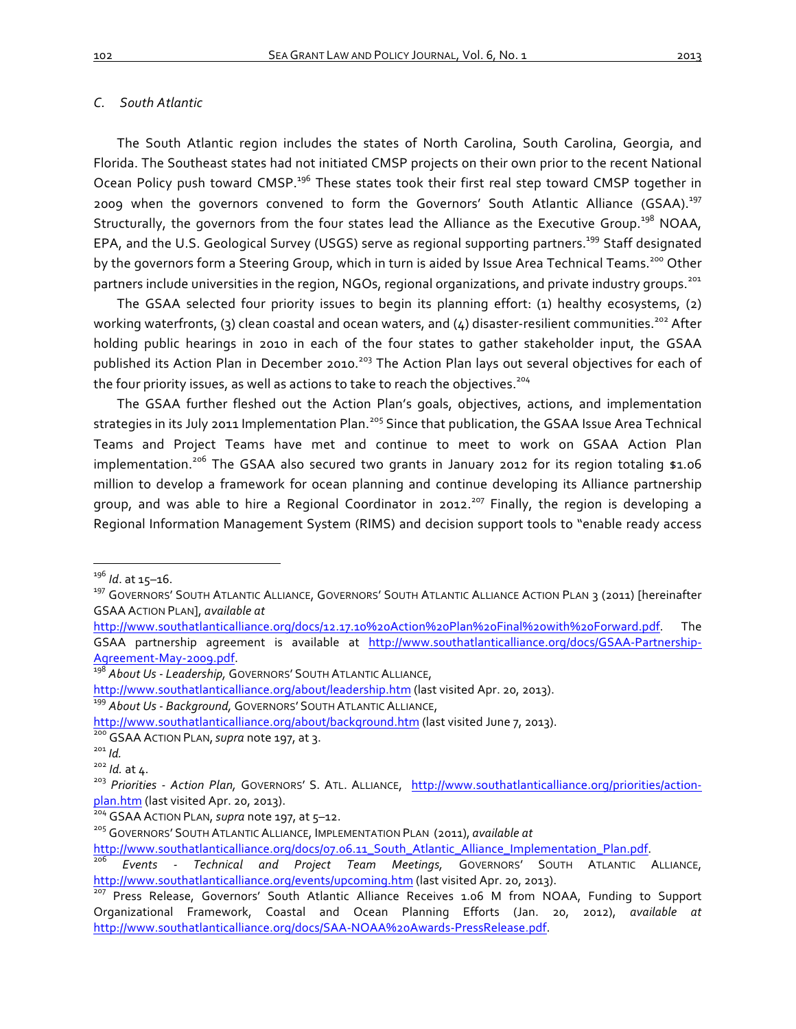### C. South Atlantic

The South Atlantic region includes the states of North Carolina, South Carolina, Georgia, and Florida. The Southeast states had not initiated CMSP projects on their own prior to the recent National Ocean Policy push toward CMSP.[196] These states took their first real step toward CMSP together in 2009 when the governors convened to form the Governors' South Atlantic Alliance (GSAA).[197] Structurally, the governors from the four states lead the Alliance as the Executive Group.[198] NOAA, EPA, and the U.S. Geological Survey (USGS) serve as regional supporting partners.[199] Staff designated by the governors form a Steering Group, which in turn is aided by Issue Area Technical Teams.[200] Other partners include universities in the region, NGOs, regional organizations, and private industry groups.[201]

The GSAA selected four priority issues to begin its planning effort: (1) healthy ecosystems, (2) working waterfronts, (3) clean coastal and ocean waters, and (4) disaster-resilient communities.[202] After holding public hearings in 2010 in each of the four states to gather stakeholder input, the GSAA published its Action Plan in December 2010.[203] The Action Plan lays out several objectives for each of the four priority issues, as well as actions to take to reach the objectives.[204]

The GSAA further fleshed out the Action Plan's goals, objectives, actions, and implementation strategies in its July 2011 Implementation Plan.[205] Since that publication, the GSAA Issue Area Technical Teams and Project Teams have met and continue to meet to work on GSAA Action Plan implementation.[206] The GSAA also secured two grants in January 2012 for its region totaling $1.06 million to develop a framework for ocean planning and continue developing its Alliance partnership group, and was able to hire a Regional Coordinator in 2012.[207] Finally, the region is developing a Regional Information Management System (RIMS) and decision support tools to "enable ready access

---

[196] *Id.* at 15–16.

[197] GOVERNORS' SOUTH ATLANTIC ALLIANCE, GOVERNORS' SOUTH ATLANTIC ALLIANCE ACTION PLAN 3 (2011) [hereinafter GSAA ACTION PLAN], *available at* http://www.southatlanticalliance.org/docs/12.17.10%20Action%20Plan%20Final%20with%20Forward.pdf. The GSAA partnership agreement is available at http://www.southatlanticalliance.org/docs/GSAA-Partnership-Agreement-May-2009.pdf.

[198] *About Us - Leadership,* GOVERNORS' SOUTH ATLANTIC ALLIANCE, http://www.southatlanticalliance.org/about/leadership.htm (last visited Apr. 20, 2013).

[199] *About Us - Background,* GOVERNORS' SOUTH ATLANTIC ALLIANCE, http://www.southatlanticalliance.org/about/background.htm (last visited June 7, 2013).

[200] GSAA ACTION PLAN, *supra* note 197, at 3.

[201] *Id.*

[202] *Id.* at 4.

[203] *Priorities - Action Plan,* GOVERNORS' S. ATL. ALLIANCE, http://www.southatlanticalliance.org/priorities/action-plan.htm (last visited Apr. 20, 2013).

[204] GSAA ACTION PLAN, *supra* note 197, at 5–12.

[205] GOVERNORS' SOUTH ATLANTIC ALLIANCE, IMPLEMENTATION PLAN (2011), *available at* http://www.southatlanticalliance.org/docs/07.06.11_South_Atlantic_Alliance_Implementation_Plan.pdf.

[206] *Events - Technical and Project Team Meetings,* GOVERNORS' SOUTH ATLANTIC ALLIANCE, http://www.southatlanticalliance.org/events/upcoming.htm (last visited Apr. 20, 2013).

[207] Press Release, Governors' South Atlantic Alliance Receives 1.06 M from NOAA, Funding to Support Organizational Framework, Coastal and Ocean Planning Efforts (Jan. 20, 2012), *available at* http://www.southatlanticalliance.org/docs/SAA-NOAA%20Awards-PressRelease.pdf.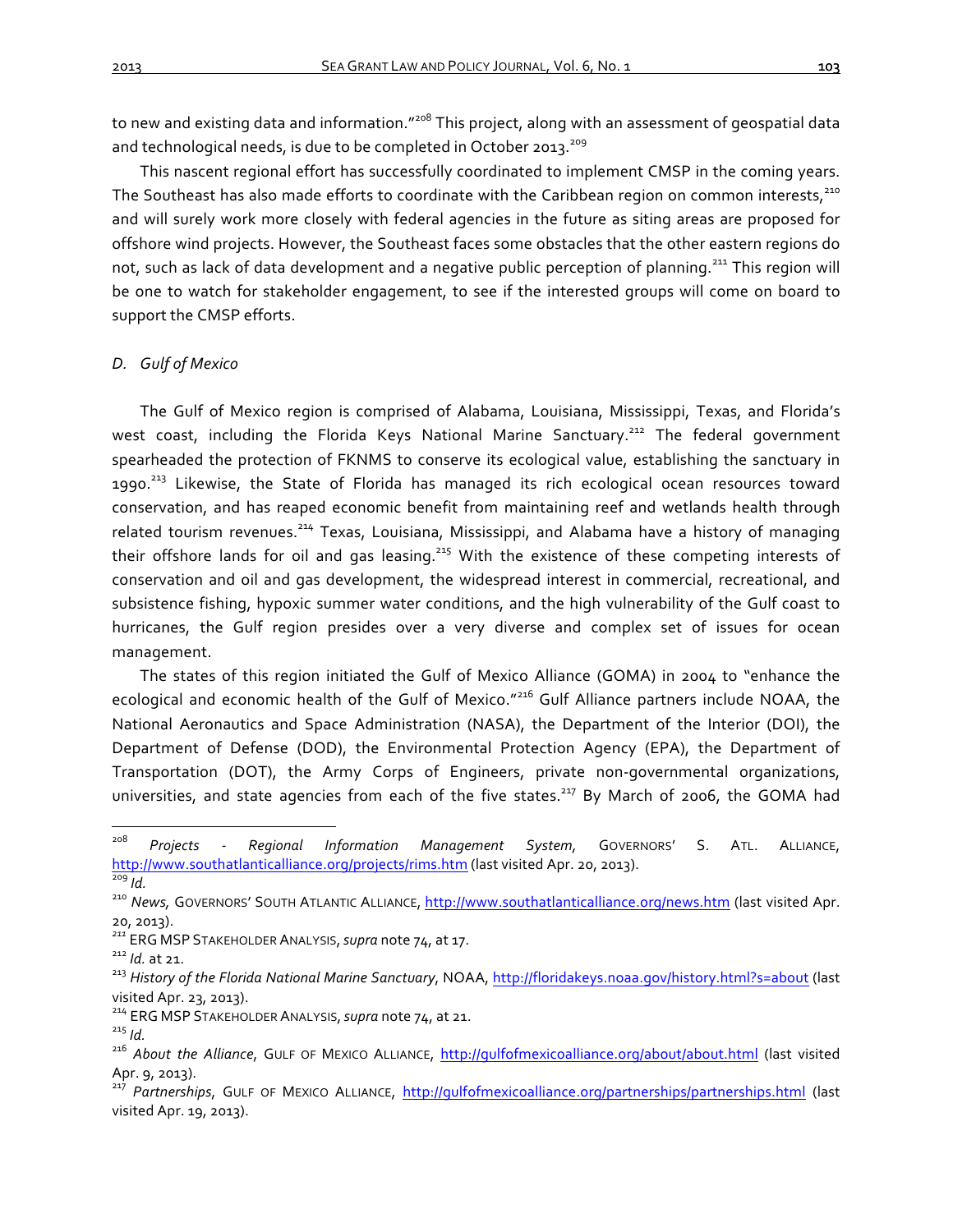to new and existing data and information."[208] This project, along with an assessment of geospatial data and technological needs, is due to be completed in October 2013.[209]

This nascent regional effort has successfully coordinated to implement CMSP in the coming years. The Southeast has also made efforts to coordinate with the Caribbean region on common interests,[210] and will surely work more closely with federal agencies in the future as siting areas are proposed for offshore wind projects. However, the Southeast faces some obstacles that the other eastern regions do not, such as lack of data development and a negative public perception of planning.[211] This region will be one to watch for stakeholder engagement, to see if the interested groups will come on board to support the CMSP efforts.

### *D. Gulf of Mexico*

The Gulf of Mexico region is comprised of Alabama, Louisiana, Mississippi, Texas, and Florida's west coast, including the Florida Keys National Marine Sanctuary.[212] The federal government spearheaded the protection of FKNMS to conserve its ecological value, establishing the sanctuary in 1990.[213] Likewise, the State of Florida has managed its rich ecological ocean resources toward conservation, and has reaped economic benefit from maintaining reef and wetlands health through related tourism revenues.[214] Texas, Louisiana, Mississippi, and Alabama have a history of managing their offshore lands for oil and gas leasing.[215] With the existence of these competing interests of conservation and oil and gas development, the widespread interest in commercial, recreational, and subsistence fishing, hypoxic summer water conditions, and the high vulnerability of the Gulf coast to hurricanes, the Gulf region presides over a very diverse and complex set of issues for ocean management.

The states of this region initiated the Gulf of Mexico Alliance (GOMA) in 2004 to "enhance the ecological and economic health of the Gulf of Mexico."[216] Gulf Alliance partners include NOAA, the National Aeronautics and Space Administration (NASA), the Department of the Interior (DOI), the Department of Defense (DOD), the Environmental Protection Agency (EPA), the Department of Transportation (DOT), the Army Corps of Engineers, private non-governmental organizations, universities, and state agencies from each of the five states.[217] By March of 2006, the GOMA had

---

[208] *Projects - Regional Information Management System*, GOVERNORS' S. ATL. ALLIANCE, http://www.southatlanticalliance.org/projects/rims.htm (last visited Apr. 20, 2013).

[209] *Id.*

[210] *News*, GOVERNORS' SOUTH ATLANTIC ALLIANCE, http://www.southatlanticalliance.org/news.htm (last visited Apr. 20, 2013).

[211] ERG MSP STAKEHOLDER ANALYSIS, *supra* note 74, at 17.

[212] *Id.* at 21.

[213] *History of the Florida National Marine Sanctuary*, NOAA, http://floridakeys.noaa.gov/history.html?s=about (last visited Apr. 23, 2013).

[214] ERG MSP STAKEHOLDER ANALYSIS, *supra* note 74, at 21.

[215] *Id.*

[216] *About the Alliance*, GULF OF MEXICO ALLIANCE, http://gulfofmexicoalliance.org/about/about.html (last visited Apr. 9, 2013).

[217] *Partnerships*, GULF OF MEXICO ALLIANCE, http://gulfofmexicoalliance.org/partnerships/partnerships.html (last visited Apr. 19, 2013).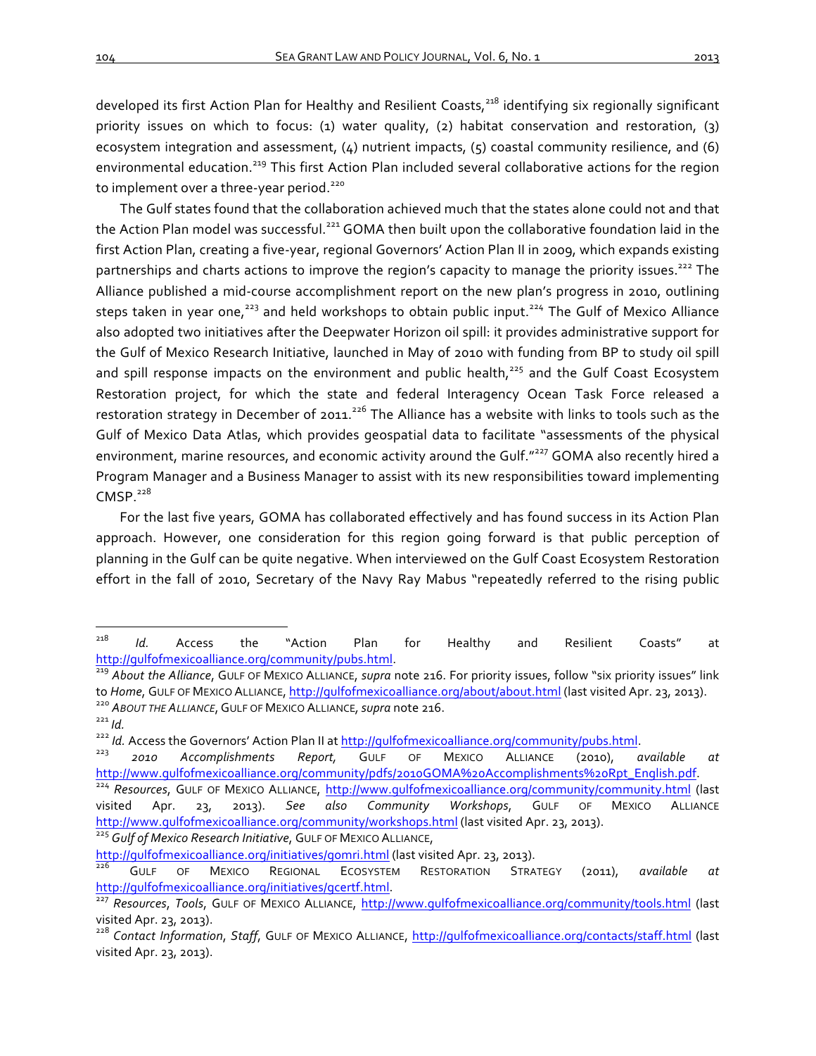developed its first Action Plan for Healthy and Resilient Coasts,[218] identifying six regionally significant priority issues on which to focus: (1) water quality, (2) habitat conservation and restoration, (3) ecosystem integration and assessment, (4) nutrient impacts, (5) coastal community resilience, and (6) environmental education.[219] This first Action Plan included several collaborative actions for the region to implement over a three-year period.[220]

The Gulf states found that the collaboration achieved much that the states alone could not and that the Action Plan model was successful.[221] GOMA then built upon the collaborative foundation laid in the first Action Plan, creating a five-year, regional Governors' Action Plan II in 2009, which expands existing partnerships and charts actions to improve the region's capacity to manage the priority issues.[222] The Alliance published a mid-course accomplishment report on the new plan's progress in 2010, outlining steps taken in year one,[223] and held workshops to obtain public input.[224] The Gulf of Mexico Alliance also adopted two initiatives after the Deepwater Horizon oil spill: it provides administrative support for the Gulf of Mexico Research Initiative, launched in May of 2010 with funding from BP to study oil spill and spill response impacts on the environment and public health,[225] and the Gulf Coast Ecosystem Restoration project, for which the state and federal Interagency Ocean Task Force released a restoration strategy in December of 2011.[226] The Alliance has a website with links to tools such as the Gulf of Mexico Data Atlas, which provides geospatial data to facilitate "assessments of the physical environment, marine resources, and economic activity around the Gulf."[227] GOMA also recently hired a Program Manager and a Business Manager to assist with its new responsibilities toward implementing CMSP.[228]

For the last five years, GOMA has collaborated effectively and has found success in its Action Plan approach. However, one consideration for this region going forward is that public perception of planning in the Gulf can be quite negative. When interviewed on the Gulf Coast Ecosystem Restoration effort in the fall of 2010, Secretary of the Navy Ray Mabus "repeatedly referred to the rising public

---

[218] *Id.* Access the "Action Plan for Healthy and Resilient Coasts" at http://gulfofmexicoalliance.org/community/pubs.html.

[219] *About the Alliance*, GULF OF MEXICO ALLIANCE, *supra* note 216. For priority issues, follow "six priority issues" link to *Home*, GULF OF MEXICO ALLIANCE, http://gulfofmexicoalliance.org/about/about.html (last visited Apr. 23, 2013).

[220] *ABOUT THE ALLIANCE*, GULF OF MEXICO ALLIANCE, *supra* note 216.

[221] *Id.*

[222] *Id.* Access the Governors' Action Plan II at http://gulfofmexicoalliance.org/community/pubs.html.

[223] *2010 Accomplishments Report*, GULF OF MEXICO ALLIANCE (2010), *available at* http://www.gulfofmexicoalliance.org/community/pdfs/2010GOMA%20Accomplishments%20Rpt_English.pdf.

[224] *Resources*, GULF OF MEXICO ALLIANCE, http://www.gulfofmexicoalliance.org/community/community.html (last visited Apr. 23, 2013). *See also Community Workshops*, GULF OF MEXICO ALLIANCE http://www.gulfofmexicoalliance.org/community/workshops.html (last visited Apr. 23, 2013).

[225] *Gulf of Mexico Research Initiative*, GULF OF MEXICO ALLIANCE, http://gulfofmexicoalliance.org/initiatives/gomri.html (last visited Apr. 23, 2013).

[226] GULF OF MEXICO REGIONAL ECOSYSTEM RESTORATION STRATEGY (2011), *available at* http://gulfofmexicoalliance.org/initiatives/gcertf.html.

[227] *Resources*, *Tools*, GULF OF MEXICO ALLIANCE, http://www.gulfofmexicoalliance.org/community/tools.html (last visited Apr. 23, 2013).

[228] *Contact Information*, *Staff*, GULF OF MEXICO ALLIANCE, http://gulfofmexicoalliance.org/contacts/staff.html (last visited Apr. 23, 2013).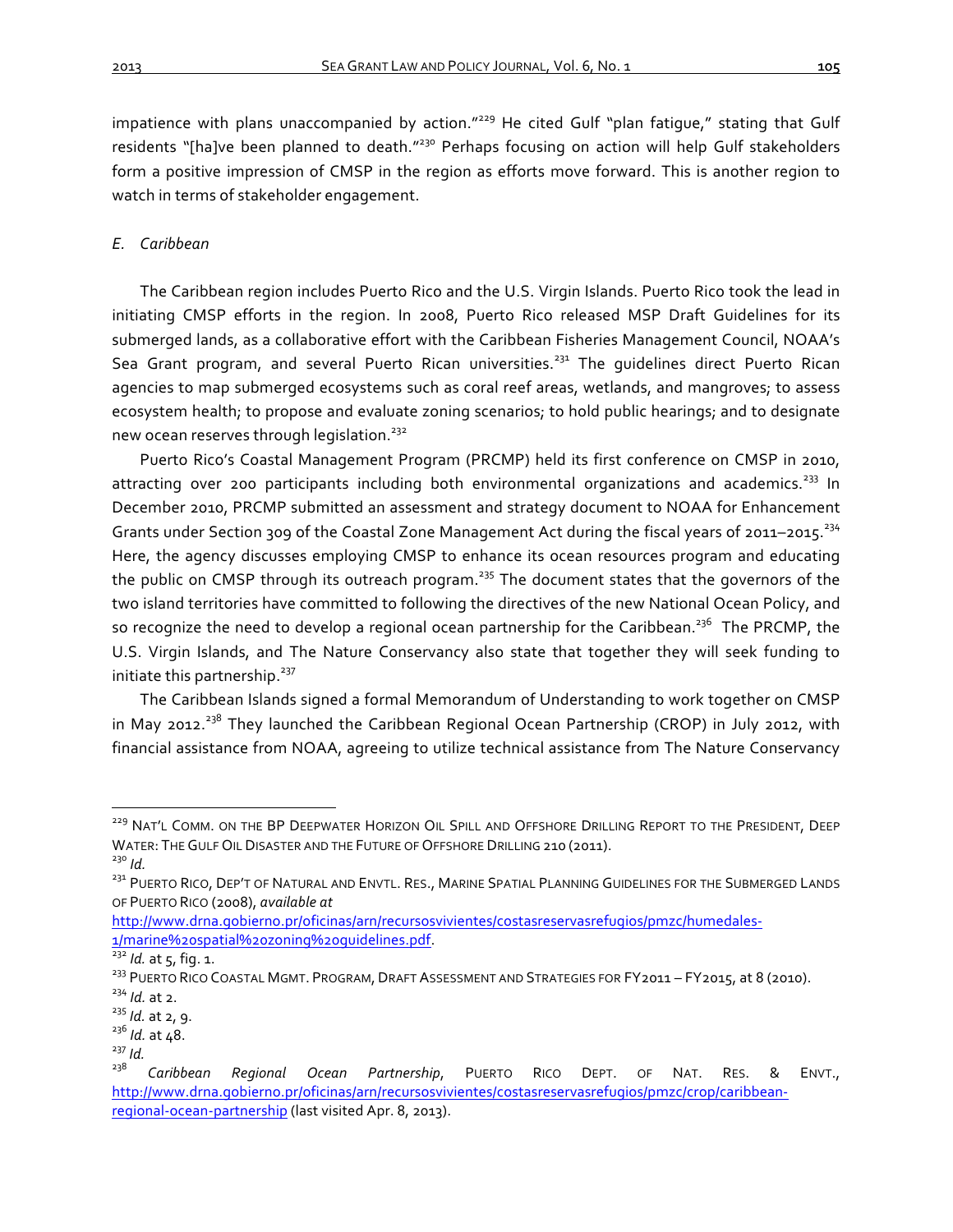impatience with plans unaccompanied by action."[229] He cited Gulf "plan fatigue," stating that Gulf residents "[ha]ve been planned to death."[230] Perhaps focusing on action will help Gulf stakeholders form a positive impression of CMSP in the region as efforts move forward. This is another region to watch in terms of stakeholder engagement.

### *E. Caribbean*

The Caribbean region includes Puerto Rico and the U.S. Virgin Islands. Puerto Rico took the lead in initiating CMSP efforts in the region. In 2008, Puerto Rico released MSP Draft Guidelines for its submerged lands, as a collaborative effort with the Caribbean Fisheries Management Council, NOAA's Sea Grant program, and several Puerto Rican universities.[231] The guidelines direct Puerto Rican agencies to map submerged ecosystems such as coral reef areas, wetlands, and mangroves; to assess ecosystem health; to propose and evaluate zoning scenarios; to hold public hearings; and to designate new ocean reserves through legislation.[232]

Puerto Rico's Coastal Management Program (PRCMP) held its first conference on CMSP in 2010, attracting over 200 participants including both environmental organizations and academics.[233] In December 2010, PRCMP submitted an assessment and strategy document to NOAA for Enhancement Grants under Section 309 of the Coastal Zone Management Act during the fiscal years of 2011–2015.[234] Here, the agency discusses employing CMSP to enhance its ocean resources program and educating the public on CMSP through its outreach program.[235] The document states that the governors of the two island territories have committed to following the directives of the new National Ocean Policy, and so recognize the need to develop a regional ocean partnership for the Caribbean.[236] The PRCMP, the U.S. Virgin Islands, and The Nature Conservancy also state that together they will seek funding to initiate this partnership.[237]

The Caribbean Islands signed a formal Memorandum of Understanding to work together on CMSP in May 2012.[238] They launched the Caribbean Regional Ocean Partnership (CROP) in July 2012, with financial assistance from NOAA, agreeing to utilize technical assistance from The Nature Conservancy

---

[229] NAT'L COMM. ON THE BP DEEPWATER HORIZON OIL SPILL AND OFFSHORE DRILLING REPORT TO THE PRESIDENT, DEEP WATER: THE GULF OIL DISASTER AND THE FUTURE OF OFFSHORE DRILLING 210 (2011).

[230] *Id.*

[231] PUERTO RICO, DEP'T OF NATURAL AND ENVTL. RES., MARINE SPATIAL PLANNING GUIDELINES FOR THE SUBMERGED LANDS OF PUERTO RICO (2008), *available at* http://www.drna.gobierno.pr/oficinas/arn/recursosvivientes/costasreservasrefugios/pmzc/humedales-1/marine%20spatial%20zoning%20guidelines.pdf.

[232] *Id.* at 5, fig. 1.

[233] PUERTO RICO COASTAL MGMT. PROGRAM, DRAFT ASSESSMENT AND STRATEGIES FOR FY2011 – FY2015, at 8 (2010).

[234] *Id.* at 2.

[235] *Id.* at 2, 9.

[236] *Id.* at 48.

[237] *Id.*

[238] *Caribbean Regional Ocean Partnership*, PUERTO RICO DEPT. OF NAT. RES. & ENVT., http://www.drna.gobierno.pr/oficinas/arn/recursosvivientes/costasreservasrefugios/pmzc/crop/caribbean-regional-ocean-partnership (last visited Apr. 8, 2013).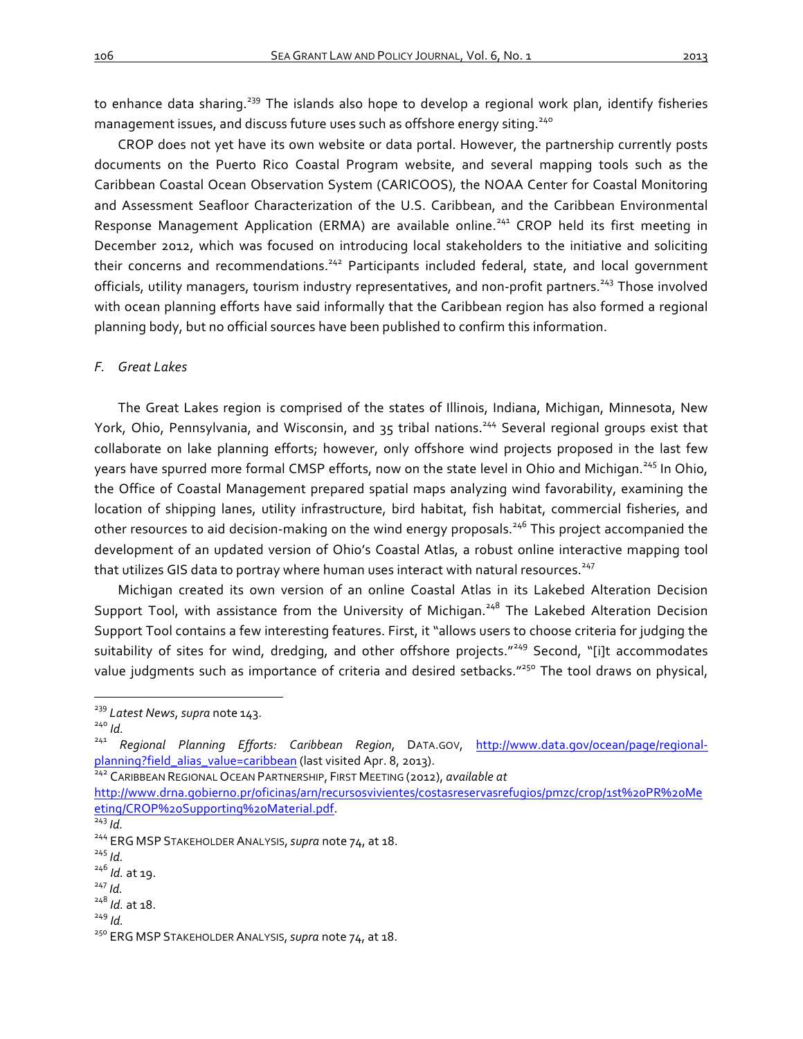to enhance data sharing.[239] The islands also hope to develop a regional work plan, identify fisheries management issues, and discuss future uses such as offshore energy siting.[240]

CROP does not yet have its own website or data portal. However, the partnership currently posts documents on the Puerto Rico Coastal Program website, and several mapping tools such as the Caribbean Coastal Ocean Observation System (CARICOOS), the NOAA Center for Coastal Monitoring and Assessment Seafloor Characterization of the U.S. Caribbean, and the Caribbean Environmental Response Management Application (ERMA) are available online.[241] CROP held its first meeting in December 2012, which was focused on introducing local stakeholders to the initiative and soliciting their concerns and recommendations.[242] Participants included federal, state, and local government officials, utility managers, tourism industry representatives, and non-profit partners.[243] Those involved with ocean planning efforts have said informally that the Caribbean region has also formed a regional planning body, but no official sources have been published to confirm this information.

### *F. Great Lakes*

The Great Lakes region is comprised of the states of Illinois, Indiana, Michigan, Minnesota, New York, Ohio, Pennsylvania, and Wisconsin, and 35 tribal nations.[244] Several regional groups exist that collaborate on lake planning efforts; however, only offshore wind projects proposed in the last few years have spurred more formal CMSP efforts, now on the state level in Ohio and Michigan.[245] In Ohio, the Office of Coastal Management prepared spatial maps analyzing wind favorability, examining the location of shipping lanes, utility infrastructure, bird habitat, fish habitat, commercial fisheries, and other resources to aid decision-making on the wind energy proposals.[246] This project accompanied the development of an updated version of Ohio's Coastal Atlas, a robust online interactive mapping tool that utilizes GIS data to portray where human uses interact with natural resources.[247]

Michigan created its own version of an online Coastal Atlas in its Lakebed Alteration Decision Support Tool, with assistance from the University of Michigan.[248] The Lakebed Alteration Decision Support Tool contains a few interesting features. First, it "allows users to choose criteria for judging the suitability of sites for wind, dredging, and other offshore projects."[249] Second, "[i]t accommodates value judgments such as importance of criteria and desired setbacks."[250] The tool draws on physical,

---

[239] *Latest News*, *supra* note 143.

[240] *Id.*

[241] *Regional Planning Efforts: Caribbean Region*, DATA.GOV, http://www.data.gov/ocean/page/regional-planning?field_alias_value=caribbean (last visited Apr. 8, 2013).

[242] CARIBBEAN REGIONAL OCEAN PARTNERSHIP, FIRST MEETING (2012), *available at* http://www.drna.gobierno.pr/oficinas/arn/recursosvivientes/costasreservasrefugios/pmzc/crop/1st%20PR%20Meeting/CROP%20Supporting%20Material.pdf.

[243] *Id.*

[244] ERG MSP STAKEHOLDER ANALYSIS, *supra* note 74, at 18.

[245] *Id.*

[246] *Id.* at 19.

[247] *Id.*

[248] *Id.* at 18.

[249] *Id.*

[250] ERG MSP STAKEHOLDER ANALYSIS, *supra* note 74, at 18.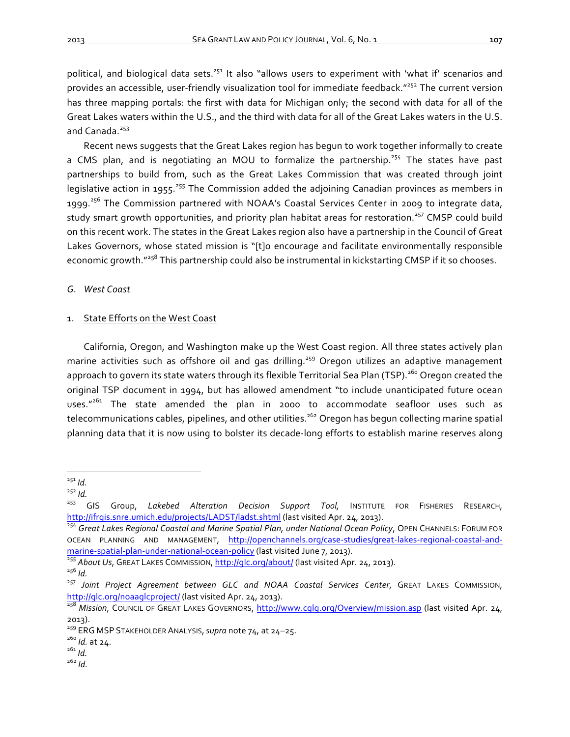political, and biological data sets.[251] It also "allows users to experiment with 'what if' scenarios and provides an accessible, user-friendly visualization tool for immediate feedback."[252] The current version has three mapping portals: the first with data for Michigan only; the second with data for all of the Great Lakes waters within the U.S., and the third with data for all of the Great Lakes waters in the U.S. and Canada.[253]

Recent news suggests that the Great Lakes region has begun to work together informally to create a CMS plan, and is negotiating an MOU to formalize the partnership.[254] The states have past partnerships to build from, such as the Great Lakes Commission that was created through joint legislative action in 1955.[255] The Commission added the adjoining Canadian provinces as members in 1999.[256] The Commission partnered with NOAA's Coastal Services Center in 2009 to integrate data, study smart growth opportunities, and priority plan habitat areas for restoration.[257] CMSP could build on this recent work. The states in the Great Lakes region also have a partnership in the Council of Great Lakes Governors, whose stated mission is "[t]o encourage and facilitate environmentally responsible economic growth."[258] This partnership could also be instrumental in kickstarting CMSP if it so chooses.

### *G. West Coast*

#### 1. State Efforts on the West Coast

California, Oregon, and Washington make up the West Coast region. All three states actively plan marine activities such as offshore oil and gas drilling.[259] Oregon utilizes an adaptive management approach to govern its state waters through its flexible Territorial Sea Plan (TSP).[260] Oregon created the original TSP document in 1994, but has allowed amendment "to include unanticipated future ocean uses."[261] The state amended the plan in 2000 to accommodate seafloor uses such as telecommunications cables, pipelines, and other utilities.[262] Oregon has begun collecting marine spatial planning data that it is now using to bolster its decade-long efforts to establish marine reserves along

---

[251] *Id.*

[252] *Id.*

[253] GIS Group, *Lakebed Alteration Decision Support Tool,* INSTITUTE FOR FISHERIES RESEARCH, http://ifrgis.snre.umich.edu/projects/LADST/ladst.shtml (last visited Apr. 24, 2013).

[254] *Great Lakes Regional Coastal and Marine Spatial Plan, under National Ocean Policy*, OPEN CHANNELS: FORUM FOR OCEAN PLANNING AND MANAGEMENT, http://openchannels.org/case-studies/great-lakes-regional-coastal-and-marine-spatial-plan-under-national-ocean-policy (last visited June 7, 2013).

[255] *About Us*, GREAT LAKES COMMISSION, http://glc.org/about/ (last visited Apr. 24, 2013).

[256] *Id.*

[257] *Joint Project Agreement between GLC and NOAA Coastal Services Center*, GREAT LAKES COMMISSION, http://glc.org/noaaglcproject/ (last visited Apr. 24, 2013).

[258] *Mission*, COUNCIL OF GREAT LAKES GOVERNORS, http://www.cglg.org/Overview/mission.asp (last visited Apr. 24, 2013).

[259] ERG MSP STAKEHOLDER ANALYSIS, *supra* note 74, at 24–25.

[260] *Id.* at 24.

[261] *Id.*

[262] *Id.*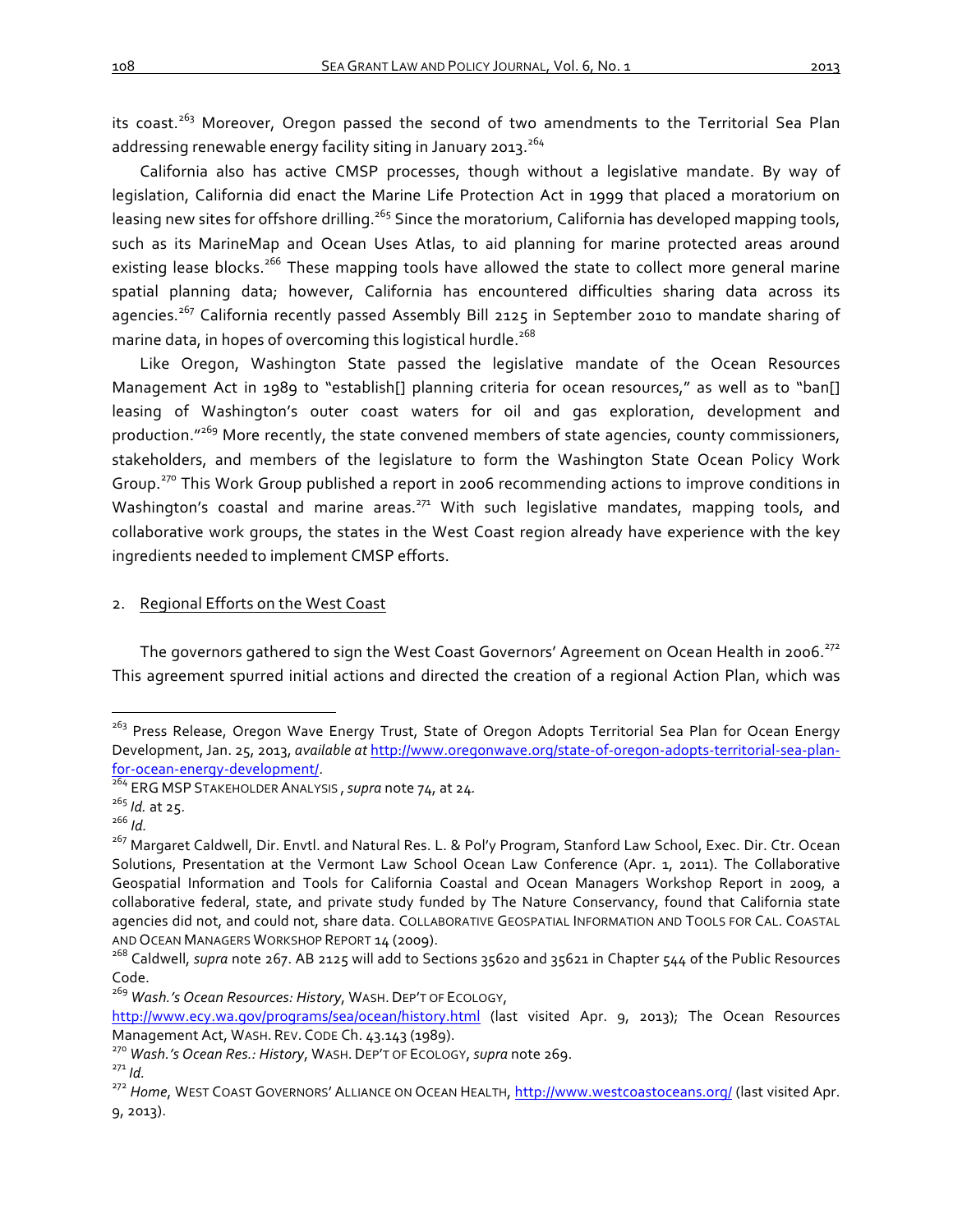its coast.[263] Moreover, Oregon passed the second of two amendments to the Territorial Sea Plan addressing renewable energy facility siting in January 2013.[264]

California also has active CMSP processes, though without a legislative mandate. By way of legislation, California did enact the Marine Life Protection Act in 1999 that placed a moratorium on leasing new sites for offshore drilling.[265] Since the moratorium, California has developed mapping tools, such as its MarineMap and Ocean Uses Atlas, to aid planning for marine protected areas around existing lease blocks.[266] These mapping tools have allowed the state to collect more general marine spatial planning data; however, California has encountered difficulties sharing data across its agencies.[267] California recently passed Assembly Bill 2125 in September 2010 to mandate sharing of marine data, in hopes of overcoming this logistical hurdle.[268]

Like Oregon, Washington State passed the legislative mandate of the Ocean Resources Management Act in 1989 to "establish[] planning criteria for ocean resources," as well as to "ban[] leasing of Washington's outer coast waters for oil and gas exploration, development and production."[269] More recently, the state convened members of state agencies, county commissioners, stakeholders, and members of the legislature to form the Washington State Ocean Policy Work Group.[270] This Work Group published a report in 2006 recommending actions to improve conditions in Washington's coastal and marine areas.[271] With such legislative mandates, mapping tools, and collaborative work groups, the states in the West Coast region already have experience with the key ingredients needed to implement CMSP efforts.

2. Regional Efforts on the West Coast

The governors gathered to sign the West Coast Governors' Agreement on Ocean Health in 2006.[272] This agreement spurred initial actions and directed the creation of a regional Action Plan, which was

---

[263] Press Release, Oregon Wave Energy Trust, State of Oregon Adopts Territorial Sea Plan for Ocean Energy Development, Jan. 25, 2013, *available at* http://www.oregonwave.org/state-of-oregon-adopts-territorial-sea-plan-for-ocean-energy-development/.

[264] ERG MSP STAKEHOLDER ANALYSIS , *supra* note 74, at 24.

[265] *Id.* at 25.

[266] *Id.*

[267] Margaret Caldwell, Dir. Envtl. and Natural Res. L. & Pol'y Program, Stanford Law School, Exec. Dir. Ctr. Ocean Solutions, Presentation at the Vermont Law School Ocean Law Conference (Apr. 1, 2011). The Collaborative Geospatial Information and Tools for California Coastal and Ocean Managers Workshop Report in 2009, a collaborative federal, state, and private study funded by The Nature Conservancy, found that California state agencies did not, and could not, share data. COLLABORATIVE GEOSPATIAL INFORMATION AND TOOLS FOR CAL. COASTAL AND OCEAN MANAGERS WORKSHOP REPORT 14 (2009).

[268] Caldwell, *supra* note 267. AB 2125 will add to Sections 35620 and 35621 in Chapter 544 of the Public Resources Code.

[269] *Wash.'s Ocean Resources: History*, WASH. DEP'T OF ECOLOGY, http://www.ecy.wa.gov/programs/sea/ocean/history.html (last visited Apr. 9, 2013); The Ocean Resources Management Act, WASH. REV. CODE Ch. 43.143 (1989).

[270] *Wash.'s Ocean Res.: History*, WASH. DEP'T OF ECOLOGY, *supra* note 269.

[271] *Id.*

[272] *Home*, WEST COAST GOVERNORS' ALLIANCE ON OCEAN HEALTH, http://www.westcoastoceans.org/ (last visited Apr. 9, 2013).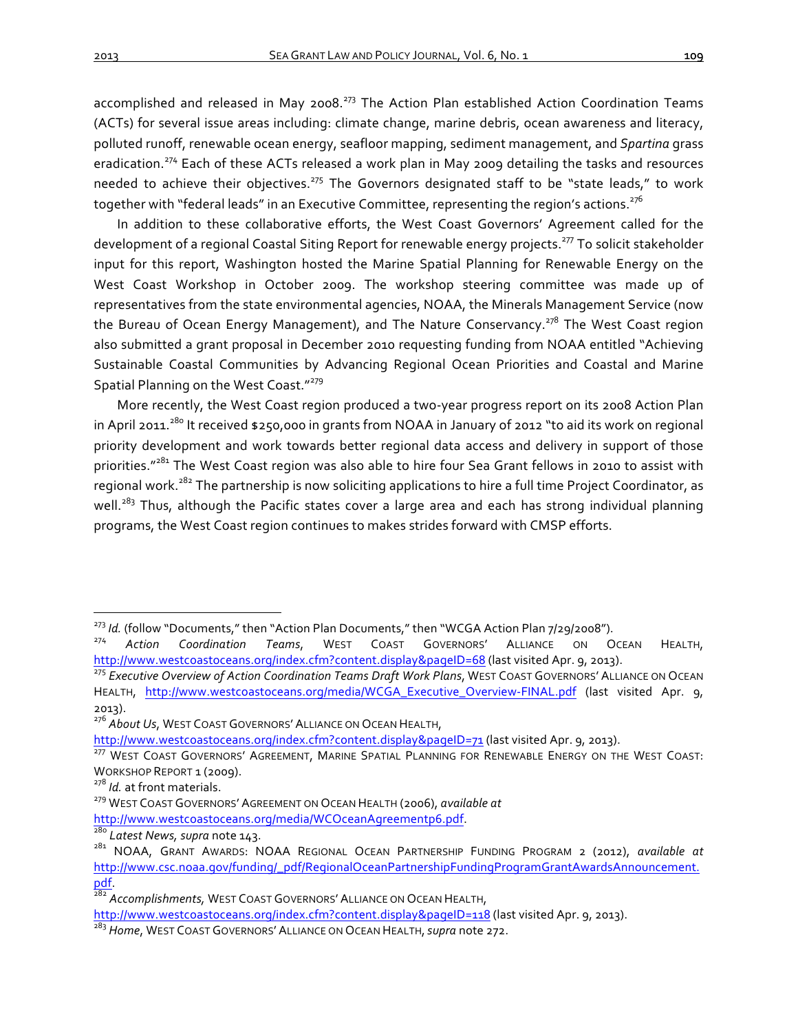accomplished and released in May 2008.[273] The Action Plan established Action Coordination Teams (ACTs) for several issue areas including: climate change, marine debris, ocean awareness and literacy, polluted runoff, renewable ocean energy, seafloor mapping, sediment management, and *Spartina* grass eradication.[274] Each of these ACTs released a work plan in May 2009 detailing the tasks and resources needed to achieve their objectives.[275] The Governors designated staff to be "state leads," to work together with "federal leads" in an Executive Committee, representing the region's actions.[276]

In addition to these collaborative efforts, the West Coast Governors' Agreement called for the development of a regional Coastal Siting Report for renewable energy projects.[277] To solicit stakeholder input for this report, Washington hosted the Marine Spatial Planning for Renewable Energy on the West Coast Workshop in October 2009. The workshop steering committee was made up of representatives from the state environmental agencies, NOAA, the Minerals Management Service (now the Bureau of Ocean Energy Management), and The Nature Conservancy.[278] The West Coast region also submitted a grant proposal in December 2010 requesting funding from NOAA entitled "Achieving Sustainable Coastal Communities by Advancing Regional Ocean Priorities and Coastal and Marine Spatial Planning on the West Coast."[279]

More recently, the West Coast region produced a two-year progress report on its 2008 Action Plan in April 2011.[280] It received $250,000 in grants from NOAA in January of 2012 "to aid its work on regional priority development and work towards better regional data access and delivery in support of those priorities."[281] The West Coast region was also able to hire four Sea Grant fellows in 2010 to assist with regional work.[282] The partnership is now soliciting applications to hire a full time Project Coordinator, as well.[283] Thus, although the Pacific states cover a large area and each has strong individual planning programs, the West Coast region continues to makes strides forward with CMSP efforts.

---

[273] *Id.* (follow "Documents," then "Action Plan Documents," then "WCGA Action Plan 7/29/2008").

[274] *Action Coordination Teams*, WEST COAST GOVERNORS' ALLIANCE ON OCEAN HEALTH, http://www.westcoastoceans.org/index.cfm?content.display&pageID=68 (last visited Apr. 9, 2013).

[275] *Executive Overview of Action Coordination Teams Draft Work Plans*, WEST COAST GOVERNORS' ALLIANCE ON OCEAN HEALTH, http://www.westcoastoceans.org/media/WCGA_Executive_Overview-FINAL.pdf (last visited Apr. 9, 2013).

[276] *About Us*, WEST COAST GOVERNORS' ALLIANCE ON OCEAN HEALTH, http://www.westcoastoceans.org/index.cfm?content.display&pageID=71 (last visited Apr. 9, 2013).

[277] WEST COAST GOVERNORS' AGREEMENT, MARINE SPATIAL PLANNING FOR RENEWABLE ENERGY ON THE WEST COAST: WORKSHOP REPORT 1 (2009).

[278] *Id.* at front materials.

[279] WEST COAST GOVERNORS' AGREEMENT ON OCEAN HEALTH (2006), *available at* http://www.westcoastoceans.org/media/WCOceanAgreementp6.pdf.

[280] *Latest News, supra* note 143.

[281] NOAA, GRANT AWARDS: NOAA REGIONAL OCEAN PARTNERSHIP FUNDING PROGRAM 2 (2012), *available at* http://www.csc.noaa.gov/funding/_pdf/RegionalOceanPartnershipFundingProgramGrantAwardsAnnouncement.pdf.

[282] *Accomplishments*, WEST COAST GOVERNORS' ALLIANCE ON OCEAN HEALTH, http://www.westcoastoceans.org/index.cfm?content.display&pageID=118 (last visited Apr. 9, 2013).

[283] *Home*, WEST COAST GOVERNORS' ALLIANCE ON OCEAN HEALTH, *supra* note 272.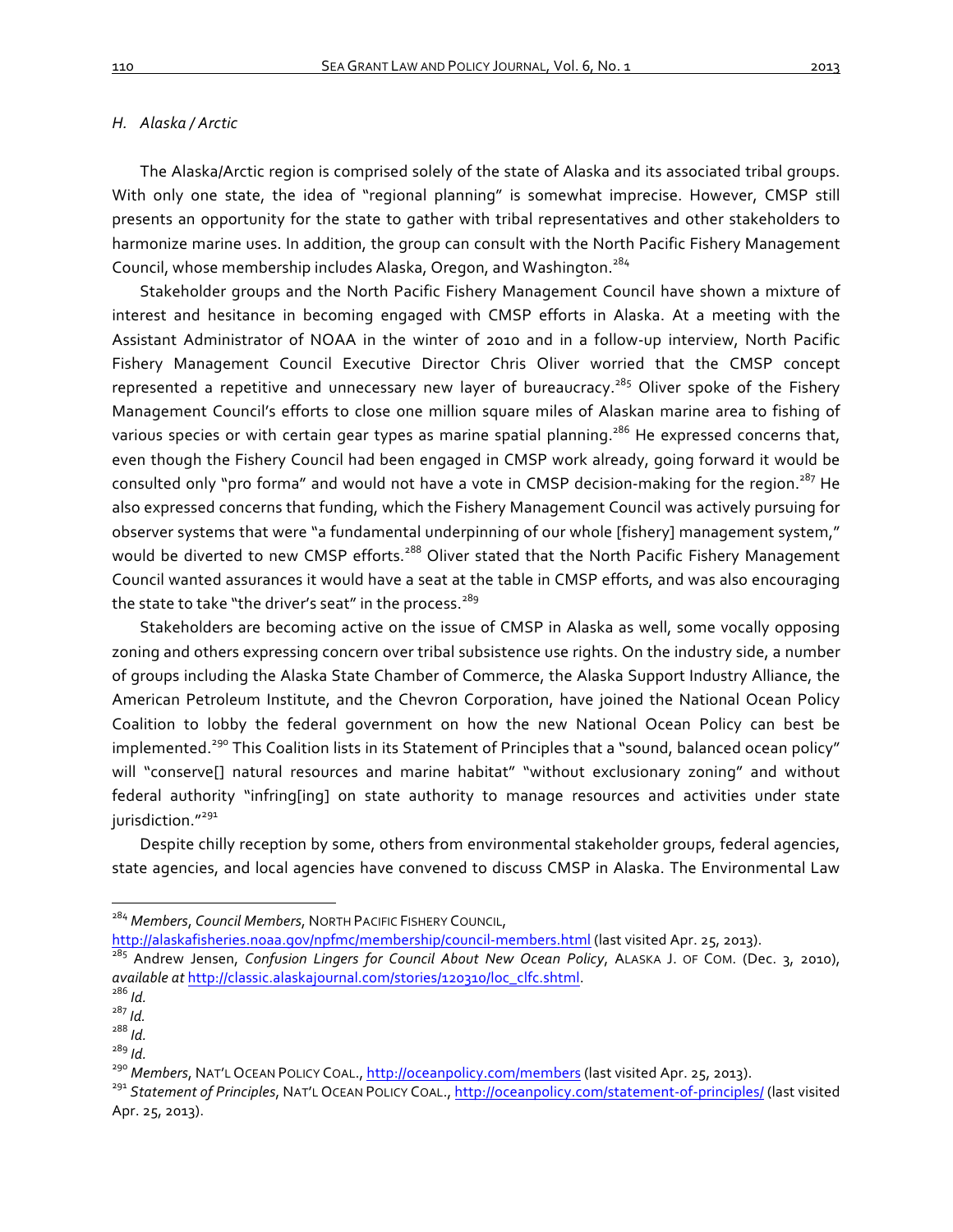### *H. Alaska / Arctic*

The Alaska/Arctic region is comprised solely of the state of Alaska and its associated tribal groups. With only one state, the idea of "regional planning" is somewhat imprecise. However, CMSP still presents an opportunity for the state to gather with tribal representatives and other stakeholders to harmonize marine uses. In addition, the group can consult with the North Pacific Fishery Management Council, whose membership includes Alaska, Oregon, and Washington.[284]

Stakeholder groups and the North Pacific Fishery Management Council have shown a mixture of interest and hesitance in becoming engaged with CMSP efforts in Alaska. At a meeting with the Assistant Administrator of NOAA in the winter of 2010 and in a follow-up interview, North Pacific Fishery Management Council Executive Director Chris Oliver worried that the CMSP concept represented a repetitive and unnecessary new layer of bureaucracy.[285] Oliver spoke of the Fishery Management Council's efforts to close one million square miles of Alaskan marine area to fishing of various species or with certain gear types as marine spatial planning.[286] He expressed concerns that, even though the Fishery Council had been engaged in CMSP work already, going forward it would be consulted only "pro forma" and would not have a vote in CMSP decision-making for the region.[287] He also expressed concerns that funding, which the Fishery Management Council was actively pursuing for observer systems that were "a fundamental underpinning of our whole [fishery] management system," would be diverted to new CMSP efforts.[288] Oliver stated that the North Pacific Fishery Management Council wanted assurances it would have a seat at the table in CMSP efforts, and was also encouraging the state to take "the driver's seat" in the process.[289]

Stakeholders are becoming active on the issue of CMSP in Alaska as well, some vocally opposing zoning and others expressing concern over tribal subsistence use rights. On the industry side, a number of groups including the Alaska State Chamber of Commerce, the Alaska Support Industry Alliance, the American Petroleum Institute, and the Chevron Corporation, have joined the National Ocean Policy Coalition to lobby the federal government on how the new National Ocean Policy can best be implemented.[290] This Coalition lists in its Statement of Principles that a "sound, balanced ocean policy" will "conserve[] natural resources and marine habitat" "without exclusionary zoning" and without federal authority "infring[ing] on state authority to manage resources and activities under state jurisdiction."[291]

Despite chilly reception by some, others from environmental stakeholder groups, federal agencies, state agencies, and local agencies have convened to discuss CMSP in Alaska. The Environmental Law

---

[284] *Members*, *Council Members*, NORTH PACIFIC FISHERY COUNCIL, http://alaskafisheries.noaa.gov/npfmc/membership/council-members.html (last visited Apr. 25, 2013).

[285] Andrew Jensen, *Confusion Lingers for Council About New Ocean Policy*, ALASKA J. OF COM. (Dec. 3, 2010), *available at* http://classic.alaskajournal.com/stories/120310/loc_clfc.shtml.

[286] *Id.*

[287] *Id.*

[288] *Id.*

[289] *Id.*

[290] *Members*, NAT'L OCEAN POLICY COAL., http://oceanpolicy.com/members (last visited Apr. 25, 2013).

[291] *Statement of Principles*, NAT'L OCEAN POLICY COAL., http://oceanpolicy.com/statement-of-principles/ (last visited Apr. 25, 2013).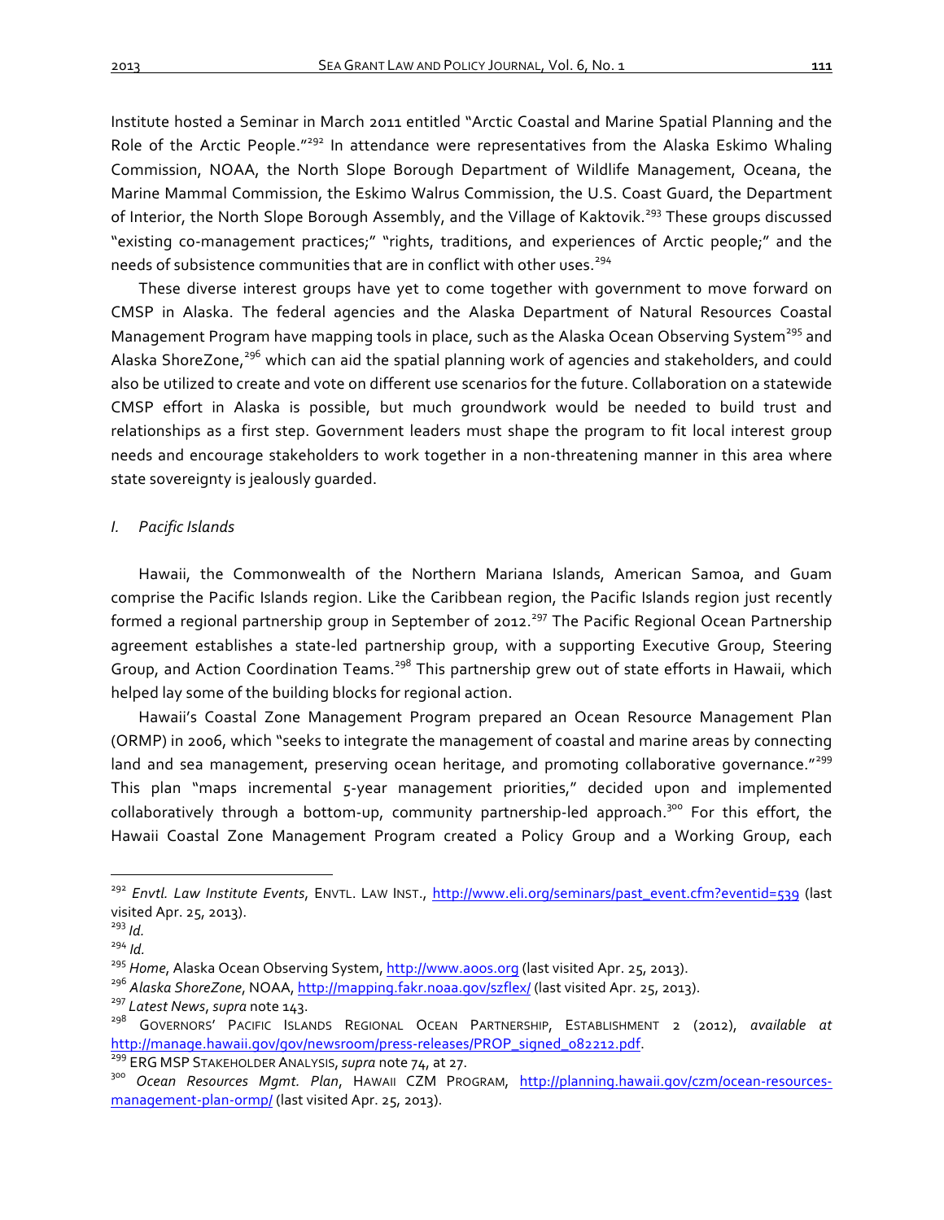Institute hosted a Seminar in March 2011 entitled "Arctic Coastal and Marine Spatial Planning and the Role of the Arctic People."[292] In attendance were representatives from the Alaska Eskimo Whaling Commission, NOAA, the North Slope Borough Department of Wildlife Management, Oceana, the Marine Mammal Commission, the Eskimo Walrus Commission, the U.S. Coast Guard, the Department of Interior, the North Slope Borough Assembly, and the Village of Kaktovik.[293] These groups discussed "existing co-management practices;" "rights, traditions, and experiences of Arctic people;" and the needs of subsistence communities that are in conflict with other uses.[294]

These diverse interest groups have yet to come together with government to move forward on CMSP in Alaska. The federal agencies and the Alaska Department of Natural Resources Coastal Management Program have mapping tools in place, such as the Alaska Ocean Observing System[295] and Alaska ShoreZone,[296] which can aid the spatial planning work of agencies and stakeholders, and could also be utilized to create and vote on different use scenarios for the future. Collaboration on a statewide CMSP effort in Alaska is possible, but much groundwork would be needed to build trust and relationships as a first step. Government leaders must shape the program to fit local interest group needs and encourage stakeholders to work together in a non-threatening manner in this area where state sovereignty is jealously guarded.

### *I. Pacific Islands*

Hawaii, the Commonwealth of the Northern Mariana Islands, American Samoa, and Guam comprise the Pacific Islands region. Like the Caribbean region, the Pacific Islands region just recently formed a regional partnership group in September of 2012.[297] The Pacific Regional Ocean Partnership agreement establishes a state-led partnership group, with a supporting Executive Group, Steering Group, and Action Coordination Teams.[298] This partnership grew out of state efforts in Hawaii, which helped lay some of the building blocks for regional action.

Hawaii's Coastal Zone Management Program prepared an Ocean Resource Management Plan (ORMP) in 2006, which "seeks to integrate the management of coastal and marine areas by connecting land and sea management, preserving ocean heritage, and promoting collaborative governance."[299] This plan "maps incremental 5-year management priorities," decided upon and implemented collaboratively through a bottom-up, community partnership-led approach.[300] For this effort, the Hawaii Coastal Zone Management Program created a Policy Group and a Working Group, each

---

[292] *Envtl. Law Institute Events*, ENVTL. LAW INST., http://www.eli.org/seminars/past_event.cfm?eventid=539 (last visited Apr. 25, 2013).

[293] *Id.*

[294] *Id.*

[295] *Home*, Alaska Ocean Observing System, http://www.aoos.org (last visited Apr. 25, 2013).

[296] *Alaska ShoreZone*, NOAA, http://mapping.fakr.noaa.gov/szflex/ (last visited Apr. 25, 2013).

[297] *Latest News*, *supra* note 143.

[298] GOVERNORS' PACIFIC ISLANDS REGIONAL OCEAN PARTNERSHIP, ESTABLISHMENT 2 (2012), *available at* http://manage.hawaii.gov/gov/newsroom/press-releases/PROP_signed_082212.pdf.

[299] ERG MSP STAKEHOLDER ANALYSIS, *supra* note 74, at 27.

[300] *Ocean Resources Mgmt. Plan*, HAWAII CZM PROGRAM, http://planning.hawaii.gov/czm/ocean-resources-management-plan-ormp/ (last visited Apr. 25, 2013).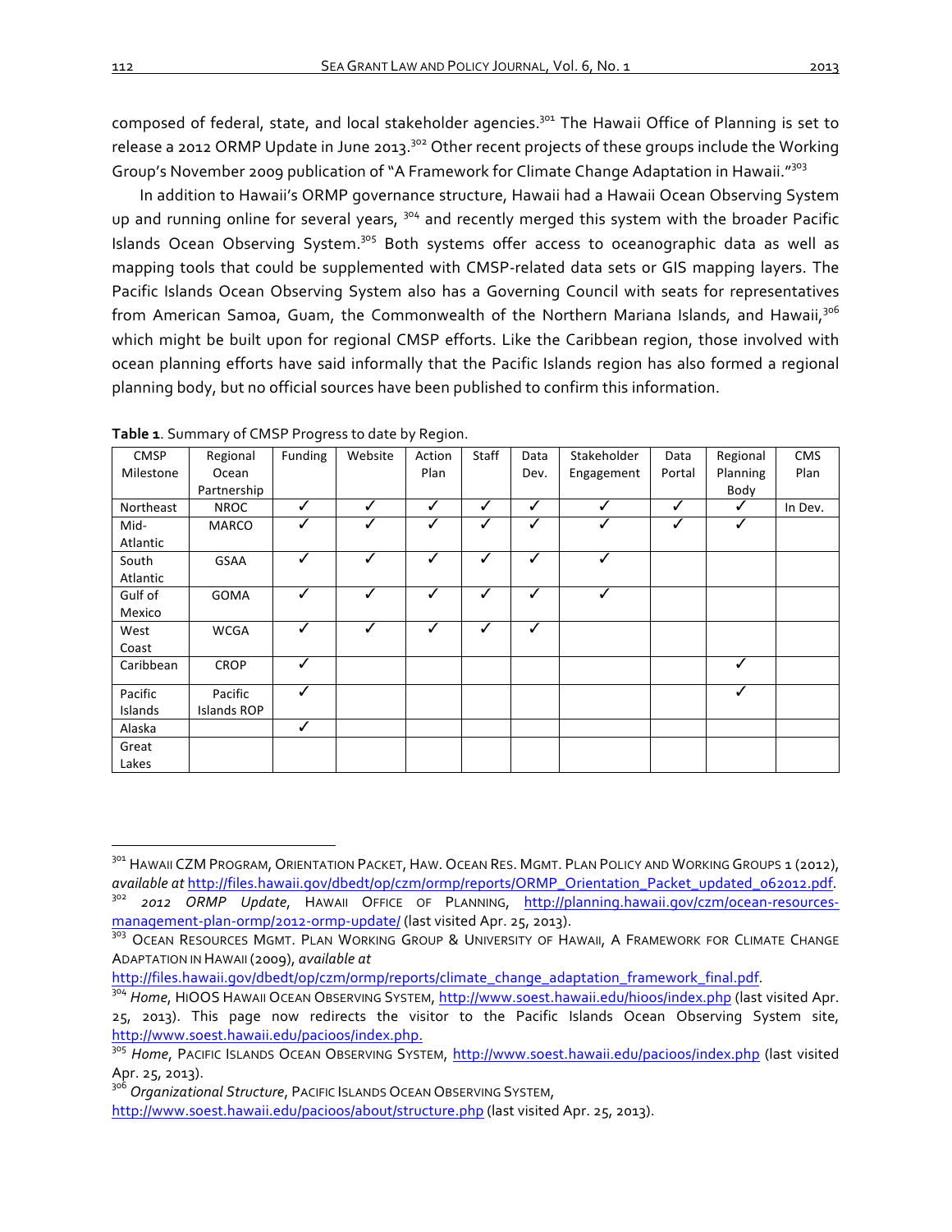composed of federal, state, and local stakeholder agencies.[301] The Hawaii Office of Planning is set to release a 2012 ORMP Update in June 2013.[302] Other recent projects of these groups include the Working Group's November 2009 publication of "A Framework for Climate Change Adaptation in Hawaii."[303]

In addition to Hawaii's ORMP governance structure, Hawaii had a Hawaii Ocean Observing System up and running online for several years, [304] and recently merged this system with the broader Pacific Islands Ocean Observing System.[305] Both systems offer access to oceanographic data as well as mapping tools that could be supplemented with CMSP-related data sets or GIS mapping layers. The Pacific Islands Ocean Observing System also has a Governing Council with seats for representatives from American Samoa, Guam, the Commonwealth of the Northern Mariana Islands, and Hawaii,[306] which might be built upon for regional CMSP efforts. Like the Caribbean region, those involved with ocean planning efforts have said informally that the Pacific Islands region has also formed a regional planning body, but no official sources have been published to confirm this information.

**Table 1**. Summary of CMSP Progress to date by Region.

| CMSP Milestone | Regional Ocean Partnership | Funding | Website | Action Plan | Staff | Data Dev. | Stakeholder Engagement | Data Portal | Regional Planning Body | CMS Plan |
|---|---|---|---|---|---|---|---|---|---|---|
| Northeast | NROC | ✓ | ✓ | ✓ | ✓ | ✓ | ✓ | ✓ | ✓ | In Dev. |
| Mid-Atlantic | MARCO | ✓ | ✓ | ✓ | ✓ | ✓ | ✓ | ✓ | ✓ | |
| South Atlantic | GSAA | ✓ | ✓ | ✓ | ✓ | ✓ | ✓ | | | |
| Gulf of Mexico | GOMA | ✓ | ✓ | ✓ | ✓ | ✓ | ✓ | | | |
| West Coast | WCGA | ✓ | ✓ | ✓ | ✓ | ✓ | | | | |
| Caribbean | CROP | ✓ | | | | | | | ✓ | |
| Pacific Islands | Pacific Islands ROP | ✓ | | | | | | | ✓ | |
| Alaska | | ✓ | | | | | | | | |
| Great Lakes | | | | | | | | | | |

---

[301] HAWAII CZM PROGRAM, ORIENTATION PACKET, HAW. OCEAN RES. MGMT. PLAN POLICY AND WORKING GROUPS 1 (2012), *available at* http://files.hawaii.gov/dbedt/op/czm/ormp/reports/ORMP_Orientation_Packet_updated_062012.pdf.

[302] *2012 ORMP Update*, HAWAII OFFICE OF PLANNING, http://planning.hawaii.gov/czm/ocean-resources-management-plan-ormp/2012-ormp-update/ (last visited Apr. 25, 2013).

[303] OCEAN RESOURCES MGMT. PLAN WORKING GROUP & UNIVERSITY OF HAWAII, A FRAMEWORK FOR CLIMATE CHANGE ADAPTATION IN HAWAII (2009), *available at* http://files.hawaii.gov/dbedt/op/czm/ormp/reports/climate_change_adaptation_framework_final.pdf.

[304] *Home*, HIOOS HAWAII OCEAN OBSERVING SYSTEM, http://www.soest.hawaii.edu/hioos/index.php (last visited Apr. 25, 2013). This page now redirects the visitor to the Pacific Islands Ocean Observing System site, http://www.soest.hawaii.edu/pacioos/index.php.

[305] *Home*, PACIFIC ISLANDS OCEAN OBSERVING SYSTEM, http://www.soest.hawaii.edu/pacioos/index.php (last visited Apr. 25, 2013).

[306] *Organizational Structure*, PACIFIC ISLANDS OCEAN OBSERVING SYSTEM, http://www.soest.hawaii.edu/pacioos/about/structure.php (last visited Apr. 25, 2013).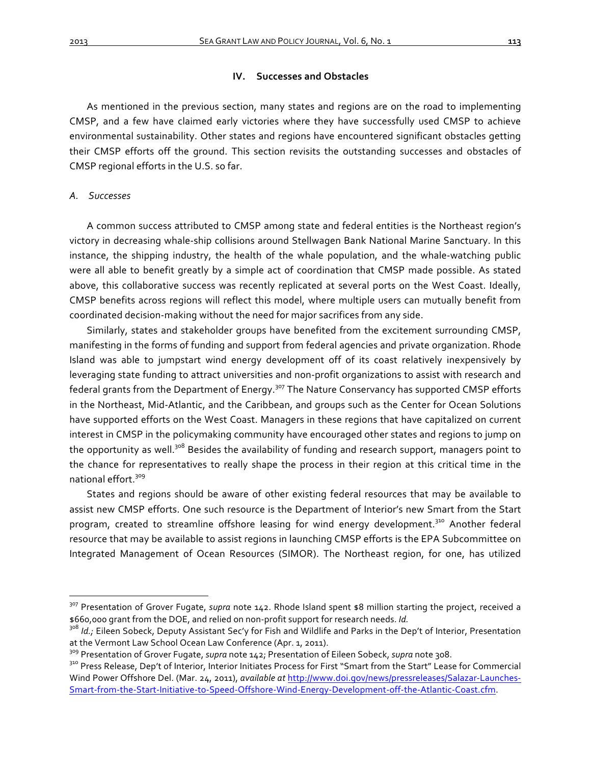## IV. Successes and Obstacles

As mentioned in the previous section, many states and regions are on the road to implementing CMSP, and a few have claimed early victories where they have successfully used CMSP to achieve environmental sustainability. Other states and regions have encountered significant obstacles getting their CMSP efforts off the ground. This section revisits the outstanding successes and obstacles of CMSP regional efforts in the U.S. so far.

### *A. Successes*

A common success attributed to CMSP among state and federal entities is the Northeast region's victory in decreasing whale-ship collisions around Stellwagen Bank National Marine Sanctuary. In this instance, the shipping industry, the health of the whale population, and the whale-watching public were all able to benefit greatly by a simple act of coordination that CMSP made possible. As stated above, this collaborative success was recently replicated at several ports on the West Coast. Ideally, CMSP benefits across regions will reflect this model, where multiple users can mutually benefit from coordinated decision-making without the need for major sacrifices from any side.

Similarly, states and stakeholder groups have benefited from the excitement surrounding CMSP, manifesting in the forms of funding and support from federal agencies and private organization. Rhode Island was able to jumpstart wind energy development off of its coast relatively inexpensively by leveraging state funding to attract universities and non-profit organizations to assist with research and federal grants from the Department of Energy.[307] The Nature Conservancy has supported CMSP efforts in the Northeast, Mid-Atlantic, and the Caribbean, and groups such as the Center for Ocean Solutions have supported efforts on the West Coast. Managers in these regions that have capitalized on current interest in CMSP in the policymaking community have encouraged other states and regions to jump on the opportunity as well.[308] Besides the availability of funding and research support, managers point to the chance for representatives to really shape the process in their region at this critical time in the national effort.[309]

States and regions should be aware of other existing federal resources that may be available to assist new CMSP efforts. One such resource is the Department of Interior's new Smart from the Start program, created to streamline offshore leasing for wind energy development.[310] Another federal resource that may be available to assist regions in launching CMSP efforts is the EPA Subcommittee on Integrated Management of Ocean Resources (SIMOR). The Northeast region, for one, has utilized

---

[307] Presentation of Grover Fugate, *supra* note 142. Rhode Island spent $8 million starting the project, received a $660,000 grant from the DOE, and relied on non-profit support for research needs. *Id.*

[308] *Id.;* Eileen Sobeck, Deputy Assistant Sec'y for Fish and Wildlife and Parks in the Dep't of Interior, Presentation at the Vermont Law School Ocean Law Conference (Apr. 1, 2011).

[309] Presentation of Grover Fugate, *supra* note 142; Presentation of Eileen Sobeck, *supra* note 308.

[310] Press Release, Dep't of Interior, Interior Initiates Process for First "Smart from the Start" Lease for Commercial Wind Power Offshore Del. (Mar. 24, 2011), *available at* http://www.doi.gov/news/pressreleases/Salazar-Launches-Smart-from-the-Start-Initiative-to-Speed-Offshore-Wind-Energy-Development-off-the-Atlantic-Coast.cfm.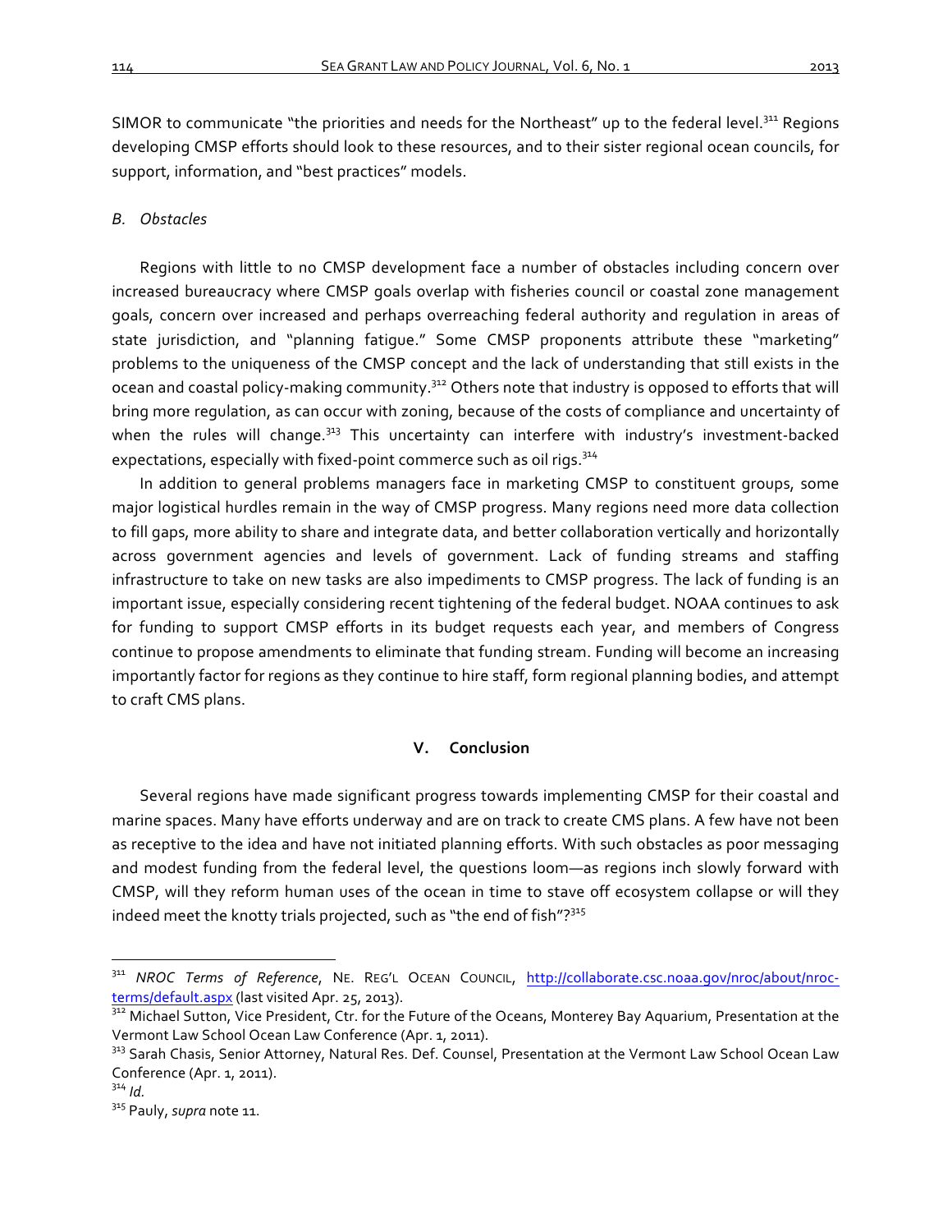SIMOR to communicate "the priorities and needs for the Northeast" up to the federal level.[311] Regions developing CMSP efforts should look to these resources, and to their sister regional ocean councils, for support, information, and "best practices" models.

### *B. Obstacles*

Regions with little to no CMSP development face a number of obstacles including concern over increased bureaucracy where CMSP goals overlap with fisheries council or coastal zone management goals, concern over increased and perhaps overreaching federal authority and regulation in areas of state jurisdiction, and "planning fatigue." Some CMSP proponents attribute these "marketing" problems to the uniqueness of the CMSP concept and the lack of understanding that still exists in the ocean and coastal policy-making community.[312] Others note that industry is opposed to efforts that will bring more regulation, as can occur with zoning, because of the costs of compliance and uncertainty of when the rules will change.[313] This uncertainty can interfere with industry's investment-backed expectations, especially with fixed-point commerce such as oil rigs.[314]

In addition to general problems managers face in marketing CMSP to constituent groups, some major logistical hurdles remain in the way of CMSP progress. Many regions need more data collection to fill gaps, more ability to share and integrate data, and better collaboration vertically and horizontally across government agencies and levels of government. Lack of funding streams and staffing infrastructure to take on new tasks are also impediments to CMSP progress. The lack of funding is an important issue, especially considering recent tightening of the federal budget. NOAA continues to ask for funding to support CMSP efforts in its budget requests each year, and members of Congress continue to propose amendments to eliminate that funding stream. Funding will become an increasing importantly factor for regions as they continue to hire staff, form regional planning bodies, and attempt to craft CMS plans.

## V. Conclusion

Several regions have made significant progress towards implementing CMSP for their coastal and marine spaces. Many have efforts underway and are on track to create CMS plans. A few have not been as receptive to the idea and have not initiated planning efforts. With such obstacles as poor messaging and modest funding from the federal level, the questions loom—as regions inch slowly forward with CMSP, will they reform human uses of the ocean in time to stave off ecosystem collapse or will they indeed meet the knotty trials projected, such as "the end of fish"?[315]

---

[311] *NROC Terms of Reference*, NE. REG'L OCEAN COUNCIL, http://collaborate.csc.noaa.gov/nroc/about/nroc-terms/default.aspx (last visited Apr. 25, 2013).

[312] Michael Sutton, Vice President, Ctr. for the Future of the Oceans, Monterey Bay Aquarium, Presentation at the Vermont Law School Ocean Law Conference (Apr. 1, 2011).

[313] Sarah Chasis, Senior Attorney, Natural Res. Def. Counsel, Presentation at the Vermont Law School Ocean Law Conference (Apr. 1, 2011).

[314] *Id.*

[315] Pauly, *supra* note 11.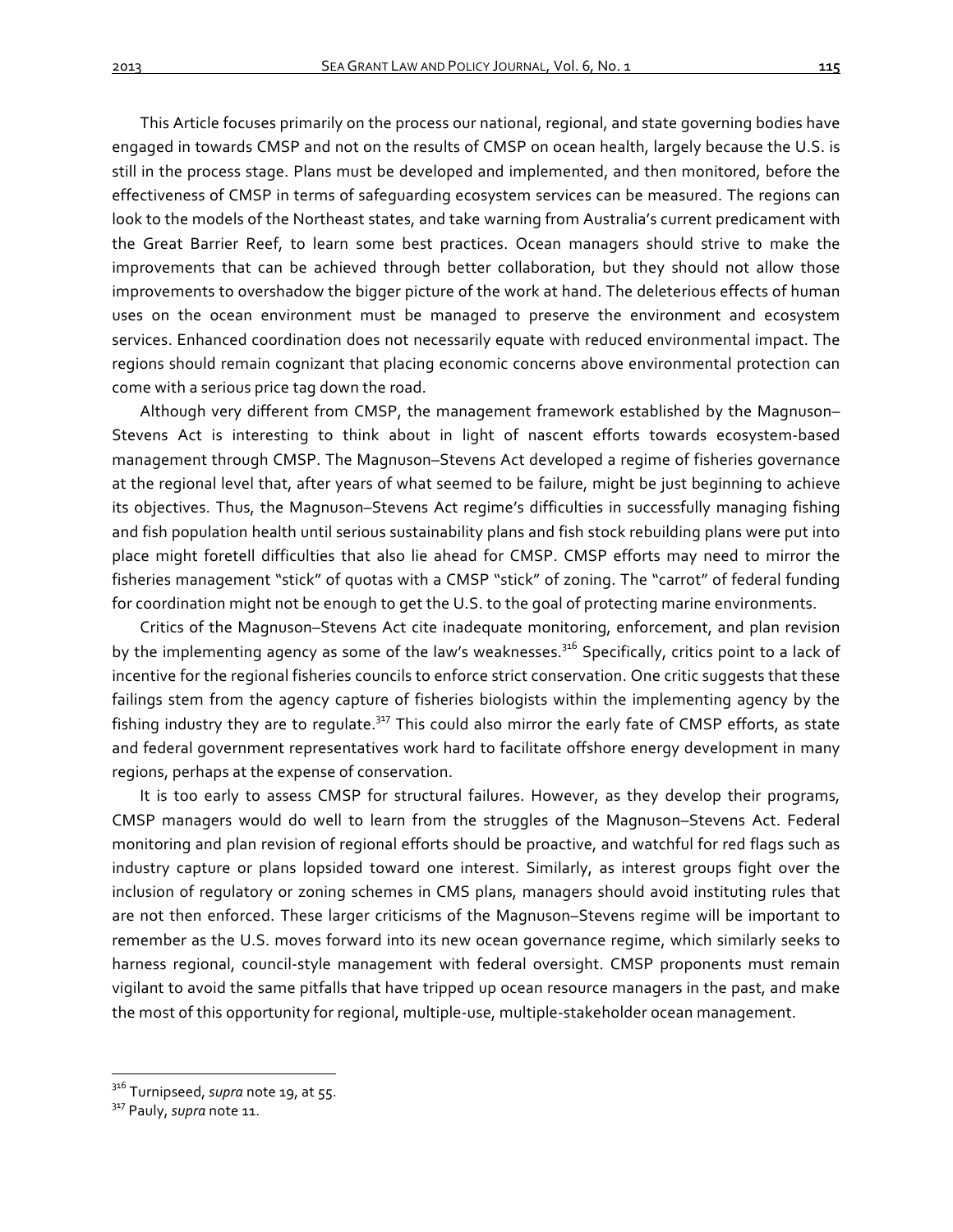This Article focuses primarily on the process our national, regional, and state governing bodies have engaged in towards CMSP and not on the results of CMSP on ocean health, largely because the U.S. is still in the process stage. Plans must be developed and implemented, and then monitored, before the effectiveness of CMSP in terms of safeguarding ecosystem services can be measured. The regions can look to the models of the Northeast states, and take warning from Australia's current predicament with the Great Barrier Reef, to learn some best practices. Ocean managers should strive to make the improvements that can be achieved through better collaboration, but they should not allow those improvements to overshadow the bigger picture of the work at hand. The deleterious effects of human uses on the ocean environment must be managed to preserve the environment and ecosystem services. Enhanced coordination does not necessarily equate with reduced environmental impact. The regions should remain cognizant that placing economic concerns above environmental protection can come with a serious price tag down the road.

Although very different from CMSP, the management framework established by the Magnuson–Stevens Act is interesting to think about in light of nascent efforts towards ecosystem-based management through CMSP. The Magnuson–Stevens Act developed a regime of fisheries governance at the regional level that, after years of what seemed to be failure, might be just beginning to achieve its objectives. Thus, the Magnuson–Stevens Act regime's difficulties in successfully managing fishing and fish population health until serious sustainability plans and fish stock rebuilding plans were put into place might foretell difficulties that also lie ahead for CMSP. CMSP efforts may need to mirror the fisheries management "stick" of quotas with a CMSP "stick" of zoning. The "carrot" of federal funding for coordination might not be enough to get the U.S. to the goal of protecting marine environments.

Critics of the Magnuson–Stevens Act cite inadequate monitoring, enforcement, and plan revision by the implementing agency as some of the law's weaknesses.[316] Specifically, critics point to a lack of incentive for the regional fisheries councils to enforce strict conservation. One critic suggests that these failings stem from the agency capture of fisheries biologists within the implementing agency by the fishing industry they are to regulate.[317] This could also mirror the early fate of CMSP efforts, as state and federal government representatives work hard to facilitate offshore energy development in many regions, perhaps at the expense of conservation.

It is too early to assess CMSP for structural failures. However, as they develop their programs, CMSP managers would do well to learn from the struggles of the Magnuson–Stevens Act. Federal monitoring and plan revision of regional efforts should be proactive, and watchful for red flags such as industry capture or plans lopsided toward one interest. Similarly, as interest groups fight over the inclusion of regulatory or zoning schemes in CMS plans, managers should avoid instituting rules that are not then enforced. These larger criticisms of the Magnuson–Stevens regime will be important to remember as the U.S. moves forward into its new ocean governance regime, which similarly seeks to harness regional, council-style management with federal oversight. CMSP proponents must remain vigilant to avoid the same pitfalls that have tripped up ocean resource managers in the past, and make the most of this opportunity for regional, multiple-use, multiple-stakeholder ocean management.

---

[316] Turnipseed, *supra* note 19, at 55.

[317] Pauly, *supra* note 11.